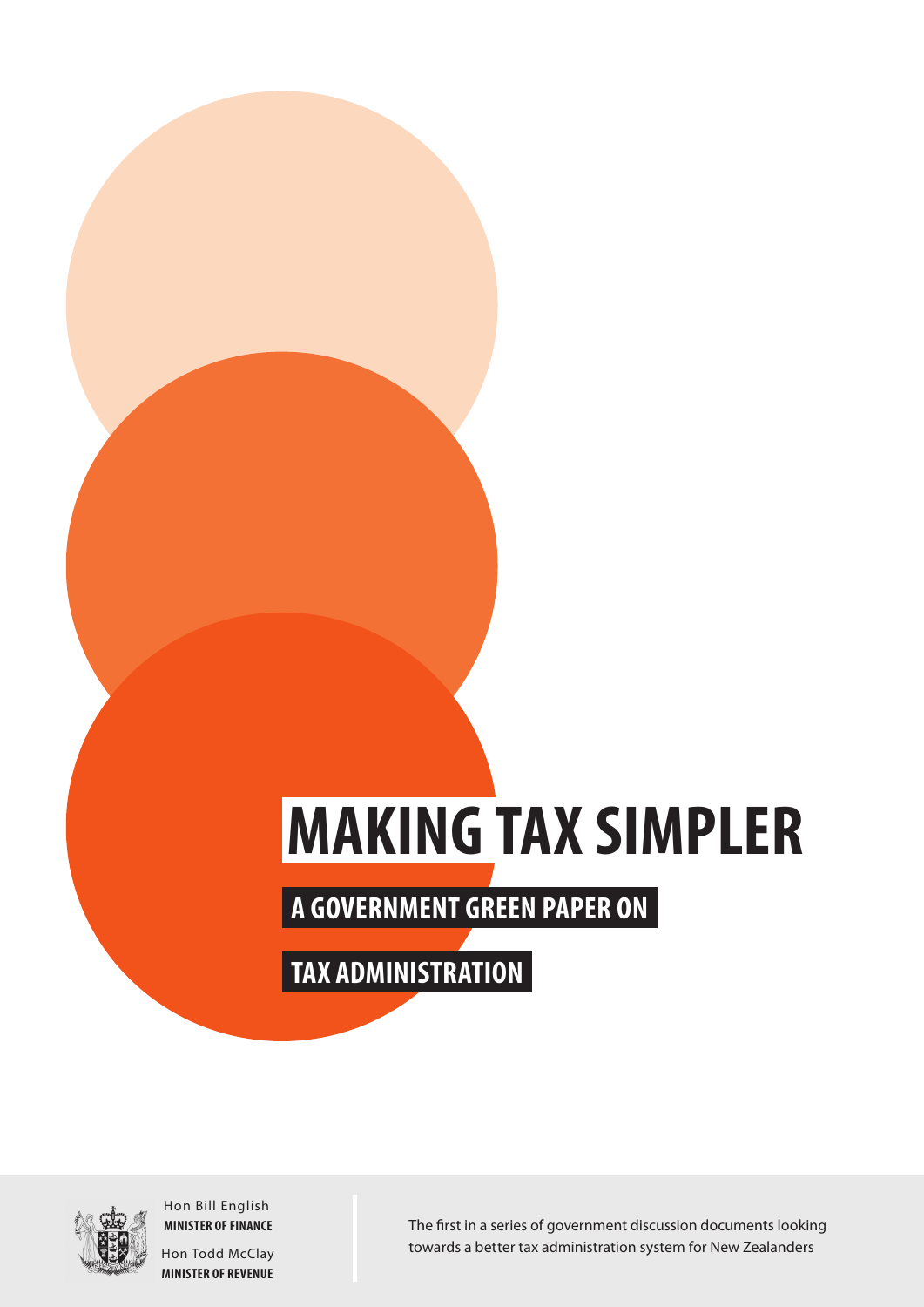# MAKING TAX SIMPLER

## A GOVERNMENT GREEN PAPER ON TAX ADMINISTRATION

Hon Bill English
**MINISTER OF FINANCE**

Hon Todd McClay
**MINISTER OF REVENUE**

The first in a series of government discussion documents looking towards a better tax administration system for New Zealanders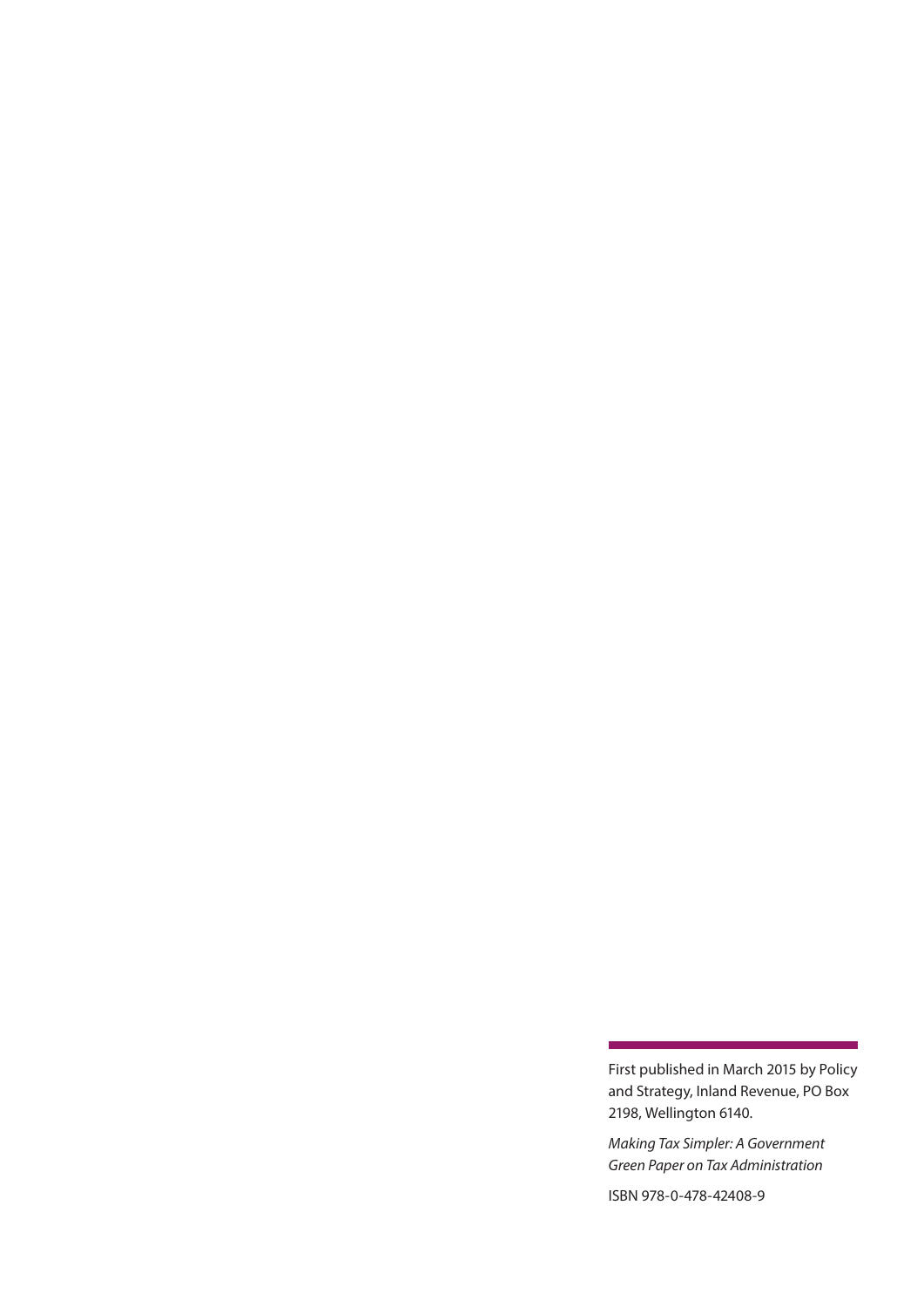First published in March 2015 by Policy and Strategy, Inland Revenue, PO Box 2198, Wellington 6140.

*Making Tax Simpler: A Government Green Paper on Tax Administration*

ISBN 978-0-478-42408-9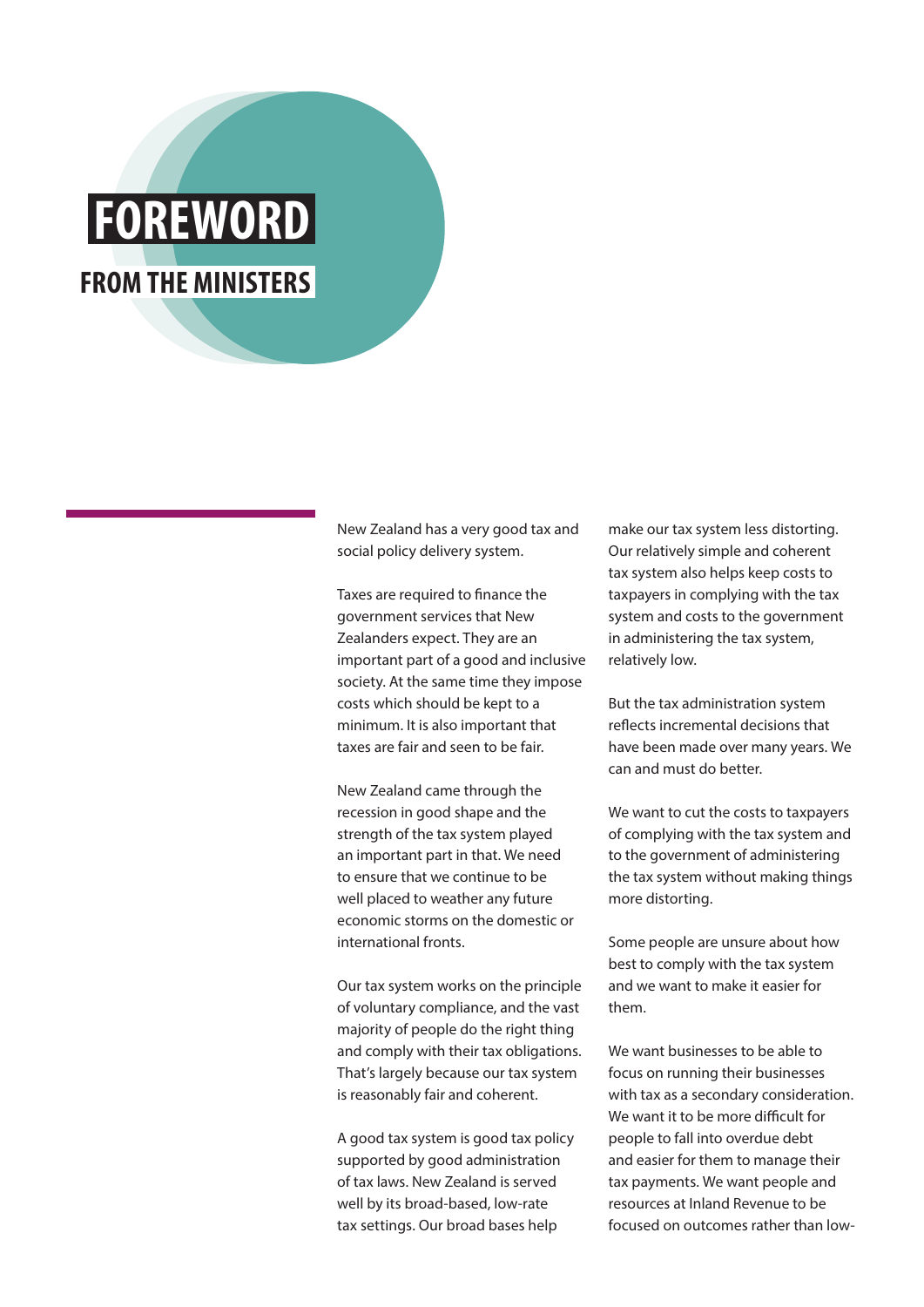# FOREWORD

## FROM THE MINISTERS

New Zealand has a very good tax and social policy delivery system.

Taxes are required to finance the government services that New Zealanders expect. They are an important part of a good and inclusive society. At the same time they impose costs which should be kept to a minimum. It is also important that taxes are fair and seen to be fair.

New Zealand came through the recession in good shape and the strength of the tax system played an important part in that. We need to ensure that we continue to be well placed to weather any future economic storms on the domestic or international fronts.

Our tax system works on the principle of voluntary compliance, and the vast majority of people do the right thing and comply with their tax obligations. That's largely because our tax system is reasonably fair and coherent.

A good tax system is good tax policy supported by good administration of tax laws. New Zealand is served well by its broad-based, low-rate tax settings. Our broad bases help make our tax system less distorting. Our relatively simple and coherent tax system also helps keep costs to taxpayers in complying with the tax system and costs to the government in administering the tax system, relatively low.

But the tax administration system reflects incremental decisions that have been made over many years. We can and must do better.

We want to cut the costs to taxpayers of complying with the tax system and to the government of administering the tax system without making things more distorting.

Some people are unsure about how best to comply with the tax system and we want to make it easier for them.

We want businesses to be able to focus on running their businesses with tax as a secondary consideration. We want it to be more difficult for people to fall into overdue debt and easier for them to manage their tax payments. We want people and resources at Inland Revenue to be focused on outcomes rather than low-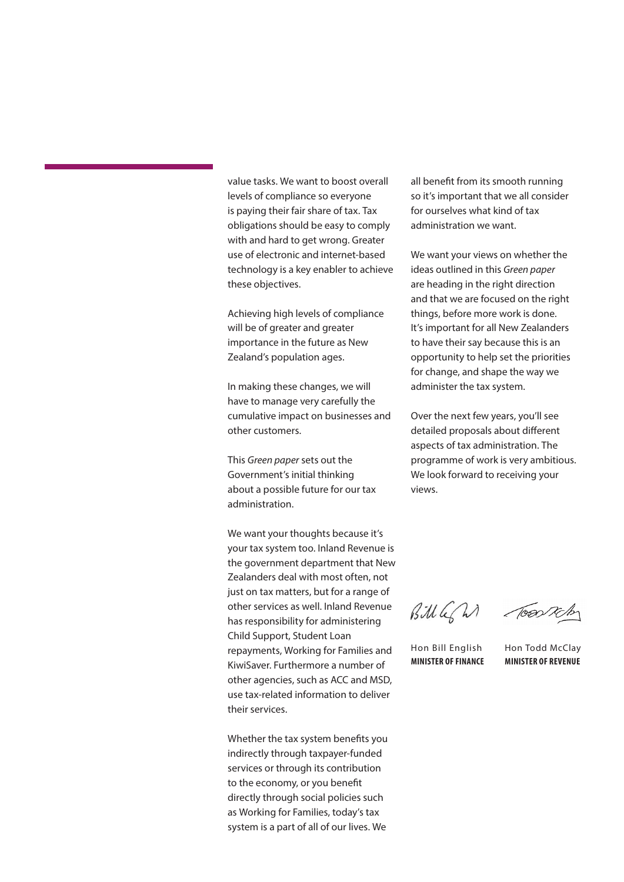value tasks. We want to boost overall levels of compliance so everyone is paying their fair share of tax. Tax obligations should be easy to comply with and hard to get wrong. Greater use of electronic and internet-based technology is a key enabler to achieve these objectives.

Achieving high levels of compliance will be of greater and greater importance in the future as New Zealand's population ages.

In making these changes, we will have to manage very carefully the cumulative impact on businesses and other customers.

This *Green paper* sets out the Government's initial thinking about a possible future for our tax administration.

We want your thoughts because it's your tax system too. Inland Revenue is the government department that New Zealanders deal with most often, not just on tax matters, but for a range of other services as well. Inland Revenue has responsibility for administering Child Support, Student Loan repayments, Working for Families and KiwiSaver. Furthermore a number of other agencies, such as ACC and MSD, use tax-related information to deliver their services.

Whether the tax system benefits you indirectly through taxpayer-funded services or through its contribution to the economy, or you benefit directly through social policies such as Working for Families, today's tax system is a part of all of our lives. We all benefit from its smooth running so it's important that we all consider for ourselves what kind of tax administration we want.

We want your views on whether the ideas outlined in this *Green paper* are heading in the right direction and that we are focused on the right things, before more work is done. It's important for all New Zealanders to have their say because this is an opportunity to help set the priorities for change, and shape the way we administer the tax system.

Over the next few years, you'll see detailed proposals about different aspects of tax administration. The programme of work is very ambitious. We look forward to receiving your views.

Hon Bill English
**MINISTER OF FINANCE**

Hon Todd McClay
**MINISTER OF REVENUE**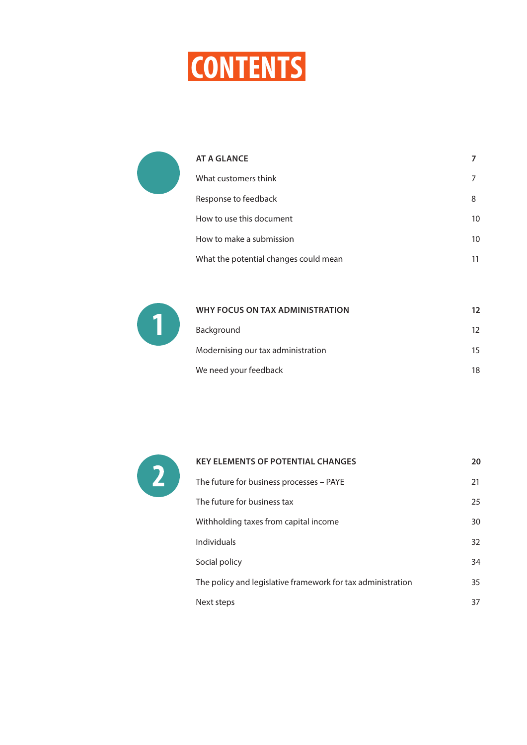# CONTENTS

| | | |
|---|---|---|
| | **AT A GLANCE** | **7** |
| | What customers think | 7 |
| | Response to feedback | 8 |
| | How to use this document | 10 |
| | How to make a submission | 10 |
| | What the potential changes could mean | 11 |
| **1** | **WHY FOCUS ON TAX ADMINISTRATION** | **12** |
| | Background | 12 |
| | Modernising our tax administration | 15 |
| | We need your feedback | 18 |
| **2** | **KEY ELEMENTS OF POTENTIAL CHANGES** | **20** |
| | The future for business processes – PAYE | 21 |
| | The future for business tax | 25 |
| | Withholding taxes from capital income | 30 |
| | Individuals | 32 |
| | Social policy | 34 |
| | The policy and legislative framework for tax administration | 35 |
| | Next steps | 37 |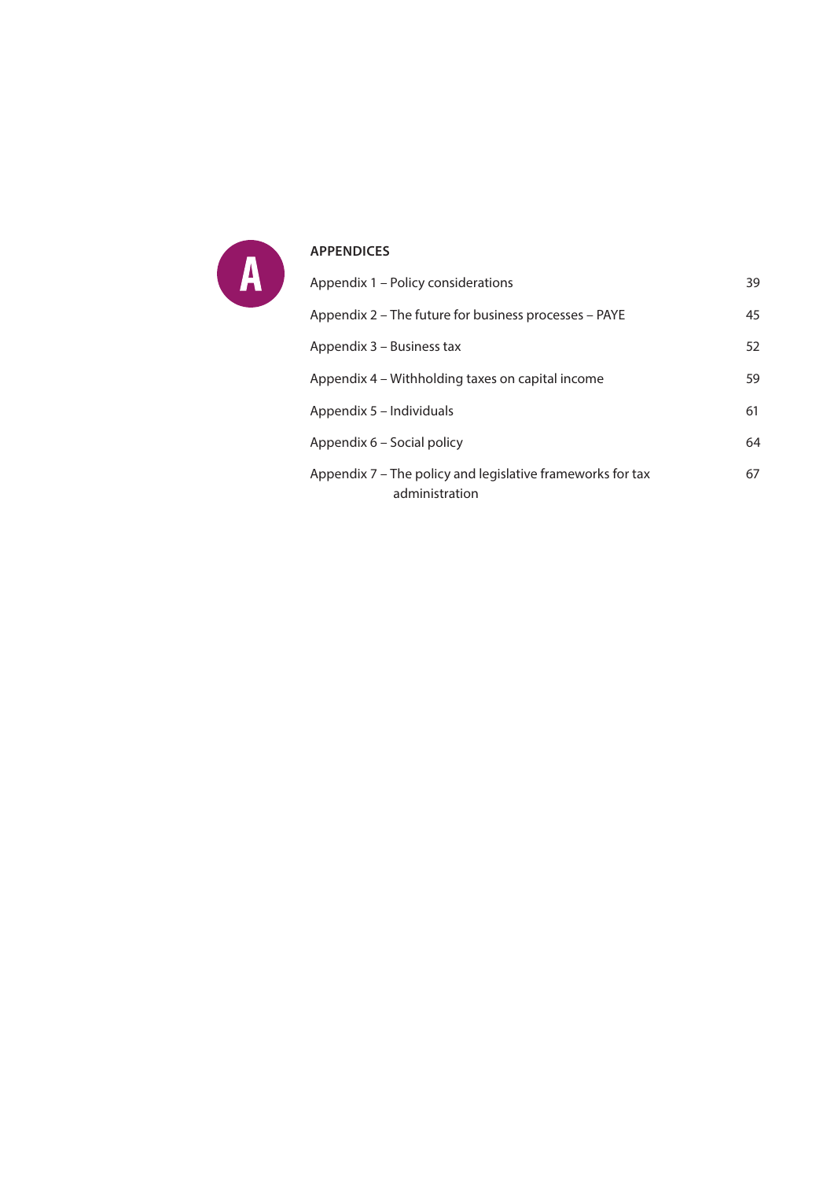## APPENDICES

| | |
|---|---|
| Appendix 1 – Policy considerations | 39 |
| Appendix 2 – The future for business processes – PAYE | 45 |
| Appendix 3 – Business tax | 52 |
| Appendix 4 – Withholding taxes on capital income | 59 |
| Appendix 5 – Individuals | 61 |
| Appendix 6 – Social policy | 64 |
| Appendix 7 – The policy and legislative frameworks for tax administration | 67 |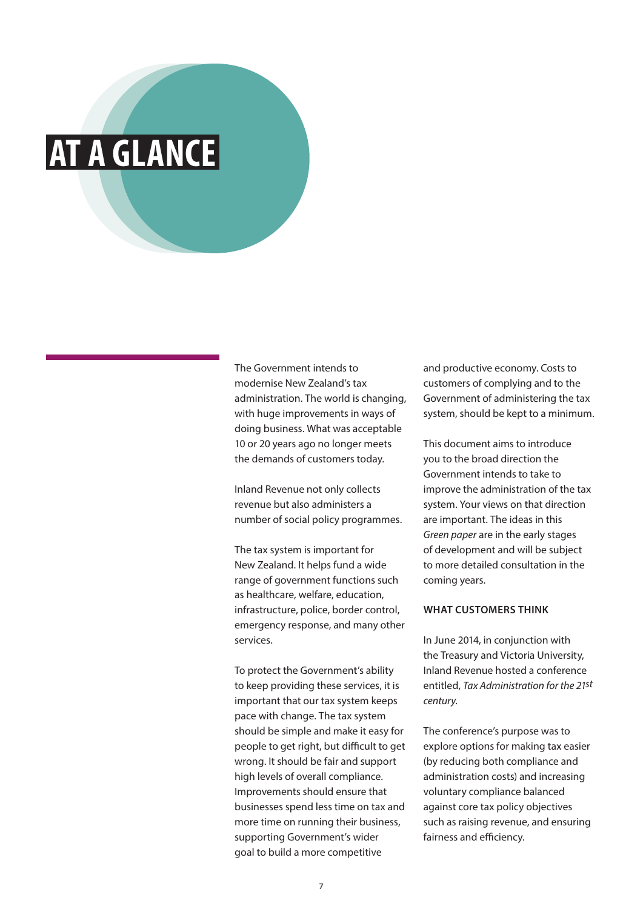# AT A GLANCE

The Government intends to modernise New Zealand's tax administration. The world is changing, with huge improvements in ways of doing business. What was acceptable 10 or 20 years ago no longer meets the demands of customers today.

Inland Revenue not only collects revenue but also administers a number of social policy programmes.

The tax system is important for New Zealand. It helps fund a wide range of government functions such as healthcare, welfare, education, infrastructure, police, border control, emergency response, and many other services.

To protect the Government's ability to keep providing these services, it is important that our tax system keeps pace with change. The tax system should be simple and make it easy for people to get right, but difficult to get wrong. It should be fair and support high levels of overall compliance. Improvements should ensure that businesses spend less time on tax and more time on running their business, supporting Government's wider goal to build a more competitive and productive economy. Costs to customers of complying and to the Government of administering the tax system, should be kept to a minimum.

This document aims to introduce you to the broad direction the Government intends to take to improve the administration of the tax system. Your views on that direction are important. The ideas in this *Green paper* are in the early stages of development and will be subject to more detailed consultation in the coming years.

### WHAT CUSTOMERS THINK

In June 2014, in conjunction with the Treasury and Victoria University, Inland Revenue hosted a conference entitled, *Tax Administration for the 21st century*.

The conference's purpose was to explore options for making tax easier (by reducing both compliance and administration costs) and increasing voluntary compliance balanced against core tax policy objectives such as raising revenue, and ensuring fairness and efficiency.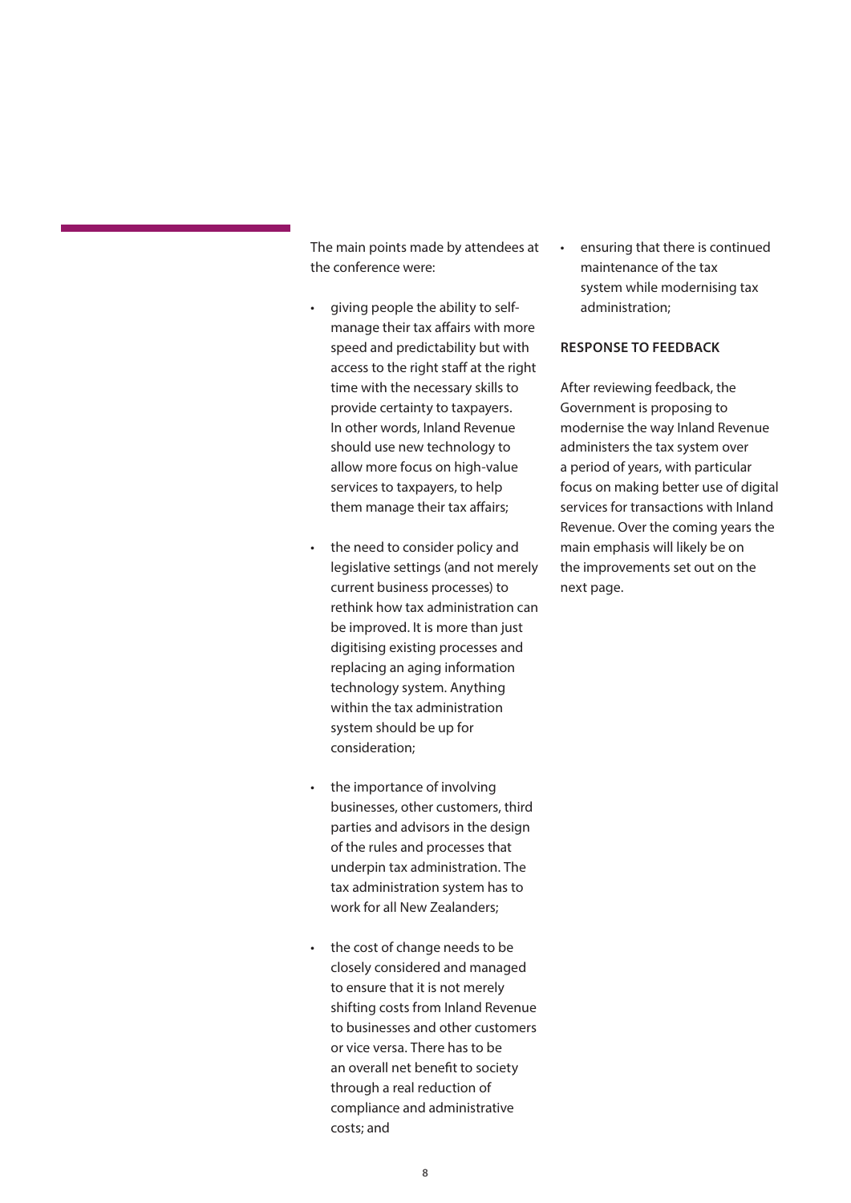The main points made by attendees at the conference were:

- giving people the ability to self-manage their tax affairs with more speed and predictability but with access to the right staff at the right time with the necessary skills to provide certainty to taxpayers. In other words, Inland Revenue should use new technology to allow more focus on high-value services to taxpayers, to help them manage their tax affairs;
- the need to consider policy and legislative settings (and not merely current business processes) to rethink how tax administration can be improved. It is more than just digitising existing processes and replacing an aging information technology system. Anything within the tax administration system should be up for consideration;
- the importance of involving businesses, other customers, third parties and advisors in the design of the rules and processes that underpin tax administration. The tax administration system has to work for all New Zealanders;
- the cost of change needs to be closely considered and managed to ensure that it is not merely shifting costs from Inland Revenue to businesses and other customers or vice versa. There has to be an overall net benefit to society through a real reduction of compliance and administrative costs; and
- ensuring that there is continued maintenance of the tax system while modernising tax administration;

**RESPONSE TO FEEDBACK**

After reviewing feedback, the Government is proposing to modernise the way Inland Revenue administers the tax system over a period of years, with particular focus on making better use of digital services for transactions with Inland Revenue. Over the coming years the main emphasis will likely be on the improvements set out on the next page.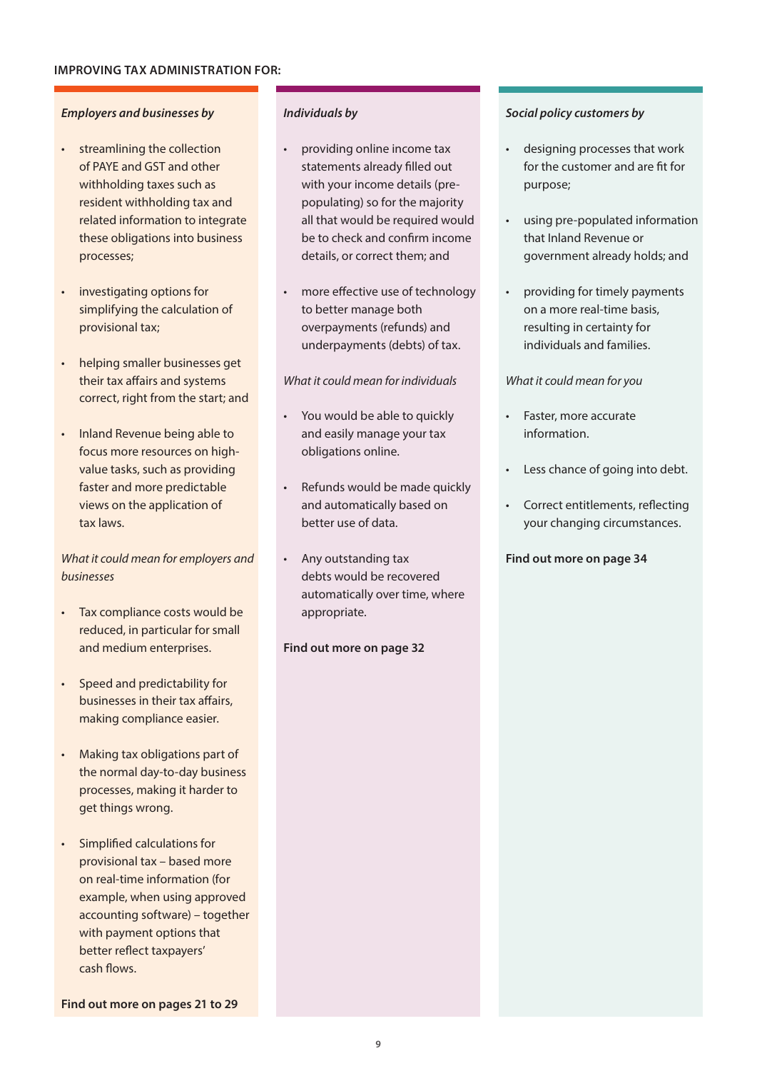**IMPROVING TAX ADMINISTRATION FOR:**

***Employers and businesses by***

- streamlining the collection of PAYE and GST and other withholding taxes such as resident withholding tax and related information to integrate these obligations into business processes;
- investigating options for simplifying the calculation of provisional tax;
- helping smaller businesses get their tax affairs and systems correct, right from the start; and
- Inland Revenue being able to focus more resources on high-value tasks, such as providing faster and more predictable views on the application of tax laws.

*What it could mean for employers and businesses*

- Tax compliance costs would be reduced, in particular for small and medium enterprises.
- Speed and predictability for businesses in their tax affairs, making compliance easier.
- Making tax obligations part of the normal day-to-day business processes, making it harder to get things wrong.
- Simplified calculations for provisional tax – based more on real-time information (for example, when using approved accounting software) – together with payment options that better reflect taxpayers' cash flows.

**Find out more on pages 21 to 29**

***Individuals by***

- providing online income tax statements already filled out with your income details (pre-populating) so for the majority all that would be required would be to check and confirm income details, or correct them; and
- more effective use of technology to better manage both overpayments (refunds) and underpayments (debts) of tax.

*What it could mean for individuals*

- You would be able to quickly and easily manage your tax obligations online.
- Refunds would be made quickly and automatically based on better use of data.
- Any outstanding tax debts would be recovered automatically over time, where appropriate.

**Find out more on page 32**

***Social policy customers by***

- designing processes that work for the customer and are fit for purpose;
- using pre-populated information that Inland Revenue or government already holds; and
- providing for timely payments on a more real-time basis, resulting in certainty for individuals and families.

*What it could mean for you*

- Faster, more accurate information.
- Less chance of going into debt.
- Correct entitlements, reflecting your changing circumstances.

**Find out more on page 34**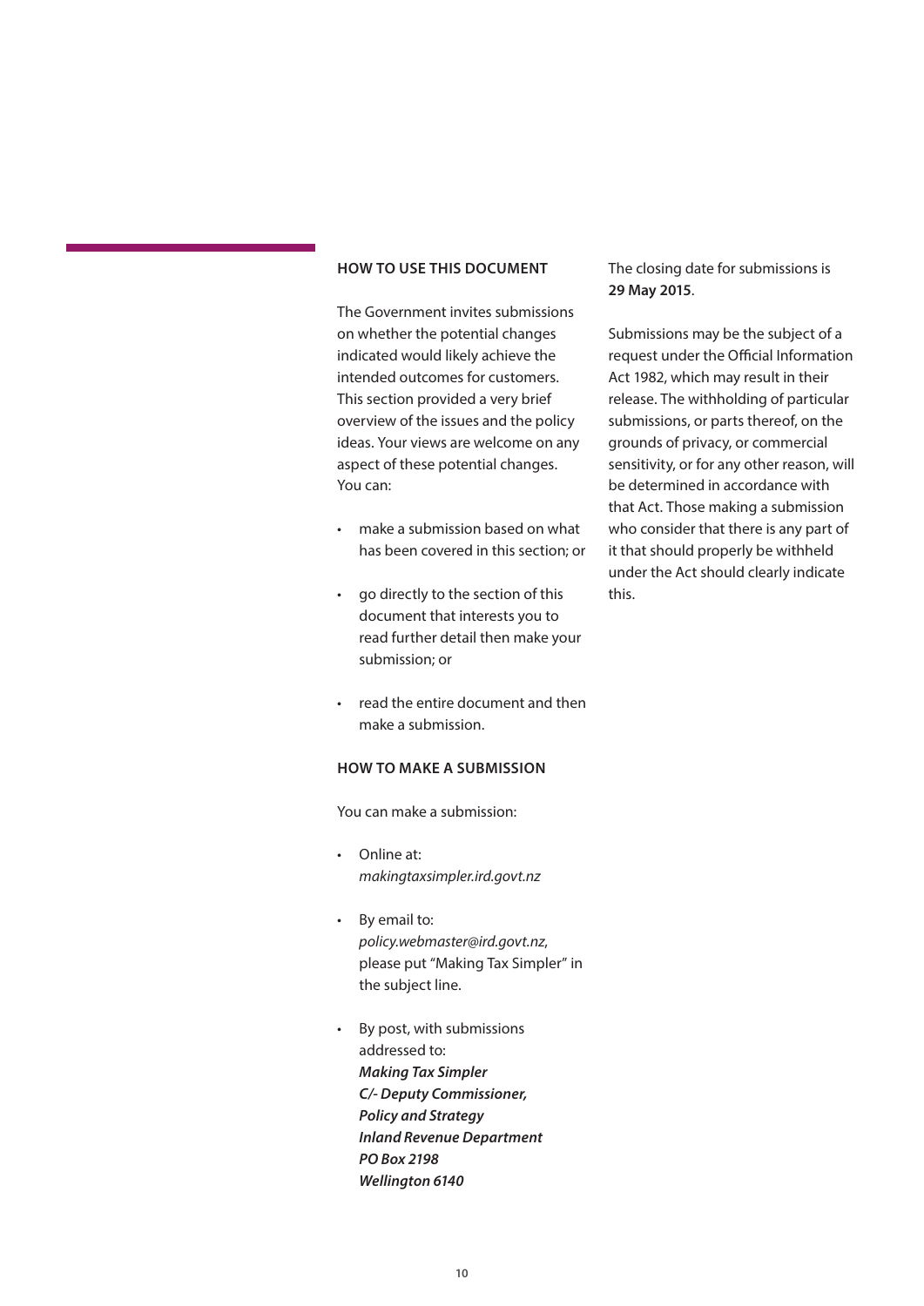## HOW TO USE THIS DOCUMENT

The Government invites submissions on whether the potential changes indicated would likely achieve the intended outcomes for customers. This section provided a very brief overview of the issues and the policy ideas. Your views are welcome on any aspect of these potential changes. You can:

- make a submission based on what has been covered in this section; or
- go directly to the section of this document that interests you to read further detail then make your submission; or
- read the entire document and then make a submission.

## HOW TO MAKE A SUBMISSION

You can make a submission:

- Online at: *makingtaxsimpler.ird.govt.nz*
- By email to: *policy.webmaster@ird.govt.nz*, please put "Making Tax Simpler" in the subject line.
- By post, with submissions addressed to:
  ***Making Tax Simpler***
  ***C/- Deputy Commissioner,***
  ***Policy and Strategy***
  ***Inland Revenue Department***
  ***PO Box 2198***
  ***Wellington 6140***

The closing date for submissions is **29 May 2015**.

Submissions may be the subject of a request under the Official Information Act 1982, which may result in their release. The withholding of particular submissions, or parts thereof, on the grounds of privacy, or commercial sensitivity, or for any other reason, will be determined in accordance with that Act. Those making a submission who consider that there is any part of it that should properly be withheld under the Act should clearly indicate this.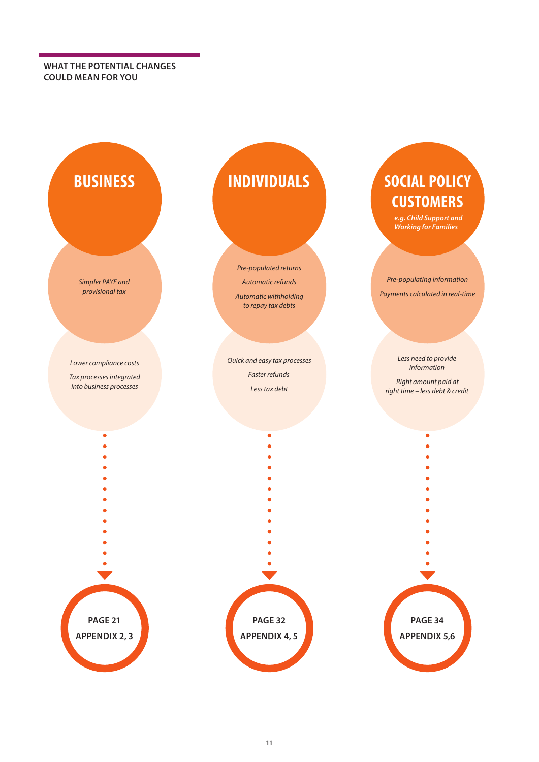## WHAT THE POTENTIAL CHANGES COULD MEAN FOR YOU

### BUSINESS

*Simpler PAYE and provisional tax*

*Lower compliance costs*

*Tax processes integrated into business processes*

**PAGE 21**
**APPENDIX 2, 3**

### INDIVIDUALS

*Pre-populated returns*

*Automatic refunds*

*Automatic withholding to repay tax debts*

*Quick and easy tax processes*

*Faster refunds*

*Less tax debt*

**PAGE 32**
**APPENDIX 4, 5**

### SOCIAL POLICY CUSTOMERS

***e.g. Child Support and Working for Families***

*Pre-populating information*

*Payments calculated in real-time*

*Less need to provide information*

*Right amount paid at right time – less debt & credit*

**PAGE 34**
**APPENDIX 5,6**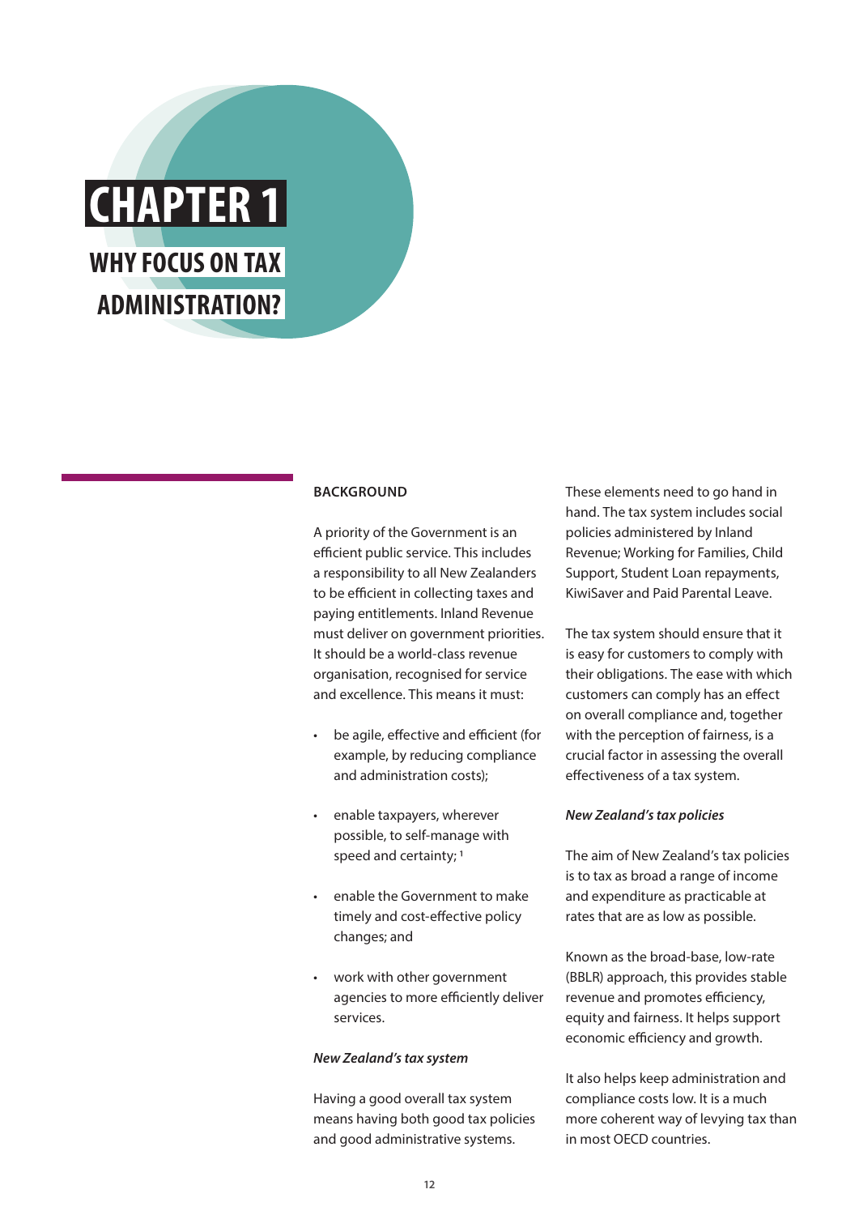# CHAPTER 1

## WHY FOCUS ON TAX ADMINISTRATION?

### BACKGROUND

A priority of the Government is an efficient public service. This includes a responsibility to all New Zealanders to be efficient in collecting taxes and paying entitlements. Inland Revenue must deliver on government priorities. It should be a world-class revenue organisation, recognised for service and excellence. This means it must:

- be agile, effective and efficient (for example, by reducing compliance and administration costs);
- enable taxpayers, wherever possible, to self-manage with speed and certainty; [1]
- enable the Government to make timely and cost-effective policy changes; and
- work with other government agencies to more efficiently deliver services.

#### *New Zealand's tax system*

Having a good overall tax system means having both good tax policies and good administrative systems.

These elements need to go hand in hand. The tax system includes social policies administered by Inland Revenue; Working for Families, Child Support, Student Loan repayments, KiwiSaver and Paid Parental Leave.

The tax system should ensure that it is easy for customers to comply with their obligations. The ease with which customers can comply has an effect on overall compliance and, together with the perception of fairness, is a crucial factor in assessing the overall effectiveness of a tax system.

#### *New Zealand's tax policies*

The aim of New Zealand's tax policies is to tax as broad a range of income and expenditure as practicable at rates that are as low as possible.

Known as the broad-base, low-rate (BBLR) approach, this provides stable revenue and promotes efficiency, equity and fairness. It helps support economic efficiency and growth.

It also helps keep administration and compliance costs low. It is a much more coherent way of levying tax than in most OECD countries.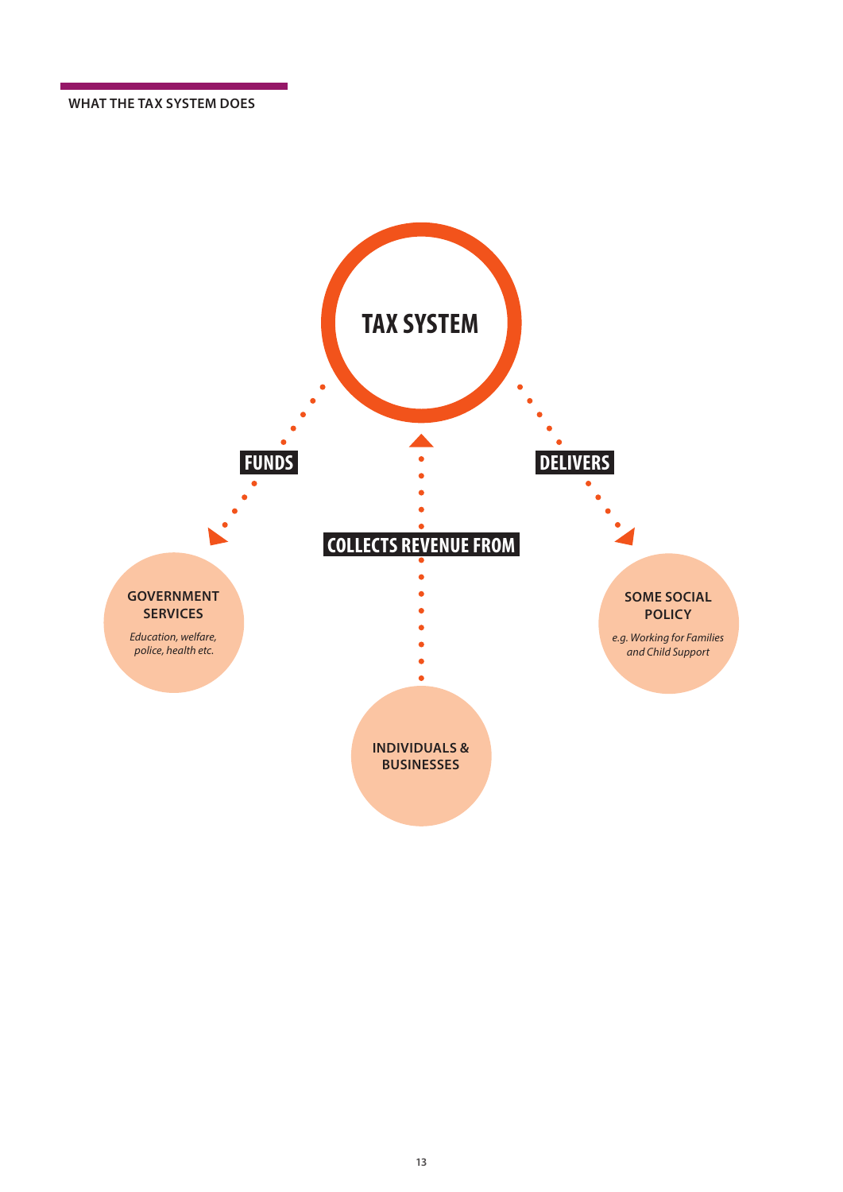## WHAT THE TAX SYSTEM DOES

**TAX SYSTEM**

**FUNDS**

**GOVERNMENT SERVICES**

*Education, welfare, police, health etc.*

**DELIVERS**

**SOME SOCIAL POLICY**

*e.g. Working for Families and Child Support*

**COLLECTS REVENUE FROM**

**INDIVIDUALS & BUSINESSES**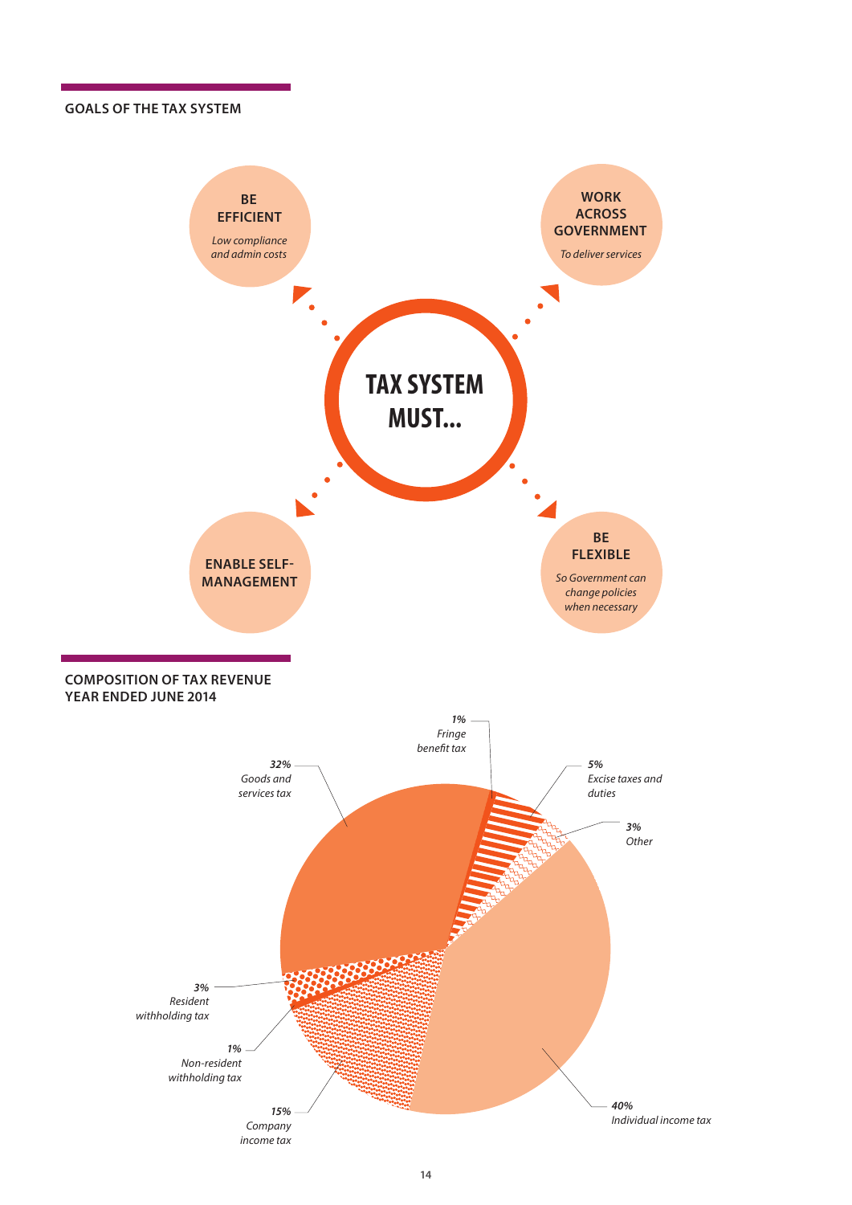## GOALS OF THE TAX SYSTEM

**TAX SYSTEM MUST...**

- **BE EFFICIENT** — *Low compliance and admin costs*
- **WORK ACROSS GOVERNMENT** — *To deliver services*
- **ENABLE SELF-MANAGEMENT**
- **BE FLEXIBLE** — *So Government can change policies when necessary*

## COMPOSITION OF TAX REVENUE YEAR ENDED JUNE 2014

| Share | Tax type |
|---|---|
| 40% | Individual income tax |
| 32% | Goods and services tax |
| 15% | Company income tax |
| 5% | Excise taxes and duties |
| 3% | Other |
| 3% | Resident withholding tax |
| 1% | Fringe benefit tax |
| 1% | Non-resident withholding tax |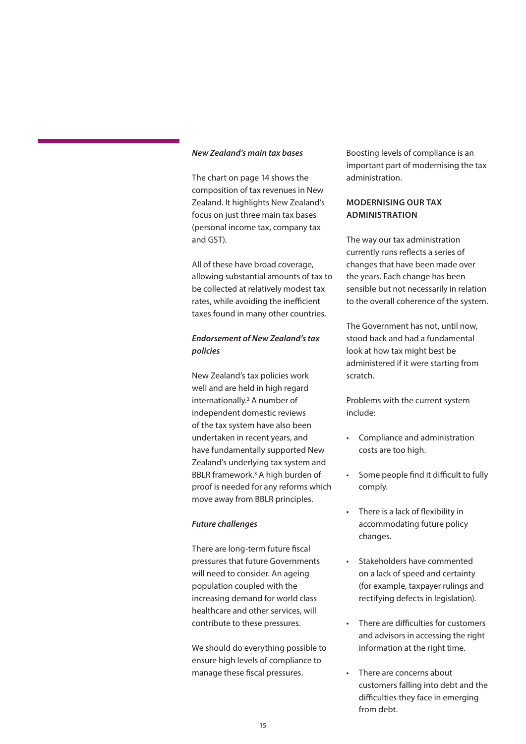***New Zealand's main tax bases***

The chart on page 14 shows the composition of tax revenues in New Zealand. It highlights New Zealand's focus on just three main tax bases (personal income tax, company tax and GST).

All of these have broad coverage, allowing substantial amounts of tax to be collected at relatively modest tax rates, while avoiding the inefficient taxes found in many other countries.

***Endorsement of New Zealand's tax policies***

New Zealand's tax policies work well and are held in high regard internationally.[2] A number of independent domestic reviews of the tax system have also been undertaken in recent years, and have fundamentally supported New Zealand's underlying tax system and BBLR framework.[3] A high burden of proof is needed for any reforms which move away from BBLR principles.

***Future challenges***

There are long-term future fiscal pressures that future Governments will need to consider. An ageing population coupled with the increasing demand for world class healthcare and other services, will contribute to these pressures.

We should do everything possible to ensure high levels of compliance to manage these fiscal pressures.

Boosting levels of compliance is an important part of modernising the tax administration.

## MODERNISING OUR TAX ADMINISTRATION

The way our tax administration currently runs reflects a series of changes that have been made over the years. Each change has been sensible but not necessarily in relation to the overall coherence of the system.

The Government has not, until now, stood back and had a fundamental look at how tax might best be administered if it were starting from scratch.

Problems with the current system include:

- Compliance and administration costs are too high.
- Some people find it difficult to fully comply.
- There is a lack of flexibility in accommodating future policy changes.
- Stakeholders have commented on a lack of speed and certainty (for example, taxpayer rulings and rectifying defects in legislation).
- There are difficulties for customers and advisors in accessing the right information at the right time.
- There are concerns about customers falling into debt and the difficulties they face in emerging from debt.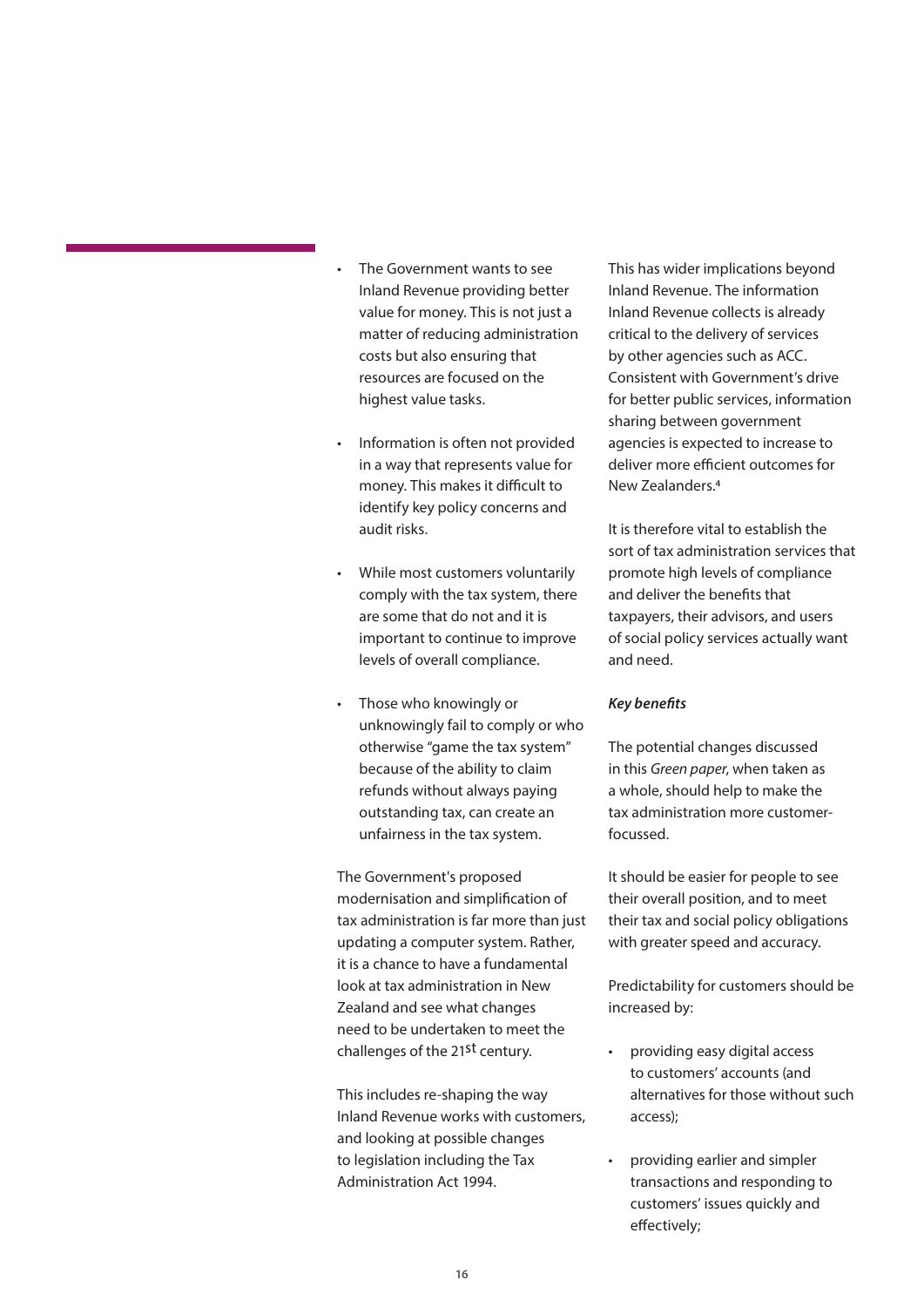- The Government wants to see Inland Revenue providing better value for money. This is not just a matter of reducing administration costs but also ensuring that resources are focused on the highest value tasks.
- Information is often not provided in a way that represents value for money. This makes it difficult to identify key policy concerns and audit risks.
- While most customers voluntarily comply with the tax system, there are some that do not and it is important to continue to improve levels of overall compliance.
- Those who knowingly or unknowingly fail to comply or who otherwise "game the tax system" because of the ability to claim refunds without always paying outstanding tax, can create an unfairness in the tax system.

The Government's proposed modernisation and simplification of tax administration is far more than just updating a computer system. Rather, it is a chance to have a fundamental look at tax administration in New Zealand and see what changes need to be undertaken to meet the challenges of the 21st century.

This includes re-shaping the way Inland Revenue works with customers, and looking at possible changes to legislation including the Tax Administration Act 1994.

This has wider implications beyond Inland Revenue. The information Inland Revenue collects is already critical to the delivery of services by other agencies such as ACC. Consistent with Government's drive for better public services, information sharing between government agencies is expected to increase to deliver more efficient outcomes for New Zealanders.[4]

It is therefore vital to establish the sort of tax administration services that promote high levels of compliance and deliver the benefits that taxpayers, their advisors, and users of social policy services actually want and need.

***Key benefits***

The potential changes discussed in this *Green paper*, when taken as a whole, should help to make the tax administration more customer-focussed.

It should be easier for people to see their overall position, and to meet their tax and social policy obligations with greater speed and accuracy.

Predictability for customers should be increased by:

- providing easy digital access to customers' accounts (and alternatives for those without such access);
- providing earlier and simpler transactions and responding to customers' issues quickly and effectively;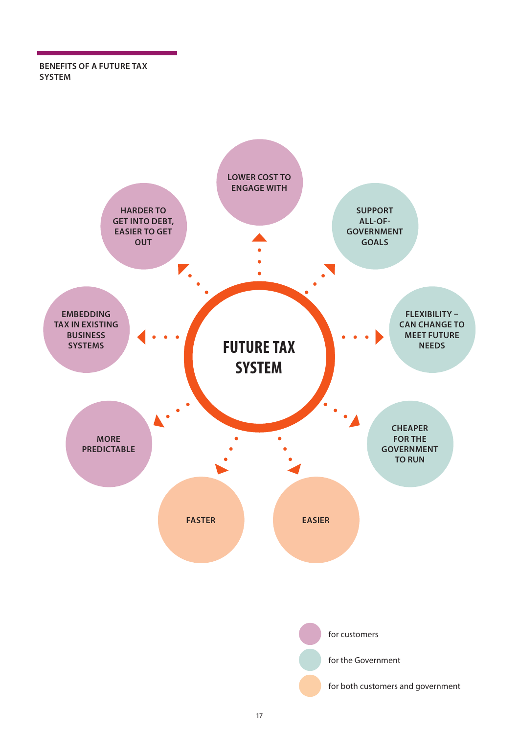## BENEFITS OF A FUTURE TAX SYSTEM

**FUTURE TAX SYSTEM**

- LOWER COST TO ENGAGE WITH
- SUPPORT ALL-OF-GOVERNMENT GOALS
- FLEXIBILITY – CAN CHANGE TO MEET FUTURE NEEDS
- CHEAPER FOR THE GOVERNMENT TO RUN
- EASIER
- FASTER
- MORE PREDICTABLE
- EMBEDDING TAX IN EXISTING BUSINESS SYSTEMS
- HARDER TO GET INTO DEBT, EASIER TO GET OUT

Legend:
- for customers
- for the Government
- for both customers and government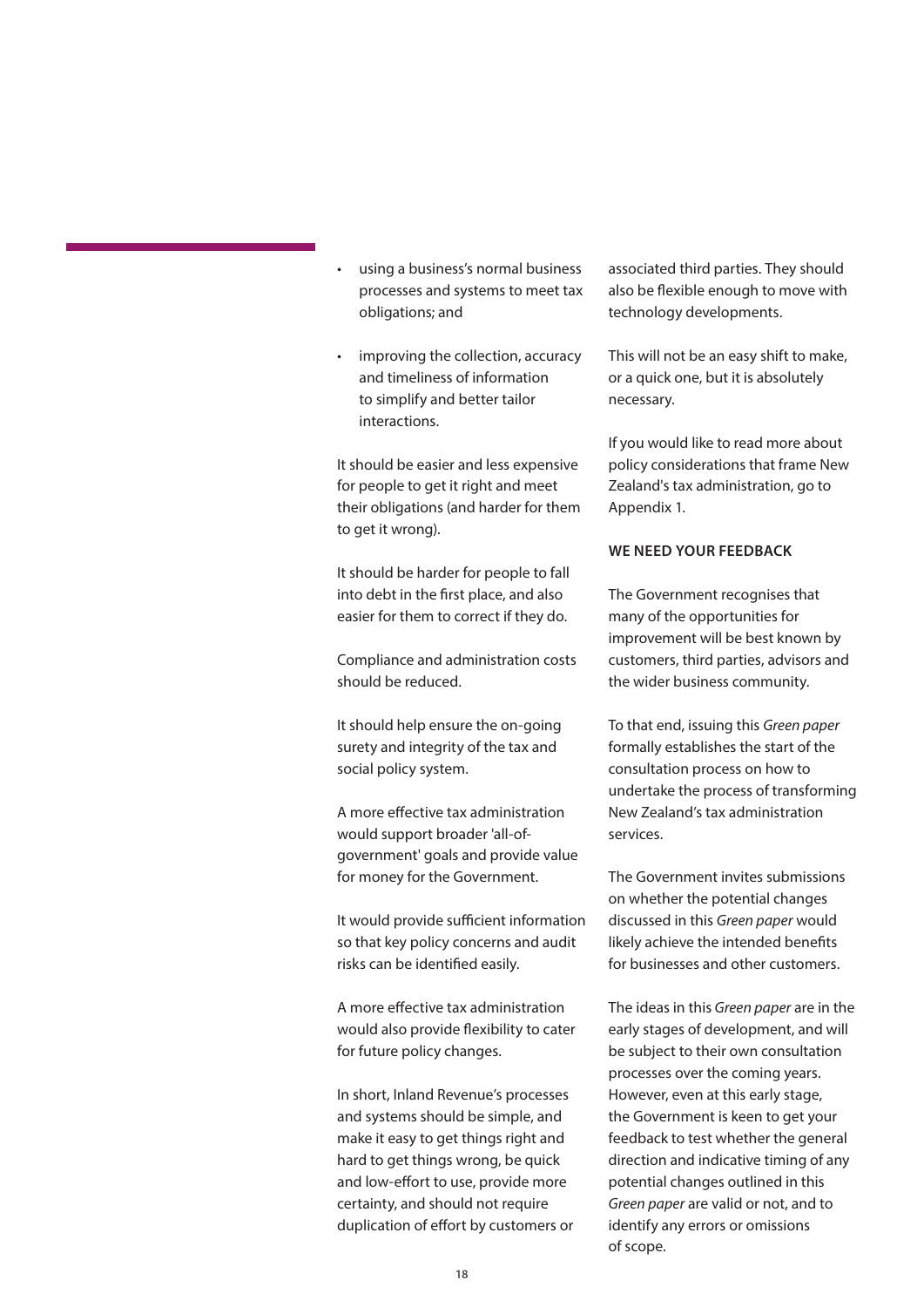- using a business's normal business processes and systems to meet tax obligations; and
- improving the collection, accuracy and timeliness of information to simplify and better tailor interactions.

It should be easier and less expensive for people to get it right and meet their obligations (and harder for them to get it wrong).

It should be harder for people to fall into debt in the first place, and also easier for them to correct if they do.

Compliance and administration costs should be reduced.

It should help ensure the on-going surety and integrity of the tax and social policy system.

A more effective tax administration would support broader 'all-of-government' goals and provide value for money for the Government.

It would provide sufficient information so that key policy concerns and audit risks can be identified easily.

A more effective tax administration would also provide flexibility to cater for future policy changes.

In short, Inland Revenue's processes and systems should be simple, and make it easy to get things right and hard to get things wrong, be quick and low-effort to use, provide more certainty, and should not require duplication of effort by customers or associated third parties. They should also be flexible enough to move with technology developments.

This will not be an easy shift to make, or a quick one, but it is absolutely necessary.

If you would like to read more about policy considerations that frame New Zealand's tax administration, go to Appendix 1.

**WE NEED YOUR FEEDBACK**

The Government recognises that many of the opportunities for improvement will be best known by customers, third parties, advisors and the wider business community.

To that end, issuing this *Green paper* formally establishes the start of the consultation process on how to undertake the process of transforming New Zealand's tax administration services.

The Government invites submissions on whether the potential changes discussed in this *Green paper* would likely achieve the intended benefits for businesses and other customers.

The ideas in this *Green paper* are in the early stages of development, and will be subject to their own consultation processes over the coming years. However, even at this early stage, the Government is keen to get your feedback to test whether the general direction and indicative timing of any potential changes outlined in this *Green paper* are valid or not, and to identify any errors or omissions of scope.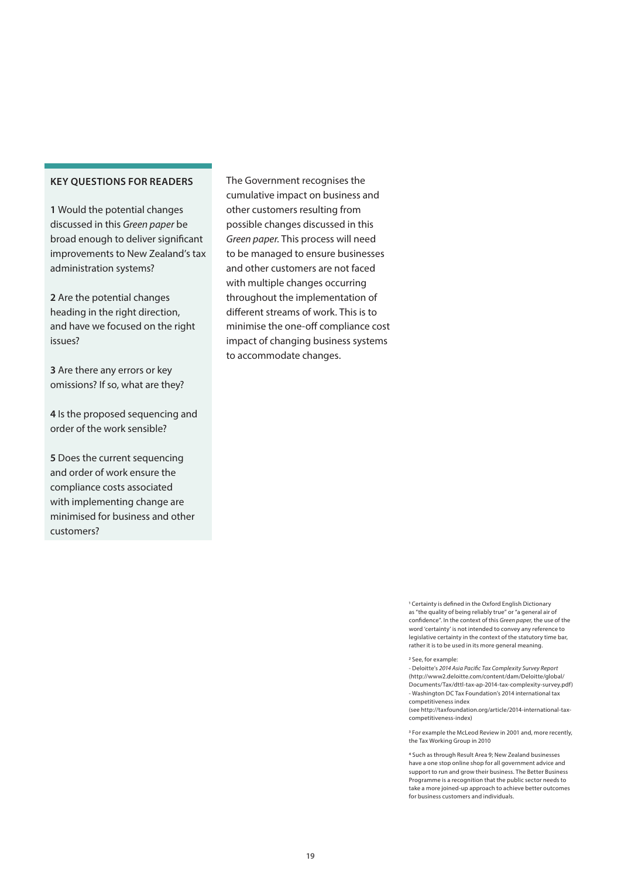### KEY QUESTIONS FOR READERS

**1** Would the potential changes discussed in this *Green paper* be broad enough to deliver significant improvements to New Zealand's tax administration systems?

**2** Are the potential changes heading in the right direction, and have we focused on the right issues?

**3** Are there any errors or key omissions? If so, what are they?

**4** Is the proposed sequencing and order of the work sensible?

**5** Does the current sequencing and order of work ensure the compliance costs associated with implementing change are minimised for business and other customers?

The Government recognises the cumulative impact on business and other customers resulting from possible changes discussed in this *Green paper.* This process will need to be managed to ensure businesses and other customers are not faced with multiple changes occurring throughout the implementation of different streams of work. This is to minimise the one-off compliance cost impact of changing business systems to accommodate changes.

[1] Certainty is defined in the Oxford English Dictionary as "the quality of being reliably true" or "a general air of confidence". In the context of this *Green paper,* the use of the word 'certainty' is not intended to convey any reference to legislative certainty in the context of the statutory time bar, rather it is to be used in its more general meaning.

[2] See, for example:
- Deloitte's *2014 Asia Pacific Tax Complexity Survey Report* (http://www2.deloitte.com/content/dam/Deloitte/global/Documents/Tax/dttl-tax-ap-2014-tax-complexity-survey.pdf)
- Washington DC Tax Foundation's 2014 international tax competitiveness index (see http://taxfoundation.org/article/2014-international-tax-competitiveness-index)

[3] For example the McLeod Review in 2001 and, more recently, the Tax Working Group in 2010

[4] Such as through Result Area 9; New Zealand businesses have a one stop online shop for all government advice and support to run and grow their business. The Better Business Programme is a recognition that the public sector needs to take a more joined-up approach to achieve better outcomes for business customers and individuals.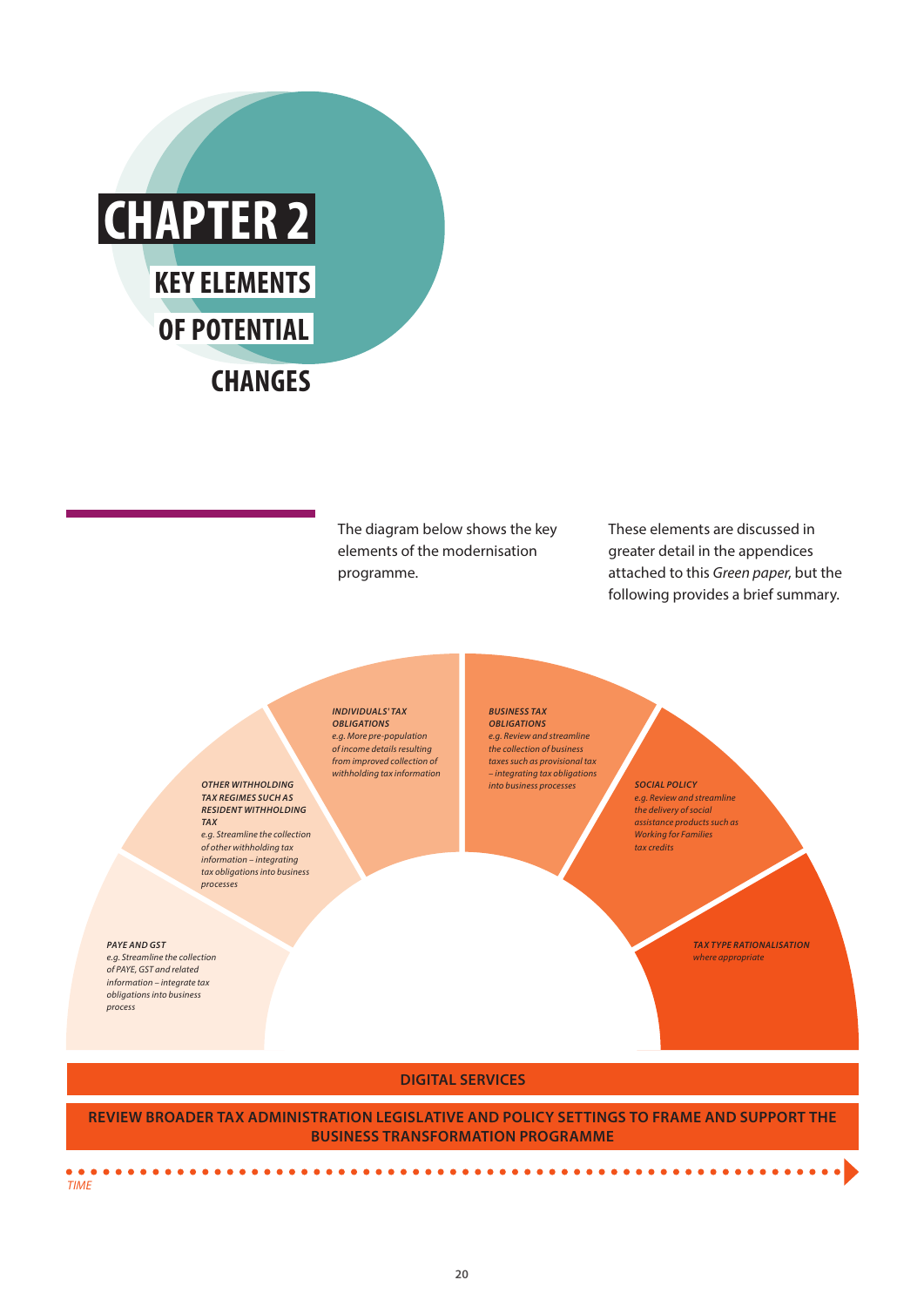# CHAPTER 2

## KEY ELEMENTS OF POTENTIAL CHANGES

The diagram below shows the key elements of the modernisation programme.

These elements are discussed in greater detail in the appendices attached to this *Green paper*, but the following provides a brief summary.

***PAYE AND GST***
*e.g. Streamline the collection of PAYE, GST and related information – integrate tax obligations into business process*

***OTHER WITHHOLDING TAX REGIMES SUCH AS RESIDENT WITHHOLDING TAX***
*e.g. Streamline the collection of other withholding tax information – integrating tax obligations into business processes*

***INDIVIDUALS' TAX OBLIGATIONS***
*e.g. More pre-population of income details resulting from improved collection of withholding tax information*

***BUSINESS TAX OBLIGATIONS***
*e.g. Review and streamline the collection of business taxes such as provisional tax – integrating tax obligations into business processes*

***SOCIAL POLICY***
*e.g. Review and streamline the delivery of social assistance products such as Working for Families tax credits*

***TAX TYPE RATIONALISATION***
*where appropriate*

**DIGITAL SERVICES**

**REVIEW BROADER TAX ADMINISTRATION LEGISLATIVE AND POLICY SETTINGS TO FRAME AND SUPPORT THE BUSINESS TRANSFORMATION PROGRAMME**

*TIME*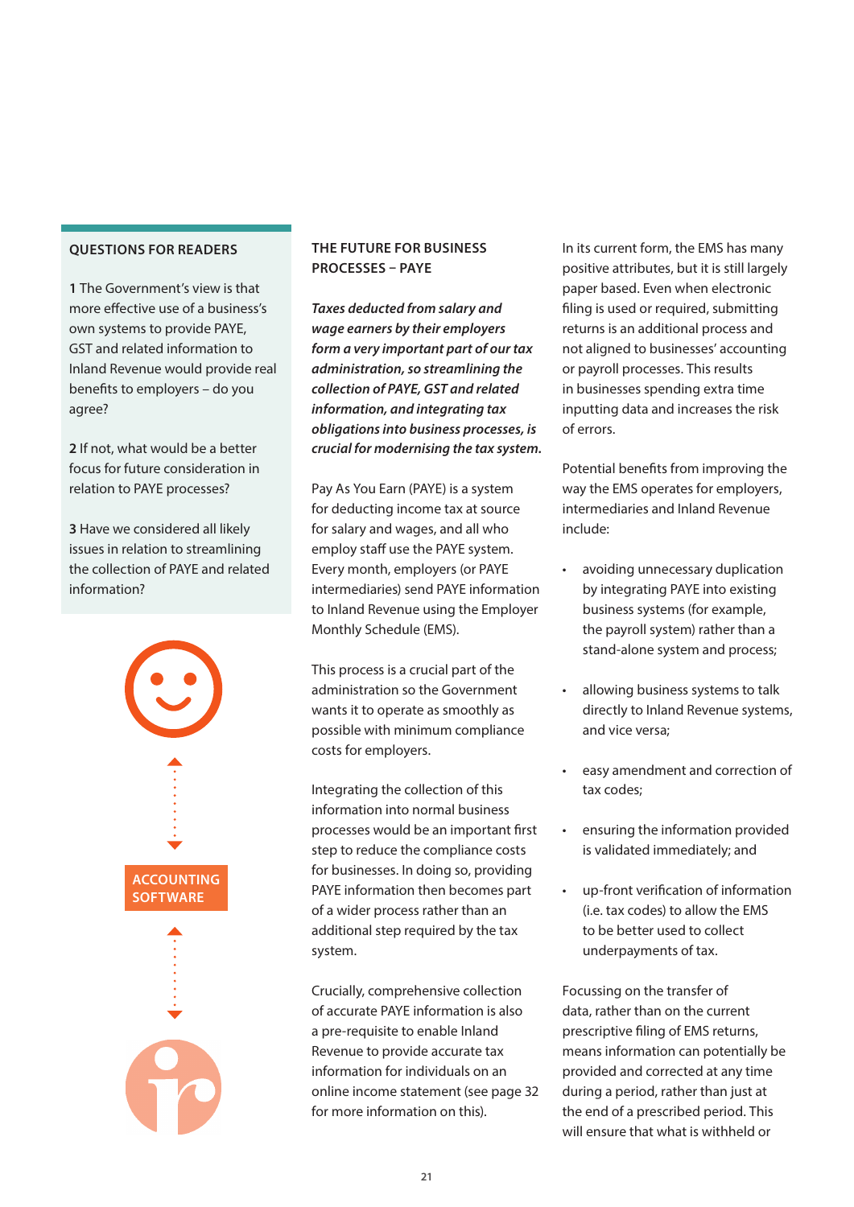## QUESTIONS FOR READERS

**1** The Government's view is that more effective use of a business's own systems to provide PAYE, GST and related information to Inland Revenue would provide real benefits to employers – do you agree?

**2** If not, what would be a better focus for future consideration in relation to PAYE processes?

**3** Have we considered all likely issues in relation to streamlining the collection of PAYE and related information?

ACCOUNTING SOFTWARE

## THE FUTURE FOR BUSINESS PROCESSES – PAYE

***Taxes deducted from salary and wage earners by their employers form a very important part of our tax administration, so streamlining the collection of PAYE, GST and related information, and integrating tax obligations into business processes, is crucial for modernising the tax system.***

Pay As You Earn (PAYE) is a system for deducting income tax at source for salary and wages, and all who employ staff use the PAYE system. Every month, employers (or PAYE intermediaries) send PAYE information to Inland Revenue using the Employer Monthly Schedule (EMS).

This process is a crucial part of the administration so the Government wants it to operate as smoothly as possible with minimum compliance costs for employers.

Integrating the collection of this information into normal business processes would be an important first step to reduce the compliance costs for businesses. In doing so, providing PAYE information then becomes part of a wider process rather than an additional step required by the tax system.

Crucially, comprehensive collection of accurate PAYE information is also a pre-requisite to enable Inland Revenue to provide accurate tax information for individuals on an online income statement (see page 32 for more information on this).

In its current form, the EMS has many positive attributes, but it is still largely paper based. Even when electronic filing is used or required, submitting returns is an additional process and not aligned to businesses' accounting or payroll processes. This results in businesses spending extra time inputting data and increases the risk of errors.

Potential benefits from improving the way the EMS operates for employers, intermediaries and Inland Revenue include:

- avoiding unnecessary duplication by integrating PAYE into existing business systems (for example, the payroll system) rather than a stand-alone system and process;
- allowing business systems to talk directly to Inland Revenue systems, and vice versa;
- easy amendment and correction of tax codes;
- ensuring the information provided is validated immediately; and
- up-front verification of information (i.e. tax codes) to allow the EMS to be better used to collect underpayments of tax.

Focussing on the transfer of data, rather than on the current prescriptive filing of EMS returns, means information can potentially be provided and corrected at any time during a period, rather than just at the end of a prescribed period. This will ensure that what is withheld or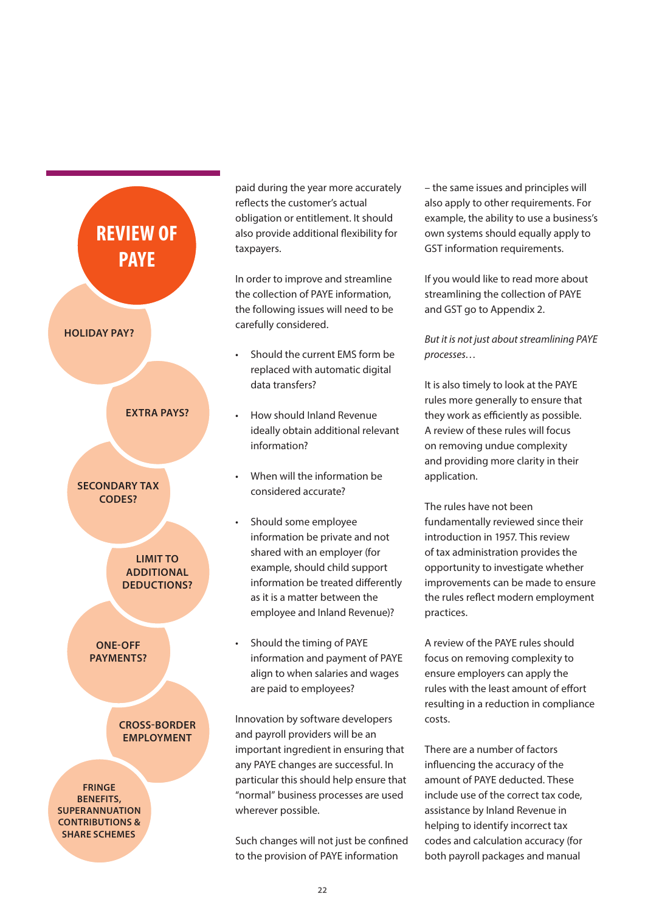# REVIEW OF PAYE

HOLIDAY PAY?

EXTRA PAYS?

SECONDARY TAX CODES?

LIMIT TO ADDITIONAL DEDUCTIONS?

ONE-OFF PAYMENTS?

CROSS-BORDER EMPLOYMENT

FRINGE BENEFITS, SUPERANNUATION CONTRIBUTIONS & SHARE SCHEMES

paid during the year more accurately reflects the customer's actual obligation or entitlement. It should also provide additional flexibility for taxpayers.

In order to improve and streamline the collection of PAYE information, the following issues will need to be carefully considered.

- Should the current EMS form be replaced with automatic digital data transfers?
- How should Inland Revenue ideally obtain additional relevant information?
- When will the information be considered accurate?
- Should some employee information be private and not shared with an employer (for example, should child support information be treated differently as it is a matter between the employee and Inland Revenue)?
- Should the timing of PAYE information and payment of PAYE align to when salaries and wages are paid to employees?

Innovation by software developers and payroll providers will be an important ingredient in ensuring that any PAYE changes are successful. In particular this should help ensure that "normal" business processes are used wherever possible.

Such changes will not just be confined to the provision of PAYE information – the same issues and principles will also apply to other requirements. For example, the ability to use a business's own systems should equally apply to GST information requirements.

If you would like to read more about streamlining the collection of PAYE and GST go to Appendix 2.

*But it is not just about streamlining PAYE processes…*

It is also timely to look at the PAYE rules more generally to ensure that they work as efficiently as possible. A review of these rules will focus on removing undue complexity and providing more clarity in their application.

The rules have not been fundamentally reviewed since their introduction in 1957. This review of tax administration provides the opportunity to investigate whether improvements can be made to ensure the rules reflect modern employment practices.

A review of the PAYE rules should focus on removing complexity to ensure employers can apply the rules with the least amount of effort resulting in a reduction in compliance costs.

There are a number of factors influencing the accuracy of the amount of PAYE deducted. These include use of the correct tax code, assistance by Inland Revenue in helping to identify incorrect tax codes and calculation accuracy (for both payroll packages and manual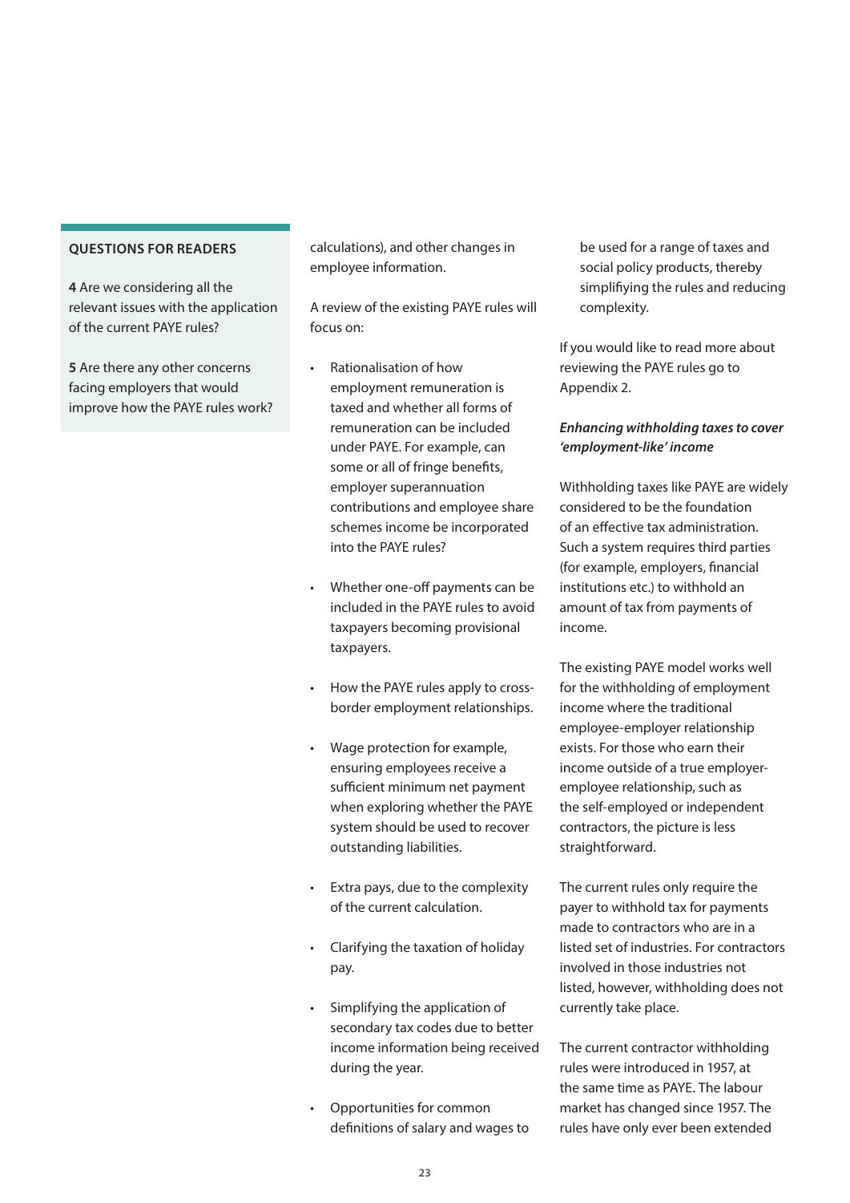**QUESTIONS FOR READERS**

**4** Are we considering all the relevant issues with the application of the current PAYE rules?

**5** Are there any other concerns facing employers that would improve how the PAYE rules work?

calculations), and other changes in employee information.

A review of the existing PAYE rules will focus on:

- Rationalisation of how employment remuneration is taxed and whether all forms of remuneration can be included under PAYE. For example, can some or all of fringe benefits, employer superannuation contributions and employee share schemes income be incorporated into the PAYE rules?
- Whether one-off payments can be included in the PAYE rules to avoid taxpayers becoming provisional taxpayers.
- How the PAYE rules apply to cross-border employment relationships.
- Wage protection for example, ensuring employees receive a sufficient minimum net payment when exploring whether the PAYE system should be used to recover outstanding liabilities.
- Extra pays, due to the complexity of the current calculation.
- Clarifying the taxation of holiday pay.
- Simplifying the application of secondary tax codes due to better income information being received during the year.
- Opportunities for common definitions of salary and wages to be used for a range of taxes and social policy products, thereby simplifiying the rules and reducing complexity.

If you would like to read more about reviewing the PAYE rules go to Appendix 2.

***Enhancing withholding taxes to cover 'employment-like' income***

Withholding taxes like PAYE are widely considered to be the foundation of an effective tax administration. Such a system requires third parties (for example, employers, financial institutions etc.) to withhold an amount of tax from payments of income.

The existing PAYE model works well for the withholding of employment income where the traditional employee-employer relationship exists. For those who earn their income outside of a true employer-employee relationship, such as the self-employed or independent contractors, the picture is less straightforward.

The current rules only require the payer to withhold tax for payments made to contractors who are in a listed set of industries. For contractors involved in those industries not listed, however, withholding does not currently take place.

The current contractor withholding rules were introduced in 1957, at the same time as PAYE. The labour market has changed since 1957. The rules have only ever been extended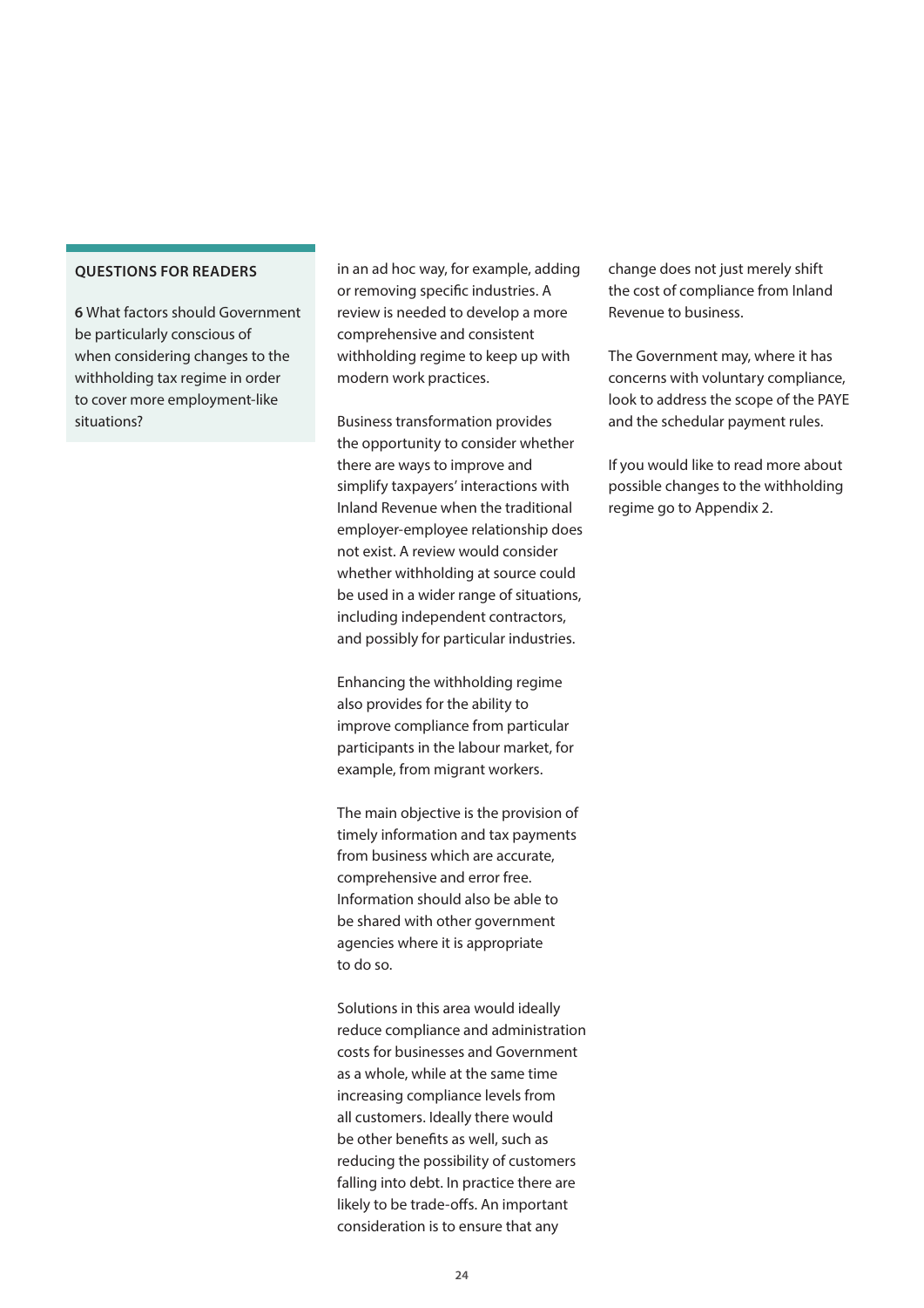**QUESTIONS FOR READERS**

**6** What factors should Government be particularly conscious of when considering changes to the withholding tax regime in order to cover more employment-like situations?

in an ad hoc way, for example, adding or removing specific industries. A review is needed to develop a more comprehensive and consistent withholding regime to keep up with modern work practices.

Business transformation provides the opportunity to consider whether there are ways to improve and simplify taxpayers' interactions with Inland Revenue when the traditional employer-employee relationship does not exist. A review would consider whether withholding at source could be used in a wider range of situations, including independent contractors, and possibly for particular industries.

Enhancing the withholding regime also provides for the ability to improve compliance from particular participants in the labour market, for example, from migrant workers.

The main objective is the provision of timely information and tax payments from business which are accurate, comprehensive and error free. Information should also be able to be shared with other government agencies where it is appropriate to do so.

Solutions in this area would ideally reduce compliance and administration costs for businesses and Government as a whole, while at the same time increasing compliance levels from all customers. Ideally there would be other benefits as well, such as reducing the possibility of customers falling into debt. In practice there are likely to be trade-offs. An important consideration is to ensure that any change does not just merely shift the cost of compliance from Inland Revenue to business.

The Government may, where it has concerns with voluntary compliance, look to address the scope of the PAYE and the schedular payment rules.

If you would like to read more about possible changes to the withholding regime go to Appendix 2.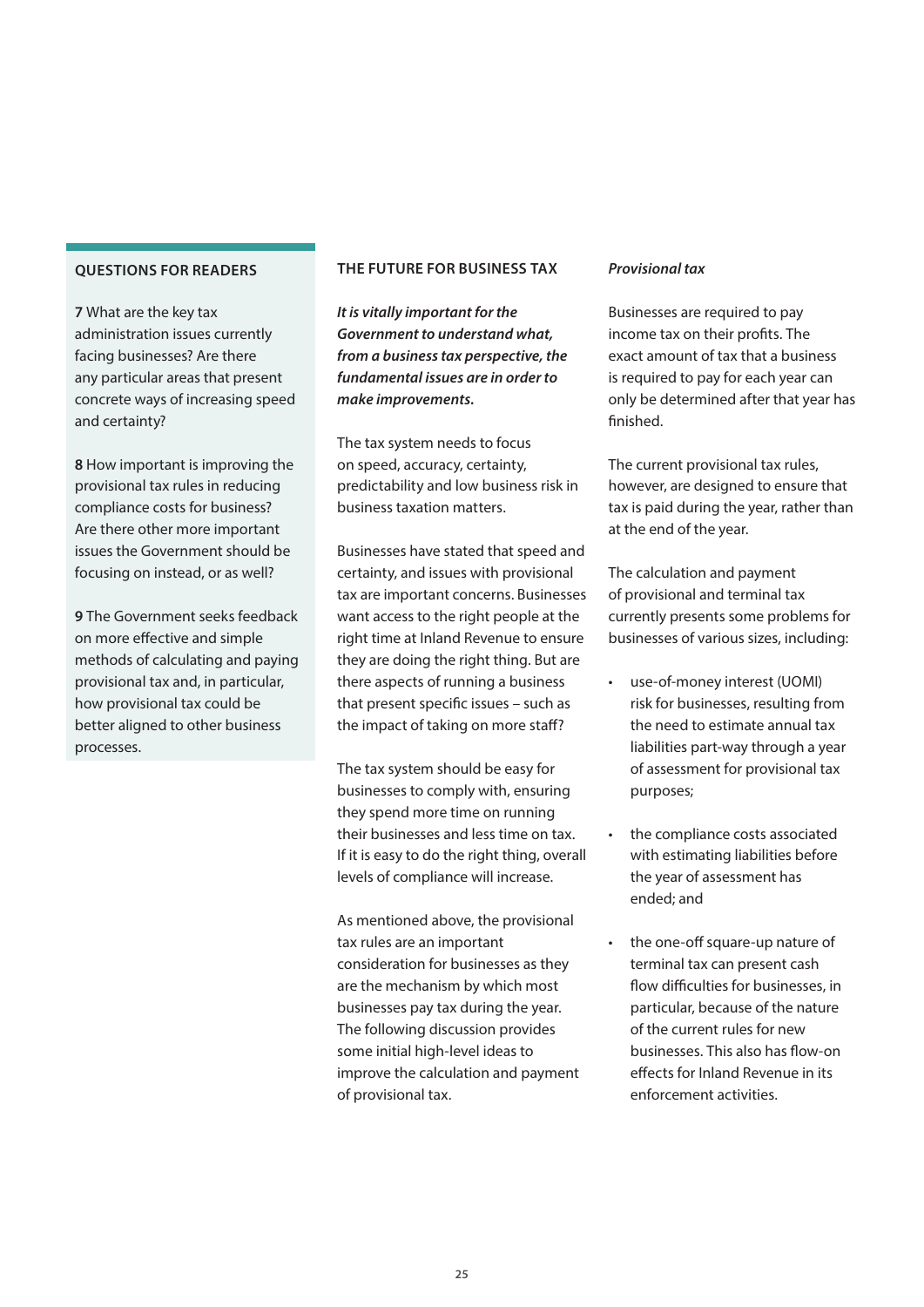## QUESTIONS FOR READERS

**7** What are the key tax administration issues currently facing businesses? Are there any particular areas that present concrete ways of increasing speed and certainty?

**8** How important is improving the provisional tax rules in reducing compliance costs for business? Are there other more important issues the Government should be focusing on instead, or as well?

**9** The Government seeks feedback on more effective and simple methods of calculating and paying provisional tax and, in particular, how provisional tax could be better aligned to other business processes.

## THE FUTURE FOR BUSINESS TAX

***It is vitally important for the Government to understand what, from a business tax perspective, the fundamental issues are in order to make improvements.***

The tax system needs to focus on speed, accuracy, certainty, predictability and low business risk in business taxation matters.

Businesses have stated that speed and certainty, and issues with provisional tax are important concerns. Businesses want access to the right people at the right time at Inland Revenue to ensure they are doing the right thing. But are there aspects of running a business that present specific issues – such as the impact of taking on more staff?

The tax system should be easy for businesses to comply with, ensuring they spend more time on running their businesses and less time on tax. If it is easy to do the right thing, overall levels of compliance will increase.

As mentioned above, the provisional tax rules are an important consideration for businesses as they are the mechanism by which most businesses pay tax during the year. The following discussion provides some initial high-level ideas to improve the calculation and payment of provisional tax.

### *Provisional tax*

Businesses are required to pay income tax on their profits. The exact amount of tax that a business is required to pay for each year can only be determined after that year has finished.

The current provisional tax rules, however, are designed to ensure that tax is paid during the year, rather than at the end of the year.

The calculation and payment of provisional and terminal tax currently presents some problems for businesses of various sizes, including:

- use-of-money interest (UOMI) risk for businesses, resulting from the need to estimate annual tax liabilities part-way through a year of assessment for provisional tax purposes;
- the compliance costs associated with estimating liabilities before the year of assessment has ended; and
- the one-off square-up nature of terminal tax can present cash flow difficulties for businesses, in particular, because of the nature of the current rules for new businesses. This also has flow-on effects for Inland Revenue in its enforcement activities.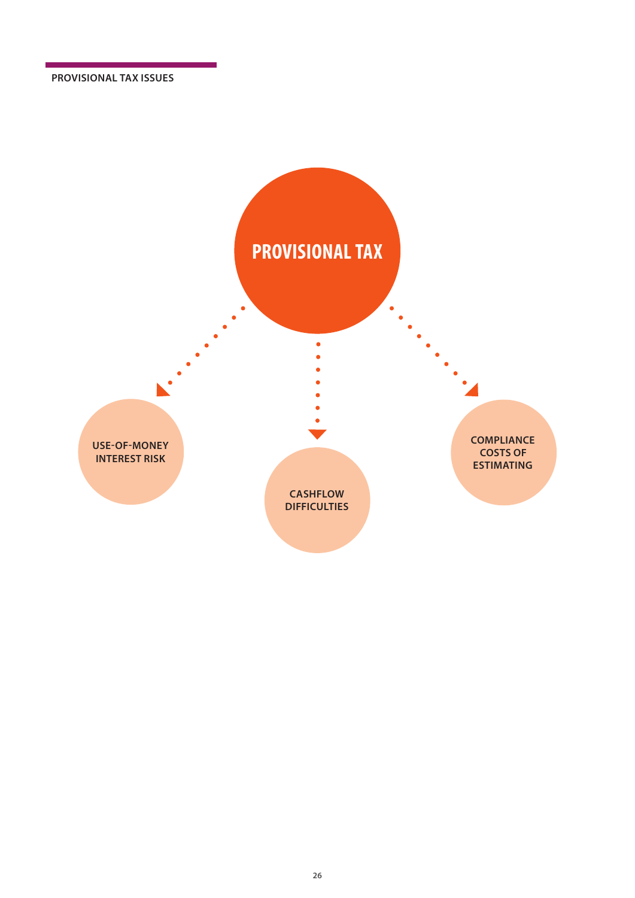PROVISIONAL TAX ISSUES

**PROVISIONAL TAX**

- USE-OF-MONEY INTEREST RISK
- CASHFLOW DIFFICULTIES
- COMPLIANCE COSTS OF ESTIMATING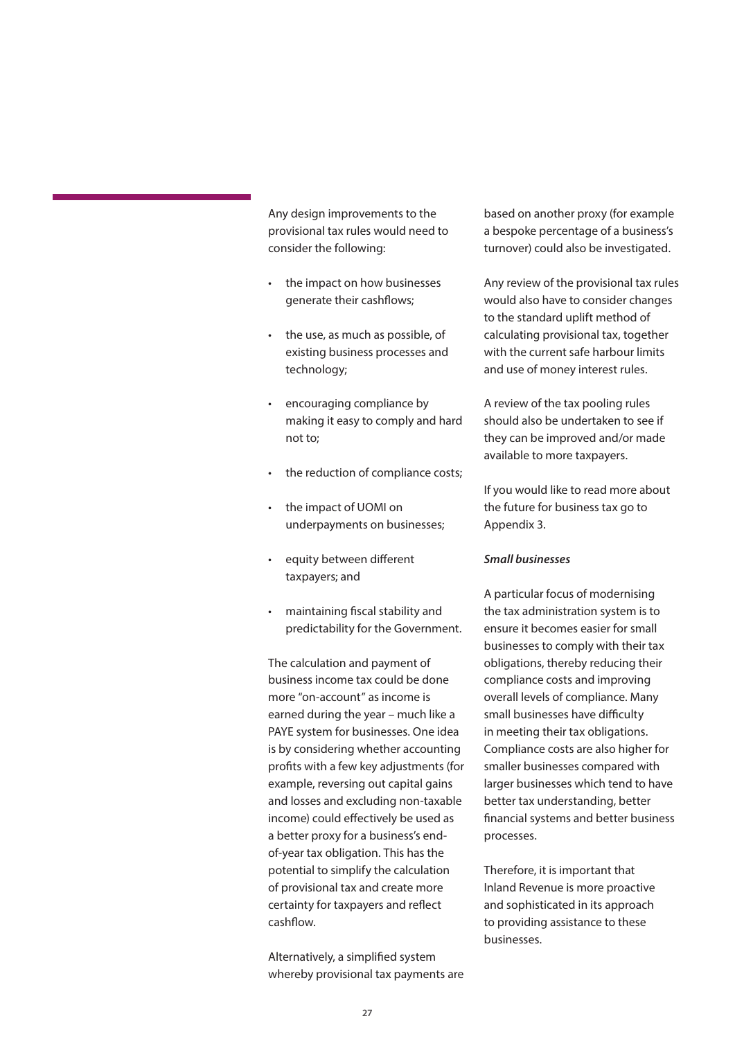Any design improvements to the provisional tax rules would need to consider the following:

- the impact on how businesses generate their cashflows;
- the use, as much as possible, of existing business processes and technology;
- encouraging compliance by making it easy to comply and hard not to;
- the reduction of compliance costs;
- the impact of UOMI on underpayments on businesses;
- equity between different taxpayers; and
- maintaining fiscal stability and predictability for the Government.

The calculation and payment of business income tax could be done more "on-account" as income is earned during the year – much like a PAYE system for businesses. One idea is by considering whether accounting profits with a few key adjustments (for example, reversing out capital gains and losses and excluding non-taxable income) could effectively be used as a better proxy for a business's end-of-year tax obligation. This has the potential to simplify the calculation of provisional tax and create more certainty for taxpayers and reflect cashflow.

Alternatively, a simplified system whereby provisional tax payments are based on another proxy (for example a bespoke percentage of a business's turnover) could also be investigated.

Any review of the provisional tax rules would also have to consider changes to the standard uplift method of calculating provisional tax, together with the current safe harbour limits and use of money interest rules.

A review of the tax pooling rules should also be undertaken to see if they can be improved and/or made available to more taxpayers.

If you would like to read more about the future for business tax go to Appendix 3.

***Small businesses***

A particular focus of modernising the tax administration system is to ensure it becomes easier for small businesses to comply with their tax obligations, thereby reducing their compliance costs and improving overall levels of compliance. Many small businesses have difficulty in meeting their tax obligations. Compliance costs are also higher for smaller businesses compared with larger businesses which tend to have better tax understanding, better financial systems and better business processes.

Therefore, it is important that Inland Revenue is more proactive and sophisticated in its approach to providing assistance to these businesses.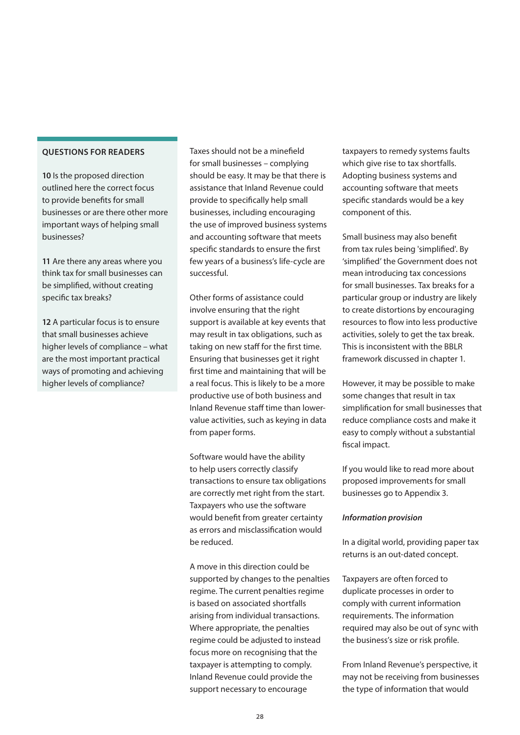**QUESTIONS FOR READERS**

**10** Is the proposed direction outlined here the correct focus to provide benefits for small businesses or are there other more important ways of helping small businesses?

**11** Are there any areas where you think tax for small businesses can be simplified, without creating specific tax breaks?

**12** A particular focus is to ensure that small businesses achieve higher levels of compliance – what are the most important practical ways of promoting and achieving higher levels of compliance?

Taxes should not be a minefield for small businesses – complying should be easy. It may be that there is assistance that Inland Revenue could provide to specifically help small businesses, including encouraging the use of improved business systems and accounting software that meets specific standards to ensure the first few years of a business's life-cycle are successful.

Other forms of assistance could involve ensuring that the right support is available at key events that may result in tax obligations, such as taking on new staff for the first time. Ensuring that businesses get it right first time and maintaining that will be a real focus. This is likely to be a more productive use of both business and Inland Revenue staff time than lower-value activities, such as keying in data from paper forms.

Software would have the ability to help users correctly classify transactions to ensure tax obligations are correctly met right from the start. Taxpayers who use the software would benefit from greater certainty as errors and misclassification would be reduced.

A move in this direction could be supported by changes to the penalties regime. The current penalties regime is based on associated shortfalls arising from individual transactions. Where appropriate, the penalties regime could be adjusted to instead focus more on recognising that the taxpayer is attempting to comply. Inland Revenue could provide the support necessary to encourage taxpayers to remedy systems faults which give rise to tax shortfalls. Adopting business systems and accounting software that meets specific standards would be a key component of this.

Small business may also benefit from tax rules being 'simplified'. By 'simplified' the Government does not mean introducing tax concessions for small businesses. Tax breaks for a particular group or industry are likely to create distortions by encouraging resources to flow into less productive activities, solely to get the tax break. This is inconsistent with the BBLR framework discussed in chapter 1.

However, it may be possible to make some changes that result in tax simplification for small businesses that reduce compliance costs and make it easy to comply without a substantial fiscal impact.

If you would like to read more about proposed improvements for small businesses go to Appendix 3.

***Information provision***

In a digital world, providing paper tax returns is an out-dated concept.

Taxpayers are often forced to duplicate processes in order to comply with current information requirements. The information required may also be out of sync with the business's size or risk profile.

From Inland Revenue's perspective, it may not be receiving from businesses the type of information that would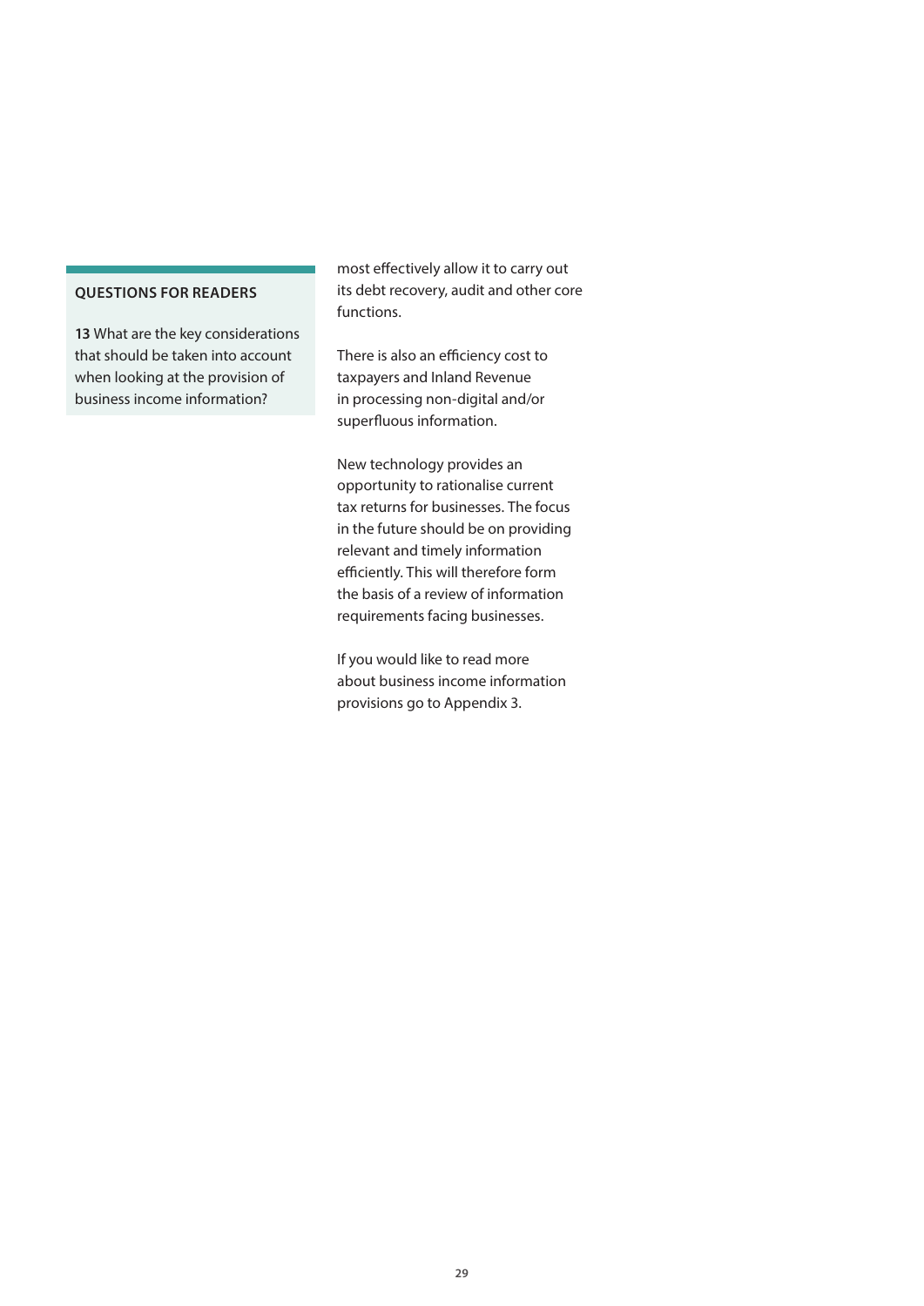most effectively allow it to carry out its debt recovery, audit and other core functions.

There is also an efficiency cost to taxpayers and Inland Revenue in processing non-digital and/or superfluous information.

New technology provides an opportunity to rationalise current tax returns for businesses. The focus in the future should be on providing relevant and timely information efficiently. This will therefore form the basis of a review of information requirements facing businesses.

If you would like to read more about business income information provisions go to Appendix 3.

**QUESTIONS FOR READERS**

**13** What are the key considerations that should be taken into account when looking at the provision of business income information?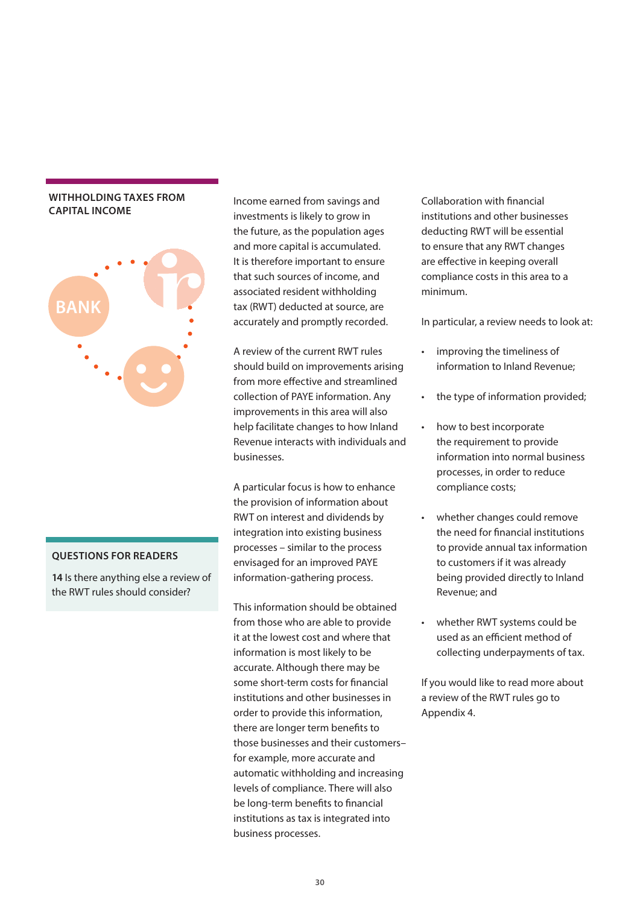## WITHHOLDING TAXES FROM CAPITAL INCOME

Income earned from savings and investments is likely to grow in the future, as the population ages and more capital is accumulated. It is therefore important to ensure that such sources of income, and associated resident withholding tax (RWT) deducted at source, are accurately and promptly recorded.

A review of the current RWT rules should build on improvements arising from more effective and streamlined collection of PAYE information. Any improvements in this area will also help facilitate changes to how Inland Revenue interacts with individuals and businesses.

A particular focus is how to enhance the provision of information about RWT on interest and dividends by integration into existing business processes – similar to the process envisaged for an improved PAYE information-gathering process.

This information should be obtained from those who are able to provide it at the lowest cost and where that information is most likely to be accurate. Although there may be some short-term costs for financial institutions and other businesses in order to provide this information, there are longer term benefits to those businesses and their customers– for example, more accurate and automatic withholding and increasing levels of compliance. There will also be long-term benefits to financial institutions as tax is integrated into business processes.

Collaboration with financial institutions and other businesses deducting RWT will be essential to ensure that any RWT changes are effective in keeping overall compliance costs in this area to a minimum.

In particular, a review needs to look at:

- improving the timeliness of information to Inland Revenue;
- the type of information provided;
- how to best incorporate the requirement to provide information into normal business processes, in order to reduce compliance costs;
- whether changes could remove the need for financial institutions to provide annual tax information to customers if it was already being provided directly to Inland Revenue; and
- whether RWT systems could be used as an efficient method of collecting underpayments of tax.

If you would like to read more about a review of the RWT rules go to Appendix 4.

### QUESTIONS FOR READERS

**14** Is there anything else a review of the RWT rules should consider?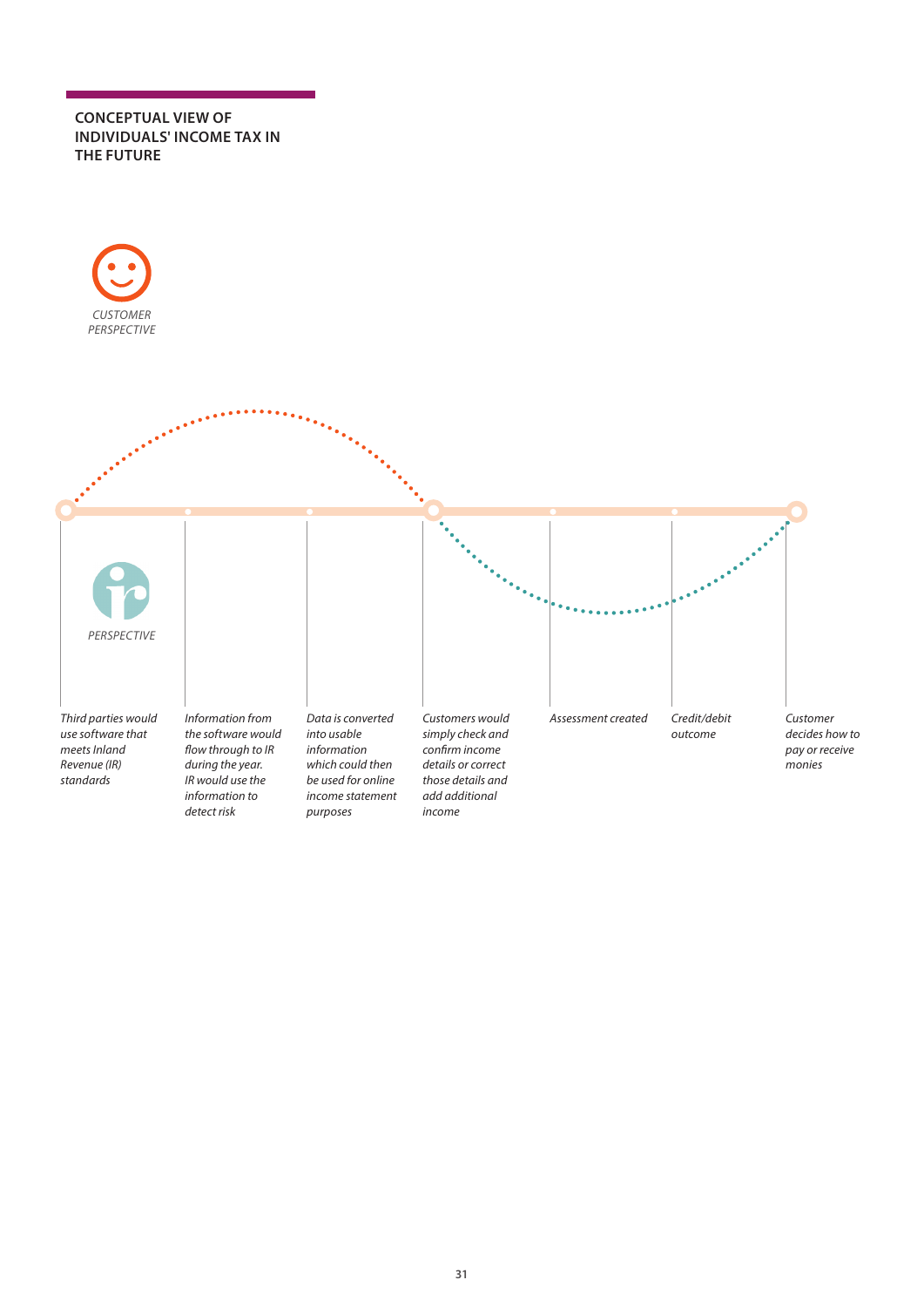## CONCEPTUAL VIEW OF INDIVIDUALS' INCOME TAX IN THE FUTURE

*CUSTOMER PERSPECTIVE*

*PERSPECTIVE*

*Third parties would use software that meets Inland Revenue (IR) standards*

*Information from the software would flow through to IR during the year. IR would use the information to detect risk*

*Data is converted into usable information which could then be used for online income statement purposes*

*Customers would simply check and confirm income details or correct those details and add additional income*

*Assessment created*

*Credit/debit outcome*

*Customer decides how to pay or receive monies*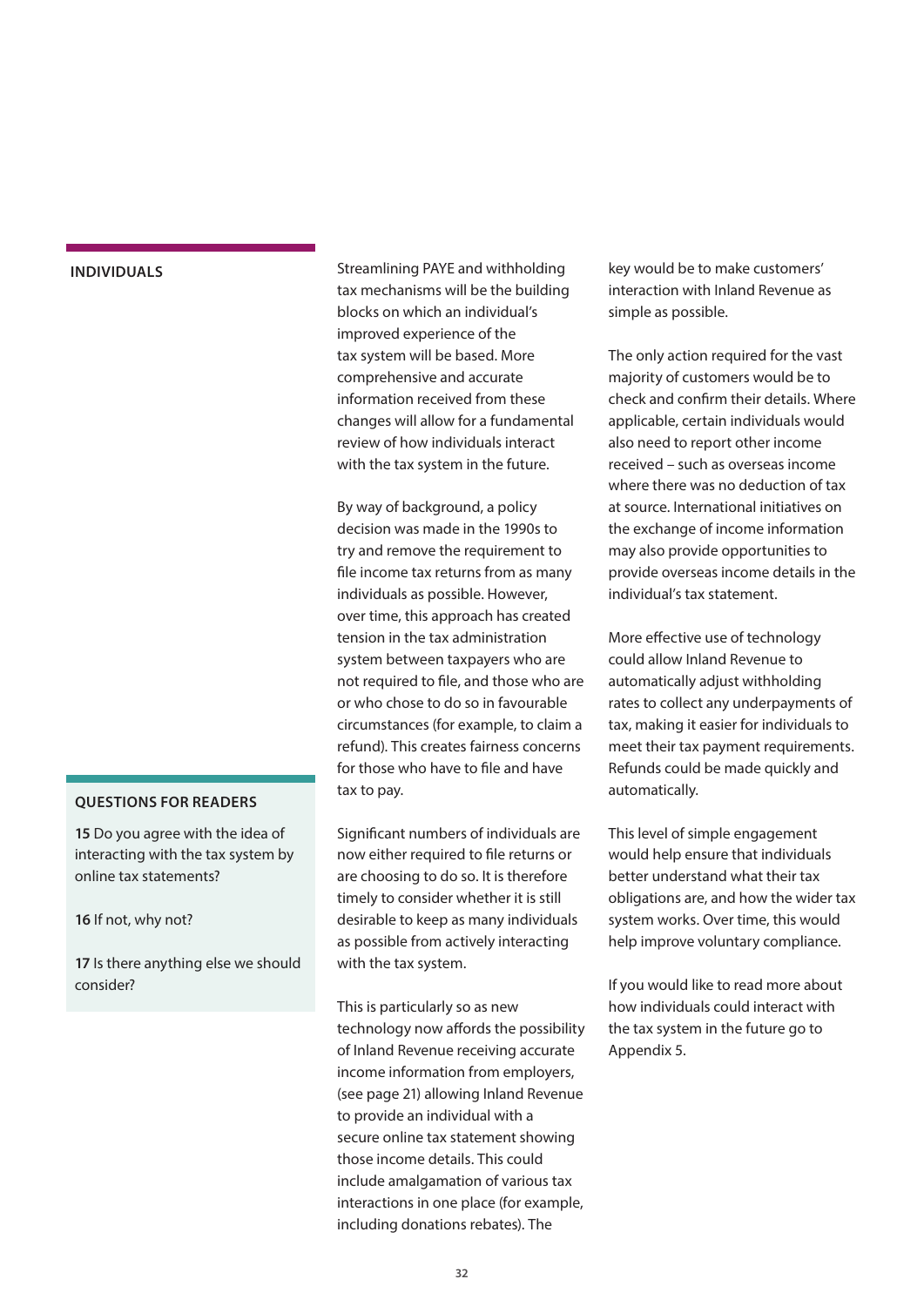## INDIVIDUALS

Streamlining PAYE and withholding tax mechanisms will be the building blocks on which an individual's improved experience of the tax system will be based. More comprehensive and accurate information received from these changes will allow for a fundamental review of how individuals interact with the tax system in the future.

By way of background, a policy decision was made in the 1990s to try and remove the requirement to file income tax returns from as many individuals as possible. However, over time, this approach has created tension in the tax administration system between taxpayers who are not required to file, and those who are or who chose to do so in favourable circumstances (for example, to claim a refund). This creates fairness concerns for those who have to file and have tax to pay.

Significant numbers of individuals are now either required to file returns or are choosing to do so. It is therefore timely to consider whether it is still desirable to keep as many individuals as possible from actively interacting with the tax system.

This is particularly so as new technology now affords the possibility of Inland Revenue receiving accurate income information from employers, (see page 21) allowing Inland Revenue to provide an individual with a secure online tax statement showing those income details. This could include amalgamation of various tax interactions in one place (for example, including donations rebates). The key would be to make customers' interaction with Inland Revenue as simple as possible.

The only action required for the vast majority of customers would be to check and confirm their details. Where applicable, certain individuals would also need to report other income received – such as overseas income where there was no deduction of tax at source. International initiatives on the exchange of income information may also provide opportunities to provide overseas income details in the individual's tax statement.

More effective use of technology could allow Inland Revenue to automatically adjust withholding rates to collect any underpayments of tax, making it easier for individuals to meet their tax payment requirements. Refunds could be made quickly and automatically.

This level of simple engagement would help ensure that individuals better understand what their tax obligations are, and how the wider tax system works. Over time, this would help improve voluntary compliance.

If you would like to read more about how individuals could interact with the tax system in the future go to Appendix 5.

### QUESTIONS FOR READERS

**15** Do you agree with the idea of interacting with the tax system by online tax statements?

**16** If not, why not?

**17** Is there anything else we should consider?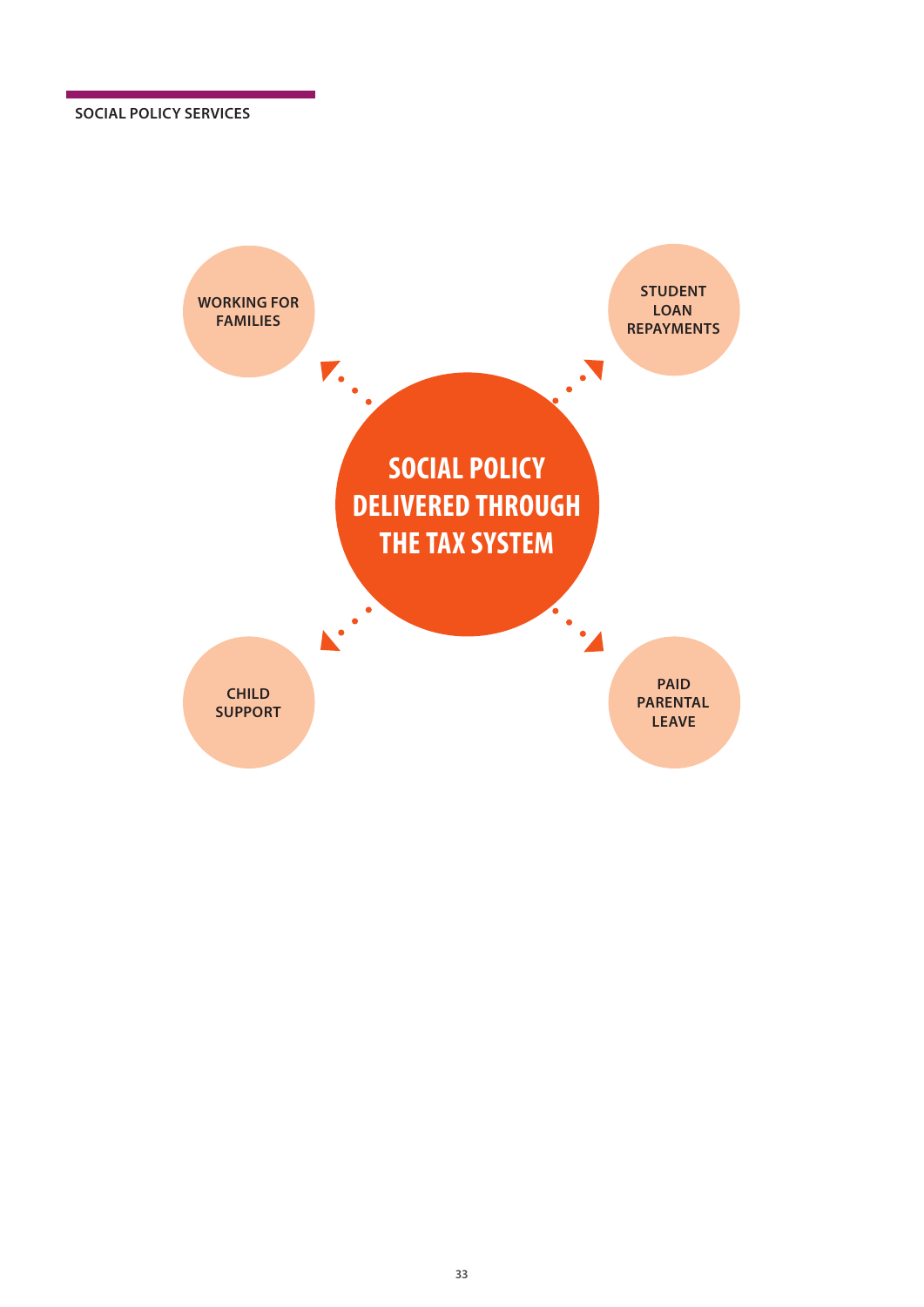SOCIAL POLICY SERVICES

**SOCIAL POLICY DELIVERED THROUGH THE TAX SYSTEM**

- WORKING FOR FAMILIES
- STUDENT LOAN REPAYMENTS
- CHILD SUPPORT
- PAID PARENTAL LEAVE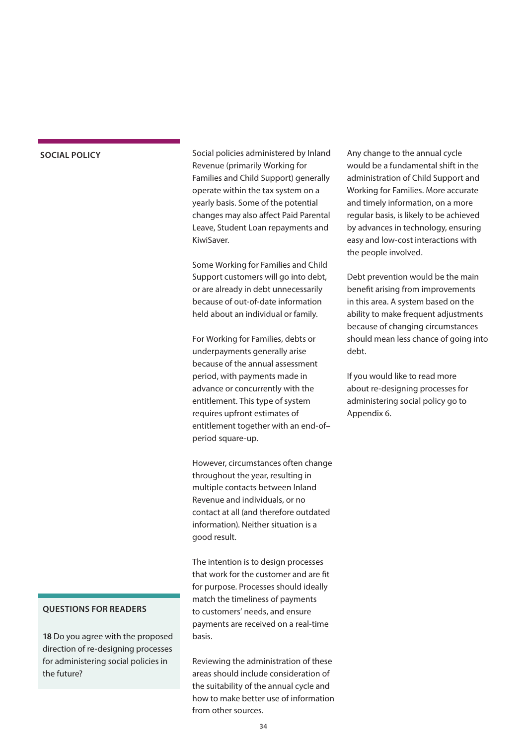## SOCIAL POLICY

Social policies administered by Inland Revenue (primarily Working for Families and Child Support) generally operate within the tax system on a yearly basis. Some of the potential changes may also affect Paid Parental Leave, Student Loan repayments and KiwiSaver.

Some Working for Families and Child Support customers will go into debt, or are already in debt unnecessarily because of out-of-date information held about an individual or family.

For Working for Families, debts or underpayments generally arise because of the annual assessment period, with payments made in advance or concurrently with the entitlement. This type of system requires upfront estimates of entitlement together with an end-of–period square-up.

However, circumstances often change throughout the year, resulting in multiple contacts between Inland Revenue and individuals, or no contact at all (and therefore outdated information). Neither situation is a good result.

The intention is to design processes that work for the customer and are fit for purpose. Processes should ideally match the timeliness of payments to customers' needs, and ensure payments are received on a real-time basis.

Reviewing the administration of these areas should include consideration of the suitability of the annual cycle and how to make better use of information from other sources.

Any change to the annual cycle would be a fundamental shift in the administration of Child Support and Working for Families. More accurate and timely information, on a more regular basis, is likely to be achieved by advances in technology, ensuring easy and low-cost interactions with the people involved.

Debt prevention would be the main benefit arising from improvements in this area. A system based on the ability to make frequent adjustments because of changing circumstances should mean less chance of going into debt.

If you would like to read more about re-designing processes for administering social policy go to Appendix 6.

### QUESTIONS FOR READERS

**18** Do you agree with the proposed direction of re-designing processes for administering social policies in the future?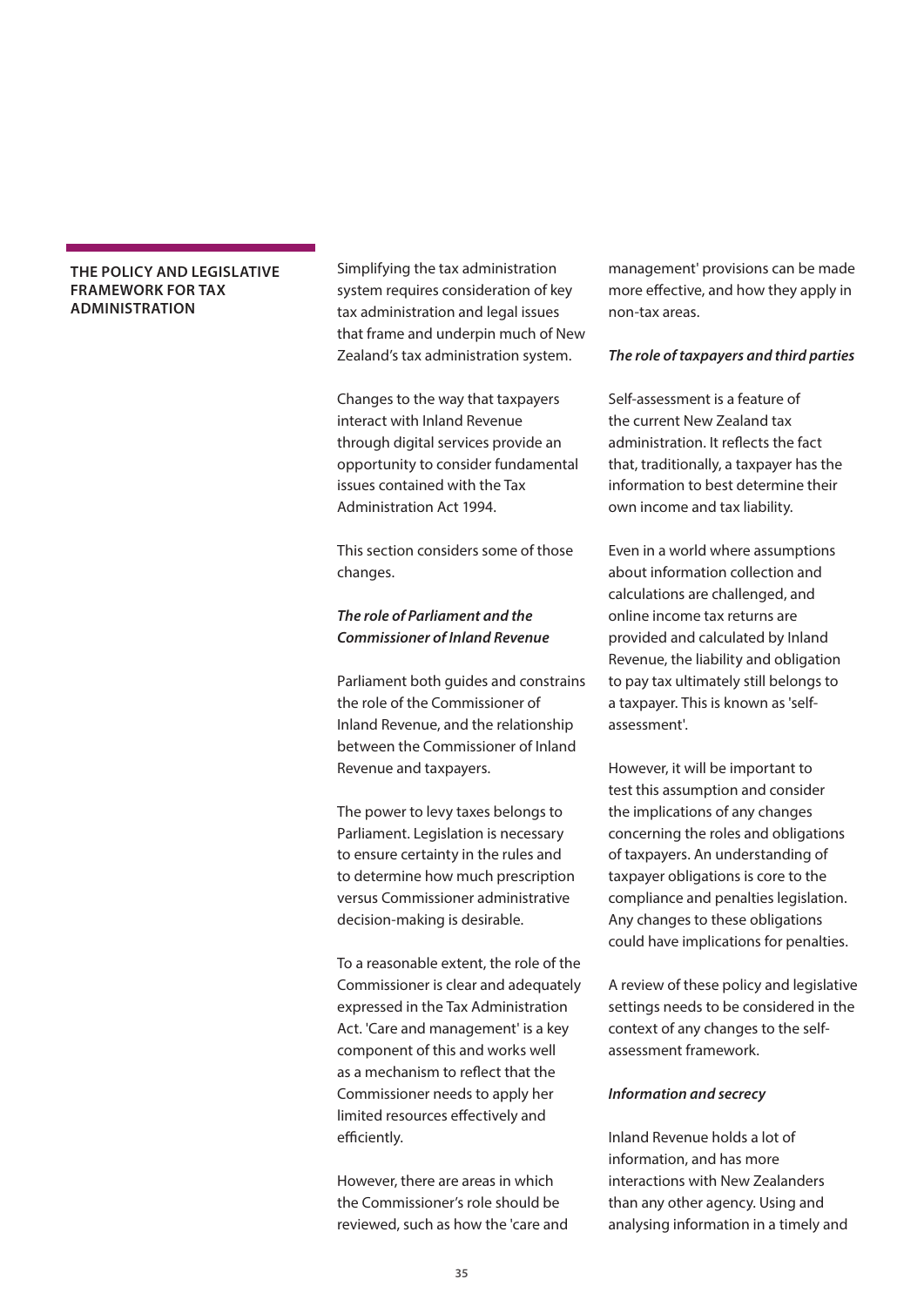## THE POLICY AND LEGISLATIVE FRAMEWORK FOR TAX ADMINISTRATION

Simplifying the tax administration system requires consideration of key tax administration and legal issues that frame and underpin much of New Zealand's tax administration system.

Changes to the way that taxpayers interact with Inland Revenue through digital services provide an opportunity to consider fundamental issues contained with the Tax Administration Act 1994.

This section considers some of those changes.

***The role of Parliament and the Commissioner of Inland Revenue***

Parliament both guides and constrains the role of the Commissioner of Inland Revenue, and the relationship between the Commissioner of Inland Revenue and taxpayers.

The power to levy taxes belongs to Parliament. Legislation is necessary to ensure certainty in the rules and to determine how much prescription versus Commissioner administrative decision-making is desirable.

To a reasonable extent, the role of the Commissioner is clear and adequately expressed in the Tax Administration Act. 'Care and management' is a key component of this and works well as a mechanism to reflect that the Commissioner needs to apply her limited resources effectively and efficiently.

However, there are areas in which the Commissioner's role should be reviewed, such as how the 'care and management' provisions can be made more effective, and how they apply in non-tax areas.

***The role of taxpayers and third parties***

Self-assessment is a feature of the current New Zealand tax administration. It reflects the fact that, traditionally, a taxpayer has the information to best determine their own income and tax liability.

Even in a world where assumptions about information collection and calculations are challenged, and online income tax returns are provided and calculated by Inland Revenue, the liability and obligation to pay tax ultimately still belongs to a taxpayer. This is known as 'self-assessment'.

However, it will be important to test this assumption and consider the implications of any changes concerning the roles and obligations of taxpayers. An understanding of taxpayer obligations is core to the compliance and penalties legislation. Any changes to these obligations could have implications for penalties.

A review of these policy and legislative settings needs to be considered in the context of any changes to the self-assessment framework.

***Information and secrecy***

Inland Revenue holds a lot of information, and has more interactions with New Zealanders than any other agency. Using and analysing information in a timely and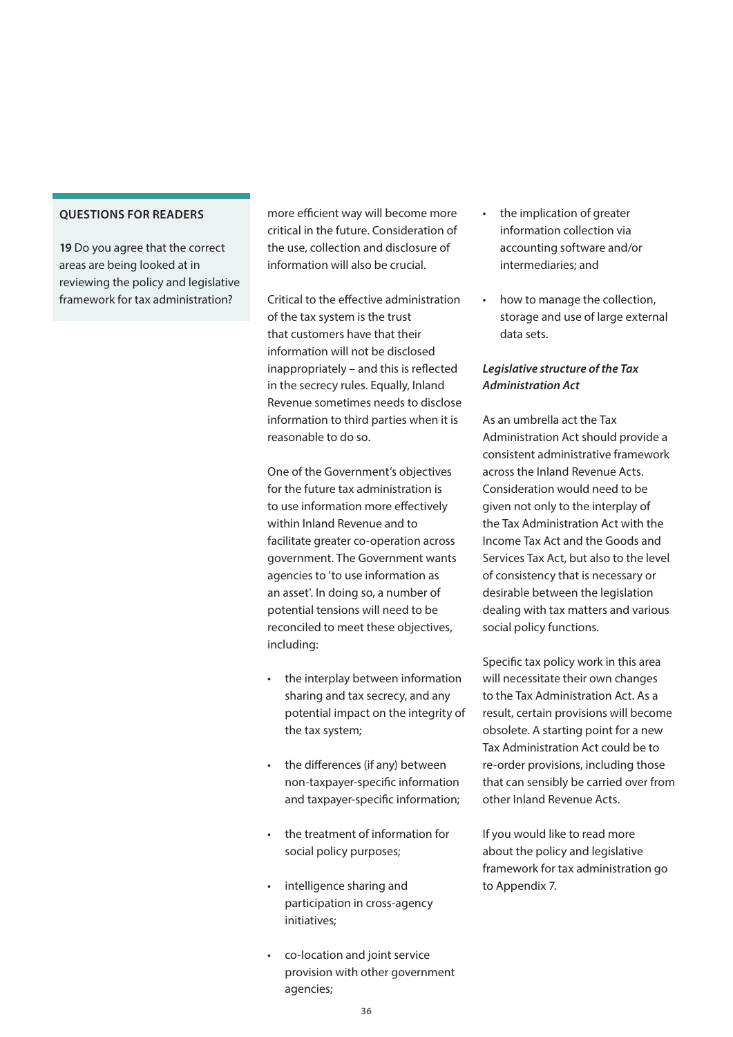**QUESTIONS FOR READERS**

**19** Do you agree that the correct areas are being looked at in reviewing the policy and legislative framework for tax administration?

more efficient way will become more critical in the future. Consideration of the use, collection and disclosure of information will also be crucial.

Critical to the effective administration of the tax system is the trust that customers have that their information will not be disclosed inappropriately – and this is reflected in the secrecy rules. Equally, Inland Revenue sometimes needs to disclose information to third parties when it is reasonable to do so.

One of the Government's objectives for the future tax administration is to use information more effectively within Inland Revenue and to facilitate greater co-operation across government. The Government wants agencies to 'to use information as an asset'. In doing so, a number of potential tensions will need to be reconciled to meet these objectives, including:

- the interplay between information sharing and tax secrecy, and any potential impact on the integrity of the tax system;
- the differences (if any) between non-taxpayer-specific information and taxpayer-specific information;
- the treatment of information for social policy purposes;
- intelligence sharing and participation in cross-agency initiatives;
- co-location and joint service provision with other government agencies;
- the implication of greater information collection via accounting software and/or intermediaries; and
- how to manage the collection, storage and use of large external data sets.

***Legislative structure of the Tax Administration Act***

As an umbrella act the Tax Administration Act should provide a consistent administrative framework across the Inland Revenue Acts. Consideration would need to be given not only to the interplay of the Tax Administration Act with the Income Tax Act and the Goods and Services Tax Act, but also to the level of consistency that is necessary or desirable between the legislation dealing with tax matters and various social policy functions.

Specific tax policy work in this area will necessitate their own changes to the Tax Administration Act. As a result, certain provisions will become obsolete. A starting point for a new Tax Administration Act could be to re-order provisions, including those that can sensibly be carried over from other Inland Revenue Acts.

If you would like to read more about the policy and legislative framework for tax administration go to Appendix 7.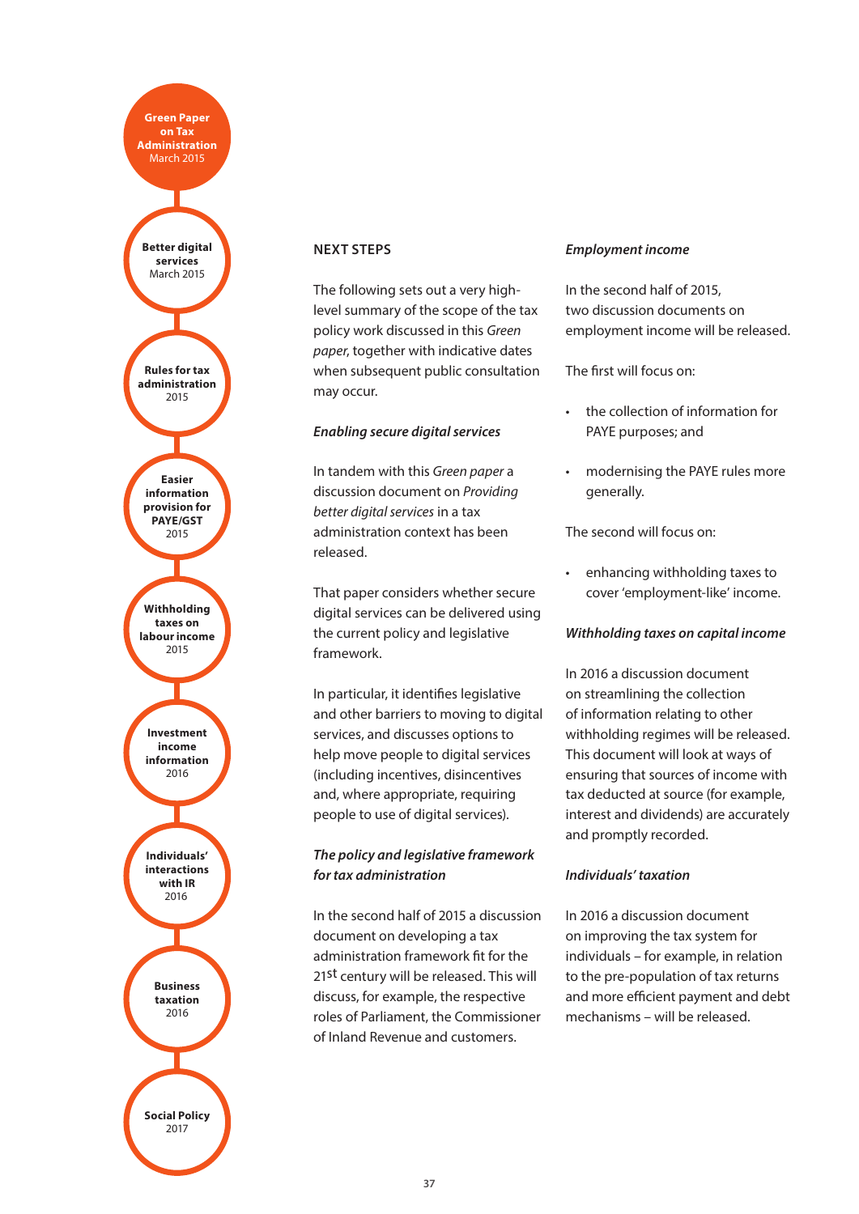- **Green Paper on Tax Administration** March 2015
- **Better digital services** March 2015
- **Rules for tax administration** 2015
- **Easier information provision for PAYE/GST** 2015
- **Withholding taxes on labour income** 2015
- **Investment income information** 2016
- **Individuals' interactions with IR** 2016
- **Business taxation** 2016
- **Social Policy** 2017

## NEXT STEPS

The following sets out a very high-level summary of the scope of the tax policy work discussed in this *Green paper*, together with indicative dates when subsequent public consultation may occur.

### *Enabling secure digital services*

In tandem with this *Green paper* a discussion document on *Providing better digital services* in a tax administration context has been released.

That paper considers whether secure digital services can be delivered using the current policy and legislative framework.

In particular, it identifies legislative and other barriers to moving to digital services, and discusses options to help move people to digital services (including incentives, disincentives and, where appropriate, requiring people to use of digital services).

### *The policy and legislative framework for tax administration*

In the second half of 2015 a discussion document on developing a tax administration framework fit for the 21st century will be released. This will discuss, for example, the respective roles of Parliament, the Commissioner of Inland Revenue and customers.

### *Employment income*

In the second half of 2015, two discussion documents on employment income will be released.

The first will focus on:

- the collection of information for PAYE purposes; and
- modernising the PAYE rules more generally.

The second will focus on:

- enhancing withholding taxes to cover 'employment-like' income.

### *Withholding taxes on capital income*

In 2016 a discussion document on streamlining the collection of information relating to other withholding regimes will be released. This document will look at ways of ensuring that sources of income with tax deducted at source (for example, interest and dividends) are accurately and promptly recorded.

### *Individuals' taxation*

In 2016 a discussion document on improving the tax system for individuals – for example, in relation to the pre-population of tax returns and more efficient payment and debt mechanisms – will be released.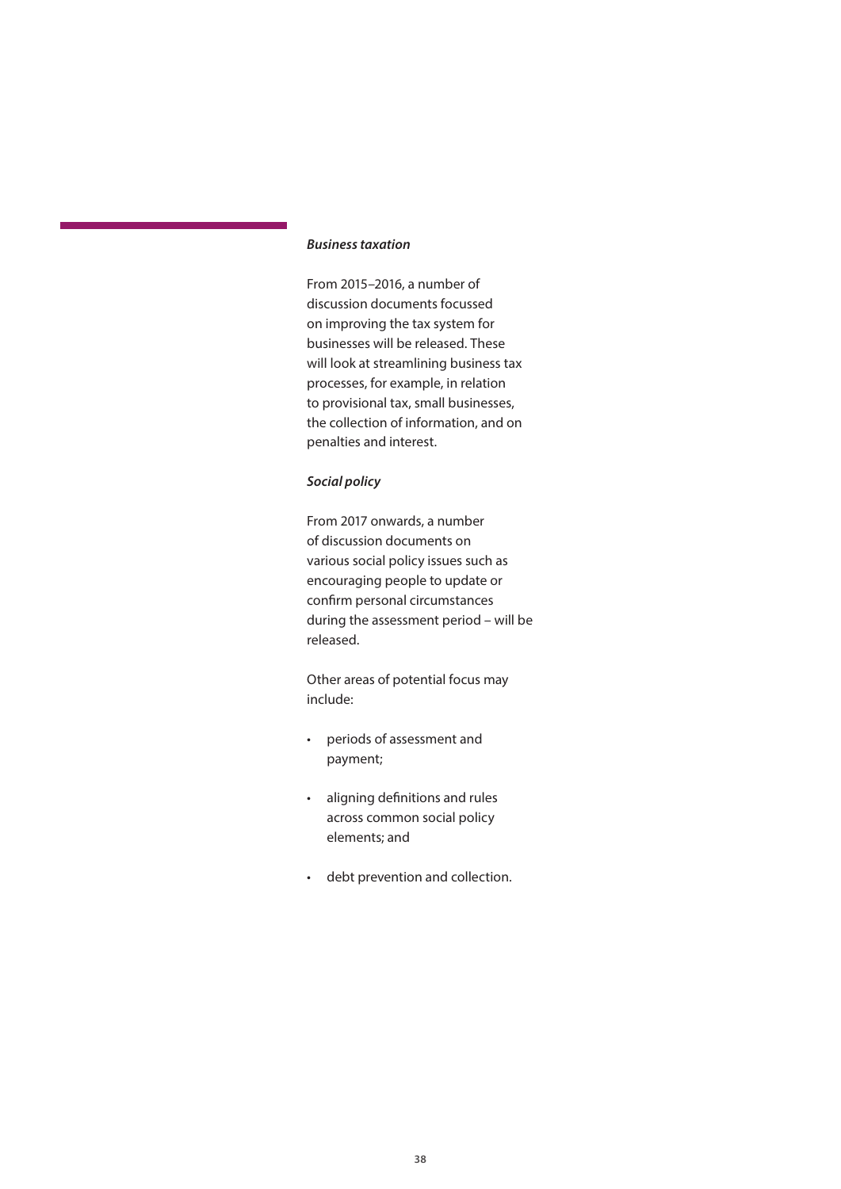***Business taxation***

From 2015–2016, a number of discussion documents focussed on improving the tax system for businesses will be released. These will look at streamlining business tax processes, for example, in relation to provisional tax, small businesses, the collection of information, and on penalties and interest.

***Social policy***

From 2017 onwards, a number of discussion documents on various social policy issues such as encouraging people to update or confirm personal circumstances during the assessment period – will be released.

Other areas of potential focus may include:

- periods of assessment and payment;
- aligning definitions and rules across common social policy elements; and
- debt prevention and collection.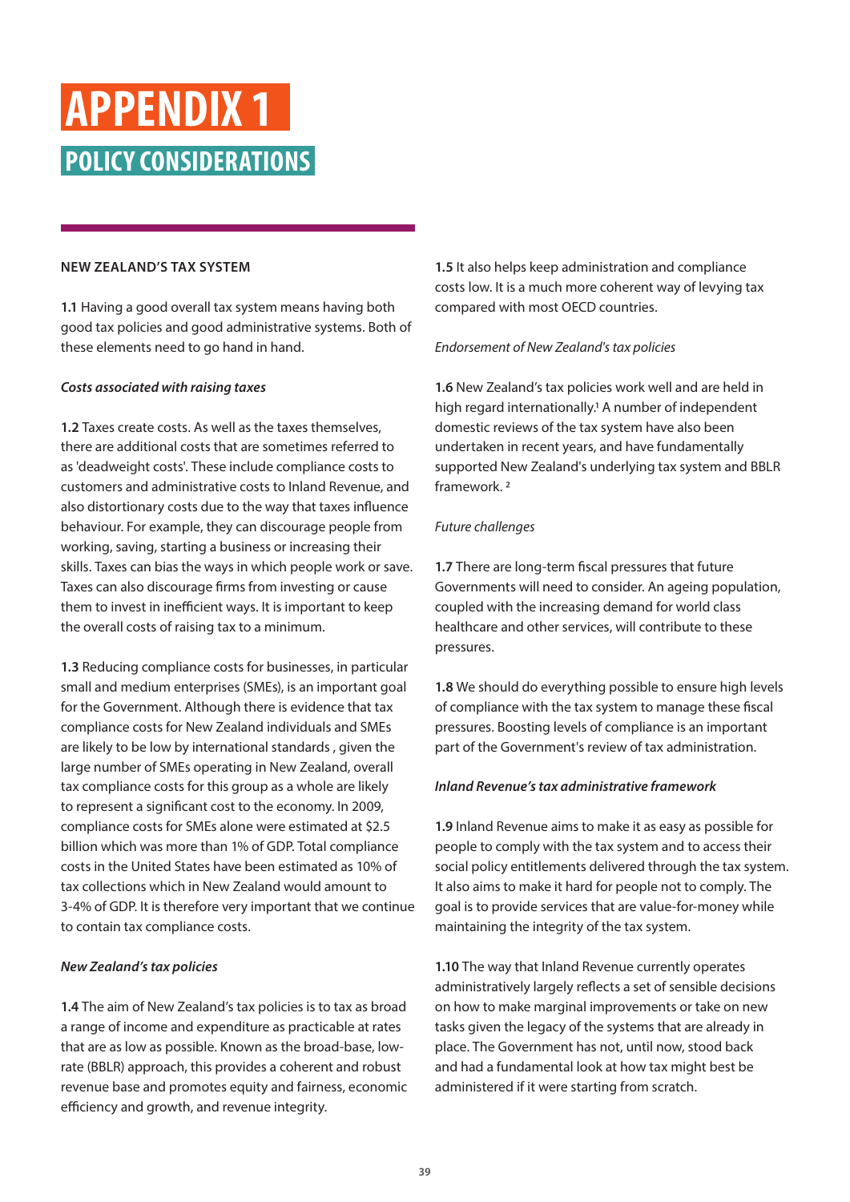# APPENDIX 1

## POLICY CONSIDERATIONS

### NEW ZEALAND'S TAX SYSTEM

**1.1** Having a good overall tax system means having both good tax policies and good administrative systems. Both of these elements need to go hand in hand.

***Costs associated with raising taxes***

**1.2** Taxes create costs. As well as the taxes themselves, there are additional costs that are sometimes referred to as 'deadweight costs'. These include compliance costs to customers and administrative costs to Inland Revenue, and also distortionary costs due to the way that taxes influence behaviour. For example, they can discourage people from working, saving, starting a business or increasing their skills. Taxes can bias the ways in which people work or save. Taxes can also discourage firms from investing or cause them to invest in inefficient ways. It is important to keep the overall costs of raising tax to a minimum.

**1.3** Reducing compliance costs for businesses, in particular small and medium enterprises (SMEs), is an important goal for the Government. Although there is evidence that tax compliance costs for New Zealand individuals and SMEs are likely to be low by international standards , given the large number of SMEs operating in New Zealand, overall tax compliance costs for this group as a whole are likely to represent a significant cost to the economy. In 2009, compliance costs for SMEs alone were estimated at $2.5 billion which was more than 1% of GDP. Total compliance costs in the United States have been estimated as 10% of tax collections which in New Zealand would amount to 3-4% of GDP. It is therefore very important that we continue to contain tax compliance costs.

***New Zealand's tax policies***

**1.4** The aim of New Zealand's tax policies is to tax as broad a range of income and expenditure as practicable at rates that are as low as possible. Known as the broad-base, low-rate (BBLR) approach, this provides a coherent and robust revenue base and promotes equity and fairness, economic efficiency and growth, and revenue integrity.

**1.5** It also helps keep administration and compliance costs low. It is a much more coherent way of levying tax compared with most OECD countries.

*Endorsement of New Zealand's tax policies*

**1.6** New Zealand's tax policies work well and are held in high regard internationally.[1] A number of independent domestic reviews of the tax system have also been undertaken in recent years, and have fundamentally supported New Zealand's underlying tax system and BBLR framework. [2]

*Future challenges*

**1.7** There are long-term fiscal pressures that future Governments will need to consider. An ageing population, coupled with the increasing demand for world class healthcare and other services, will contribute to these pressures.

**1.8** We should do everything possible to ensure high levels of compliance with the tax system to manage these fiscal pressures. Boosting levels of compliance is an important part of the Government's review of tax administration.

***Inland Revenue's tax administrative framework***

**1.9** Inland Revenue aims to make it as easy as possible for people to comply with the tax system and to access their social policy entitlements delivered through the tax system. It also aims to make it hard for people not to comply. The goal is to provide services that are value-for-money while maintaining the integrity of the tax system.

**1.10** The way that Inland Revenue currently operates administratively largely reflects a set of sensible decisions on how to make marginal improvements or take on new tasks given the legacy of the systems that are already in place. The Government has not, until now, stood back and had a fundamental look at how tax might best be administered if it were starting from scratch.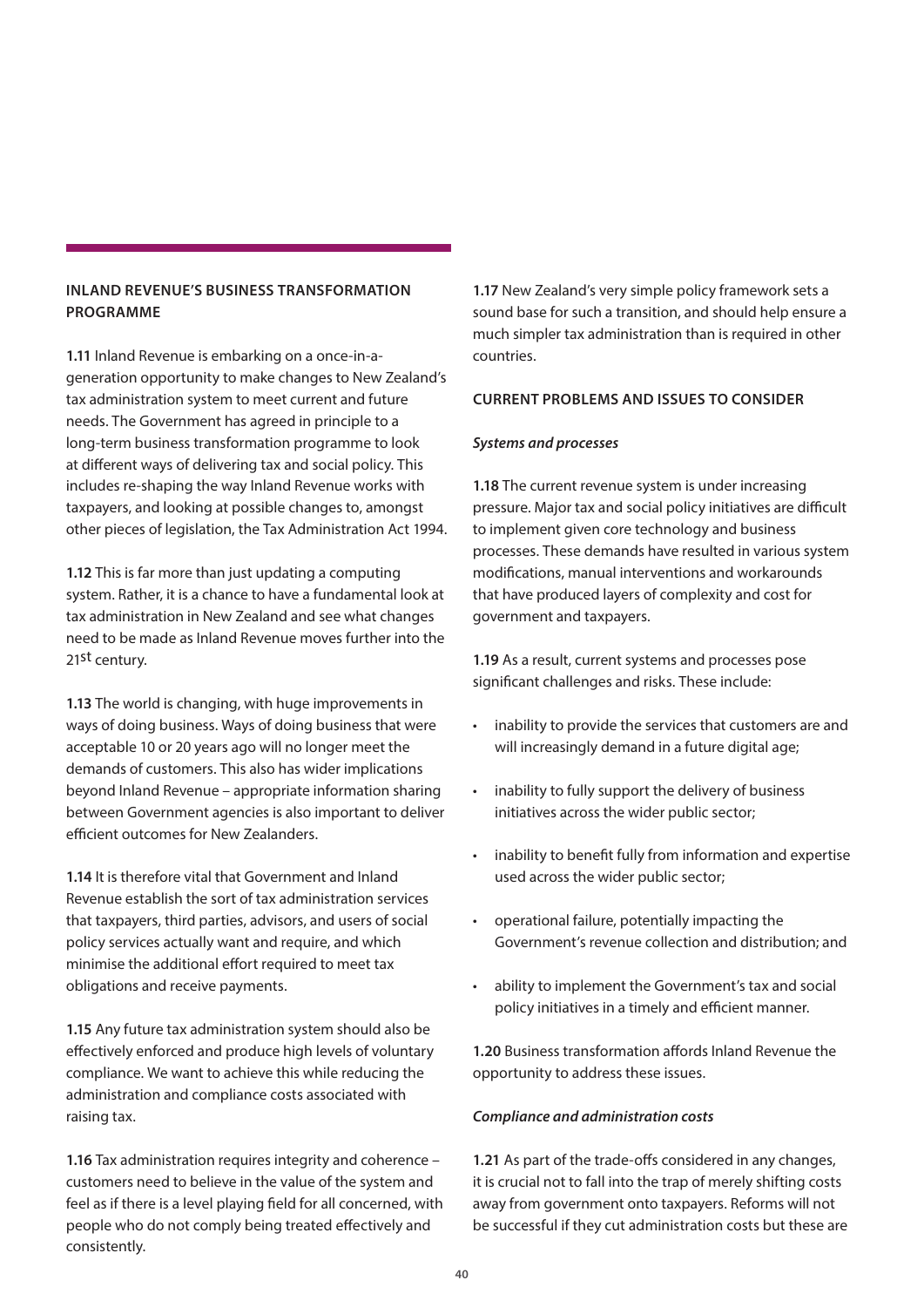## INLAND REVENUE'S BUSINESS TRANSFORMATION PROGRAMME

**1.11** Inland Revenue is embarking on a once-in-a-generation opportunity to make changes to New Zealand's tax administration system to meet current and future needs. The Government has agreed in principle to a long-term business transformation programme to look at different ways of delivering tax and social policy. This includes re-shaping the way Inland Revenue works with taxpayers, and looking at possible changes to, amongst other pieces of legislation, the Tax Administration Act 1994.

**1.12** This is far more than just updating a computing system. Rather, it is a chance to have a fundamental look at tax administration in New Zealand and see what changes need to be made as Inland Revenue moves further into the 21st century.

**1.13** The world is changing, with huge improvements in ways of doing business. Ways of doing business that were acceptable 10 or 20 years ago will no longer meet the demands of customers. This also has wider implications beyond Inland Revenue – appropriate information sharing between Government agencies is also important to deliver efficient outcomes for New Zealanders.

**1.14** It is therefore vital that Government and Inland Revenue establish the sort of tax administration services that taxpayers, third parties, advisors, and users of social policy services actually want and require, and which minimise the additional effort required to meet tax obligations and receive payments.

**1.15** Any future tax administration system should also be effectively enforced and produce high levels of voluntary compliance. We want to achieve this while reducing the administration and compliance costs associated with raising tax.

**1.16** Tax administration requires integrity and coherence – customers need to believe in the value of the system and feel as if there is a level playing field for all concerned, with people who do not comply being treated effectively and consistently.

**1.17** New Zealand's very simple policy framework sets a sound base for such a transition, and should help ensure a much simpler tax administration than is required in other countries.

## CURRENT PROBLEMS AND ISSUES TO CONSIDER

### *Systems and processes*

**1.18** The current revenue system is under increasing pressure. Major tax and social policy initiatives are difficult to implement given core technology and business processes. These demands have resulted in various system modifications, manual interventions and workarounds that have produced layers of complexity and cost for government and taxpayers.

**1.19** As a result, current systems and processes pose significant challenges and risks. These include:

- inability to provide the services that customers are and will increasingly demand in a future digital age;
- inability to fully support the delivery of business initiatives across the wider public sector;
- inability to benefit fully from information and expertise used across the wider public sector;
- operational failure, potentially impacting the Government's revenue collection and distribution; and
- ability to implement the Government's tax and social policy initiatives in a timely and efficient manner.

**1.20** Business transformation affords Inland Revenue the opportunity to address these issues.

### *Compliance and administration costs*

**1.21** As part of the trade-offs considered in any changes, it is crucial not to fall into the trap of merely shifting costs away from government onto taxpayers. Reforms will not be successful if they cut administration costs but these are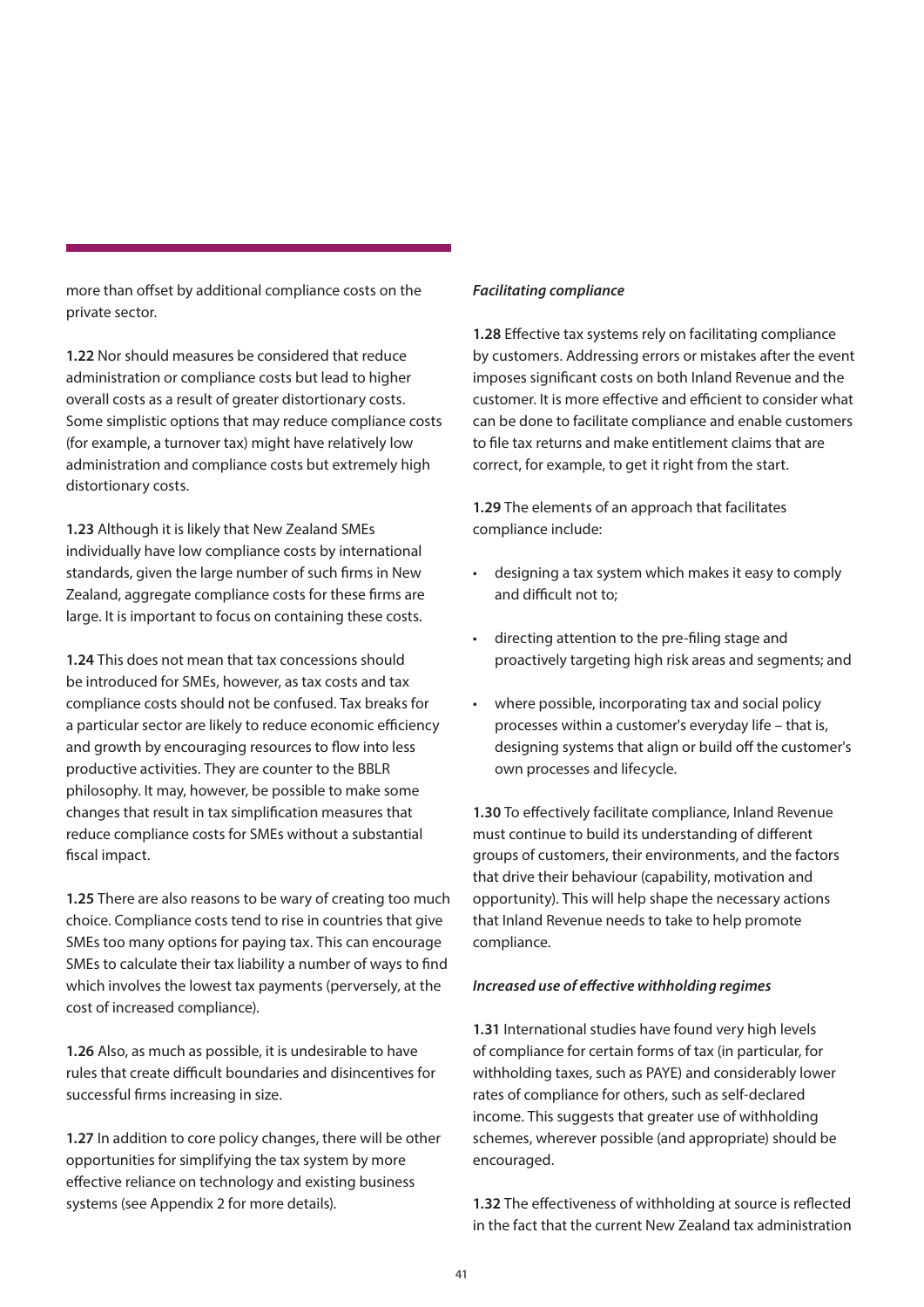more than offset by additional compliance costs on the private sector.

**1.22** Nor should measures be considered that reduce administration or compliance costs but lead to higher overall costs as a result of greater distortionary costs. Some simplistic options that may reduce compliance costs (for example, a turnover tax) might have relatively low administration and compliance costs but extremely high distortionary costs.

**1.23** Although it is likely that New Zealand SMEs individually have low compliance costs by international standards, given the large number of such firms in New Zealand, aggregate compliance costs for these firms are large. It is important to focus on containing these costs.

**1.24** This does not mean that tax concessions should be introduced for SMEs, however, as tax costs and tax compliance costs should not be confused. Tax breaks for a particular sector are likely to reduce economic efficiency and growth by encouraging resources to flow into less productive activities. They are counter to the BBLR philosophy. It may, however, be possible to make some changes that result in tax simplification measures that reduce compliance costs for SMEs without a substantial fiscal impact.

**1.25** There are also reasons to be wary of creating too much choice. Compliance costs tend to rise in countries that give SMEs too many options for paying tax. This can encourage SMEs to calculate their tax liability a number of ways to find which involves the lowest tax payments (perversely, at the cost of increased compliance).

**1.26** Also, as much as possible, it is undesirable to have rules that create difficult boundaries and disincentives for successful firms increasing in size.

**1.27** In addition to core policy changes, there will be other opportunities for simplifying the tax system by more effective reliance on technology and existing business systems (see Appendix 2 for more details).

***Facilitating compliance***

**1.28** Effective tax systems rely on facilitating compliance by customers. Addressing errors or mistakes after the event imposes significant costs on both Inland Revenue and the customer. It is more effective and efficient to consider what can be done to facilitate compliance and enable customers to file tax returns and make entitlement claims that are correct, for example, to get it right from the start.

**1.29** The elements of an approach that facilitates compliance include:

- designing a tax system which makes it easy to comply and difficult not to;
- directing attention to the pre-filing stage and proactively targeting high risk areas and segments; and
- where possible, incorporating tax and social policy processes within a customer's everyday life – that is, designing systems that align or build off the customer's own processes and lifecycle.

**1.30** To effectively facilitate compliance, Inland Revenue must continue to build its understanding of different groups of customers, their environments, and the factors that drive their behaviour (capability, motivation and opportunity). This will help shape the necessary actions that Inland Revenue needs to take to help promote compliance.

***Increased use of effective withholding regimes***

**1.31** International studies have found very high levels of compliance for certain forms of tax (in particular, for withholding taxes, such as PAYE) and considerably lower rates of compliance for others, such as self-declared income. This suggests that greater use of withholding schemes, wherever possible (and appropriate) should be encouraged.

**1.32** The effectiveness of withholding at source is reflected in the fact that the current New Zealand tax administration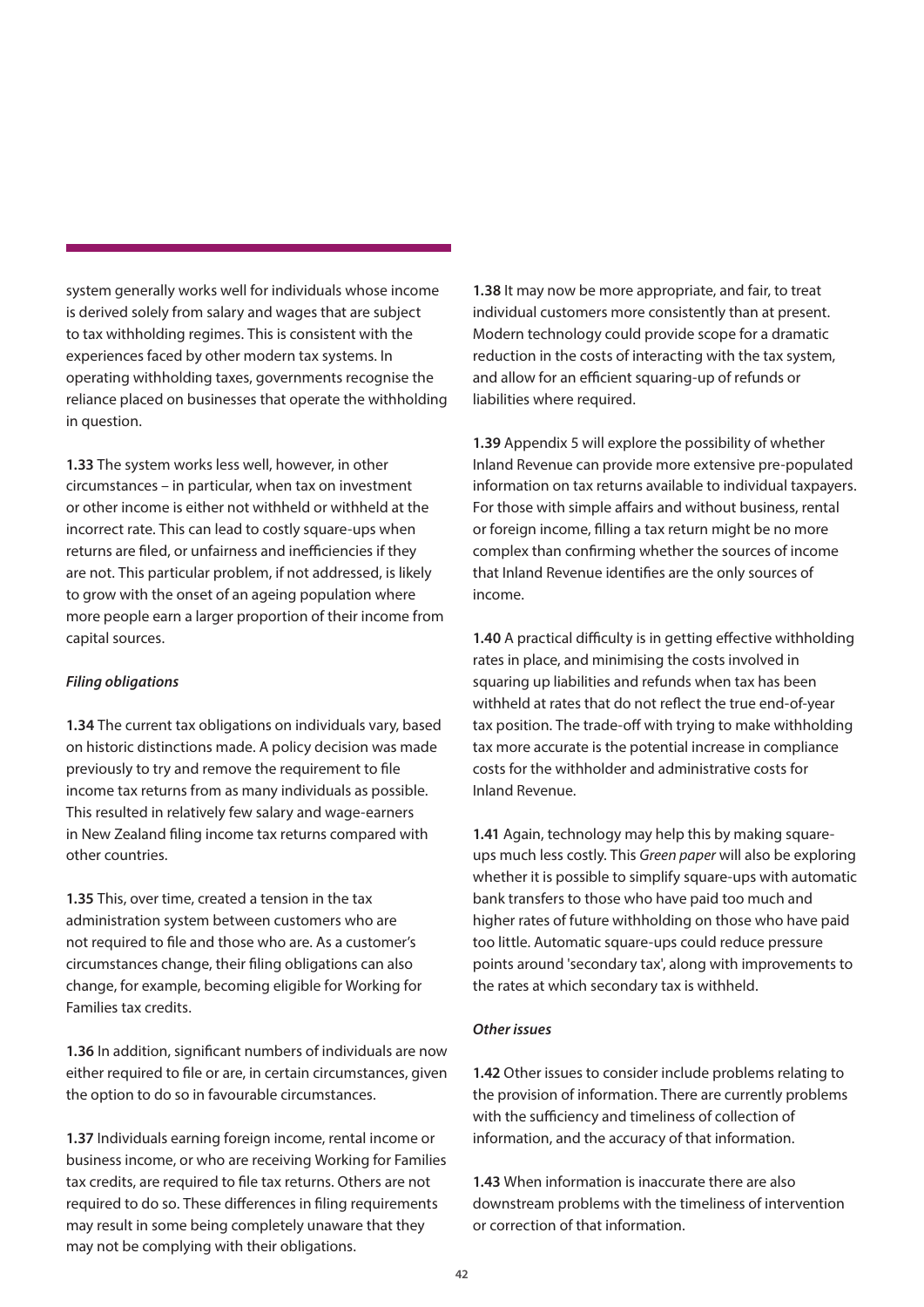system generally works well for individuals whose income is derived solely from salary and wages that are subject to tax withholding regimes. This is consistent with the experiences faced by other modern tax systems. In operating withholding taxes, governments recognise the reliance placed on businesses that operate the withholding in question.

**1.33** The system works less well, however, in other circumstances – in particular, when tax on investment or other income is either not withheld or withheld at the incorrect rate. This can lead to costly square-ups when returns are filed, or unfairness and inefficiencies if they are not. This particular problem, if not addressed, is likely to grow with the onset of an ageing population where more people earn a larger proportion of their income from capital sources.

***Filing obligations***

**1.34** The current tax obligations on individuals vary, based on historic distinctions made. A policy decision was made previously to try and remove the requirement to file income tax returns from as many individuals as possible. This resulted in relatively few salary and wage-earners in New Zealand filing income tax returns compared with other countries.

**1.35** This, over time, created a tension in the tax administration system between customers who are not required to file and those who are. As a customer's circumstances change, their filing obligations can also change, for example, becoming eligible for Working for Families tax credits.

**1.36** In addition, significant numbers of individuals are now either required to file or are, in certain circumstances, given the option to do so in favourable circumstances.

**1.37** Individuals earning foreign income, rental income or business income, or who are receiving Working for Families tax credits, are required to file tax returns. Others are not required to do so. These differences in filing requirements may result in some being completely unaware that they may not be complying with their obligations.

**1.38** It may now be more appropriate, and fair, to treat individual customers more consistently than at present. Modern technology could provide scope for a dramatic reduction in the costs of interacting with the tax system, and allow for an efficient squaring-up of refunds or liabilities where required.

**1.39** Appendix 5 will explore the possibility of whether Inland Revenue can provide more extensive pre-populated information on tax returns available to individual taxpayers. For those with simple affairs and without business, rental or foreign income, filling a tax return might be no more complex than confirming whether the sources of income that Inland Revenue identifies are the only sources of income.

**1.40** A practical difficulty is in getting effective withholding rates in place, and minimising the costs involved in squaring up liabilities and refunds when tax has been withheld at rates that do not reflect the true end-of-year tax position. The trade-off with trying to make withholding tax more accurate is the potential increase in compliance costs for the withholder and administrative costs for Inland Revenue.

**1.41** Again, technology may help this by making square-ups much less costly. This *Green paper* will also be exploring whether it is possible to simplify square-ups with automatic bank transfers to those who have paid too much and higher rates of future withholding on those who have paid too little. Automatic square-ups could reduce pressure points around 'secondary tax', along with improvements to the rates at which secondary tax is withheld.

***Other issues***

**1.42** Other issues to consider include problems relating to the provision of information. There are currently problems with the sufficiency and timeliness of collection of information, and the accuracy of that information.

**1.43** When information is inaccurate there are also downstream problems with the timeliness of intervention or correction of that information.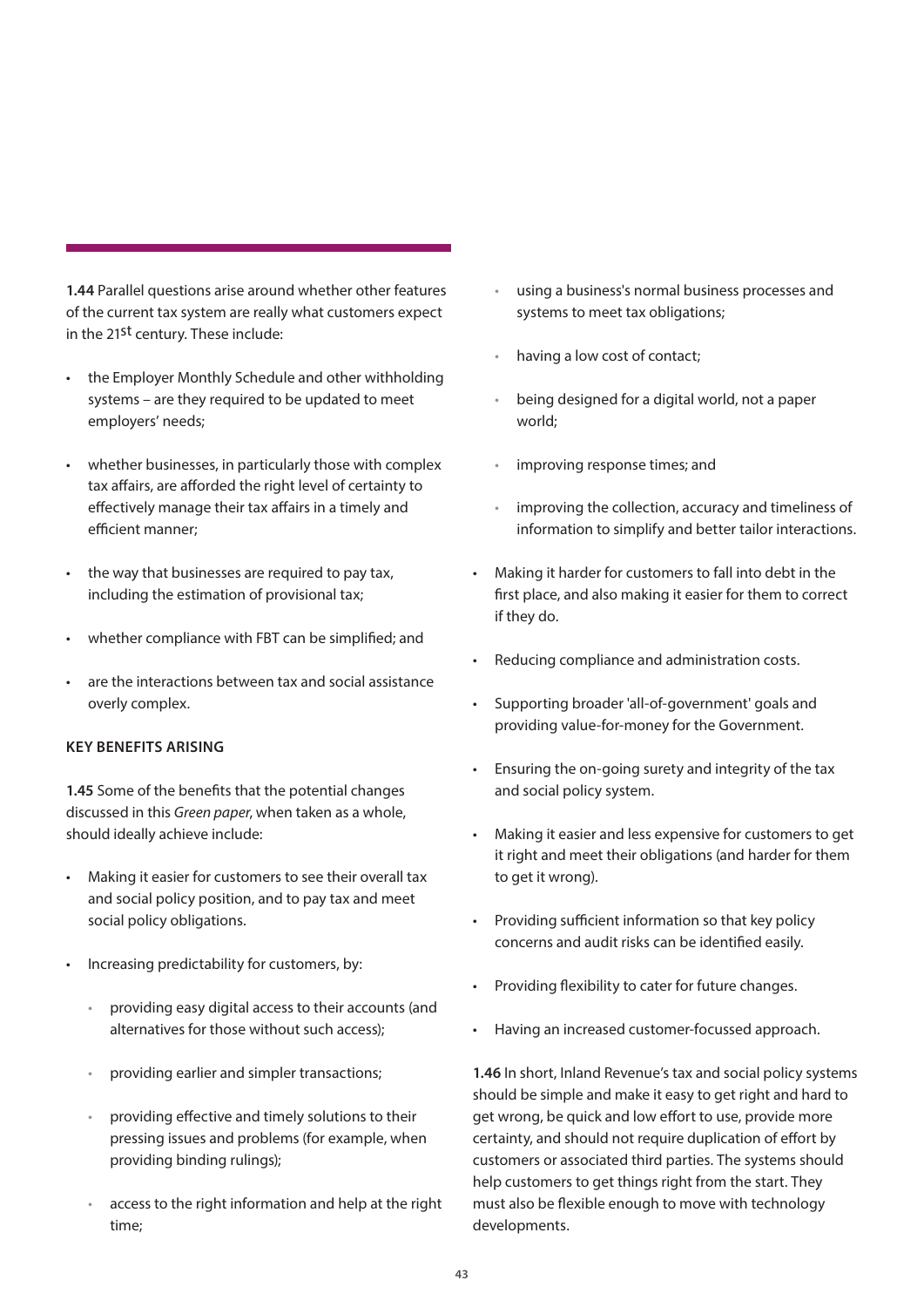**1.44** Parallel questions arise around whether other features of the current tax system are really what customers expect in the 21st century. These include:

- the Employer Monthly Schedule and other withholding systems – are they required to be updated to meet employers' needs;
- whether businesses, in particularly those with complex tax affairs, are afforded the right level of certainty to effectively manage their tax affairs in a timely and efficient manner;
- the way that businesses are required to pay tax, including the estimation of provisional tax;
- whether compliance with FBT can be simplified; and
- are the interactions between tax and social assistance overly complex.

#### KEY BENEFITS ARISING

**1.45** Some of the benefits that the potential changes discussed in this *Green paper*, when taken as a whole, should ideally achieve include:

- Making it easier for customers to see their overall tax and social policy position, and to pay tax and meet social policy obligations.
- Increasing predictability for customers, by:
  - providing easy digital access to their accounts (and alternatives for those without such access);
  - providing earlier and simpler transactions;
  - providing effective and timely solutions to their pressing issues and problems (for example, when providing binding rulings);
  - access to the right information and help at the right time;
  - using a business's normal business processes and systems to meet tax obligations;
  - having a low cost of contact;
  - being designed for a digital world, not a paper world;
  - improving response times; and
  - improving the collection, accuracy and timeliness of information to simplify and better tailor interactions.
- Making it harder for customers to fall into debt in the first place, and also making it easier for them to correct if they do.
- Reducing compliance and administration costs.
- Supporting broader 'all-of-government' goals and providing value-for-money for the Government.
- Ensuring the on-going surety and integrity of the tax and social policy system.
- Making it easier and less expensive for customers to get it right and meet their obligations (and harder for them to get it wrong).
- Providing sufficient information so that key policy concerns and audit risks can be identified easily.
- Providing flexibility to cater for future changes.
- Having an increased customer-focussed approach.

**1.46** In short, Inland Revenue's tax and social policy systems should be simple and make it easy to get right and hard to get wrong, be quick and low effort to use, provide more certainty, and should not require duplication of effort by customers or associated third parties. The systems should help customers to get things right from the start. They must also be flexible enough to move with technology developments.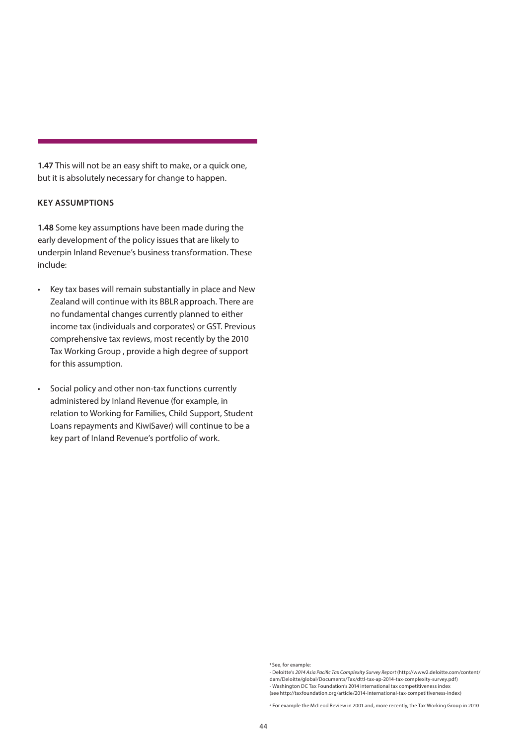**1.47** This will not be an easy shift to make, or a quick one, but it is absolutely necessary for change to happen.

### KEY ASSUMPTIONS

**1.48** Some key assumptions have been made during the early development of the policy issues that are likely to underpin Inland Revenue's business transformation. These include:

- Key tax bases will remain substantially in place and New Zealand will continue with its BBLR approach. There are no fundamental changes currently planned to either income tax (individuals and corporates) or GST. Previous comprehensive tax reviews, most recently by the 2010 Tax Working Group , provide a high degree of support for this assumption.
- Social policy and other non-tax functions currently administered by Inland Revenue (for example, in relation to Working for Families, Child Support, Student Loans repayments and KiwiSaver) will continue to be a key part of Inland Revenue's portfolio of work.

[1] See, for example:
- Deloitte's *2014 Asia Pacific Tax Complexity Survey Report* (http://www2.deloitte.com/content/dam/Deloitte/global/Documents/Tax/dttl-tax-ap-2014-tax-complexity-survey.pdf)
- Washington DC Tax Foundation's 2014 international tax competitiveness index (see http://taxfoundation.org/article/2014-international-tax-competitiveness-index)

[2] For example the McLeod Review in 2001 and, more recently, the Tax Working Group in 2010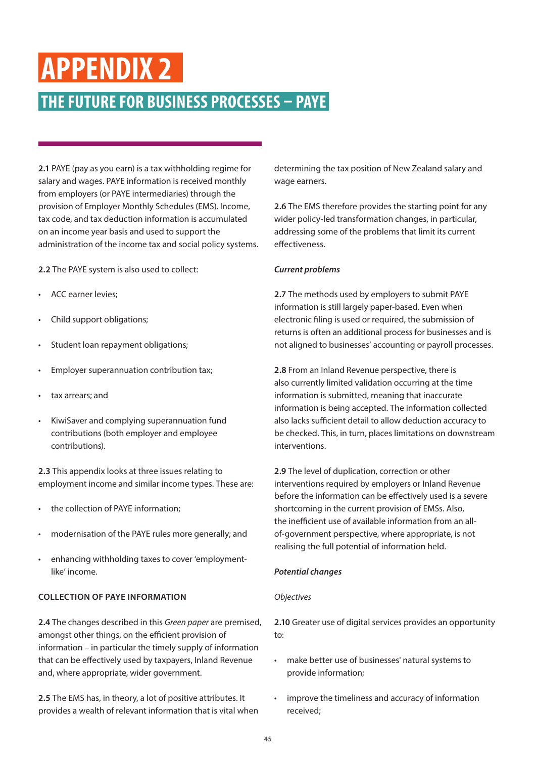# APPENDIX 2

## THE FUTURE FOR BUSINESS PROCESSES – PAYE

**2.1** PAYE (pay as you earn) is a tax withholding regime for salary and wages. PAYE information is received monthly from employers (or PAYE intermediaries) through the provision of Employer Monthly Schedules (EMS). Income, tax code, and tax deduction information is accumulated on an income year basis and used to support the administration of the income tax and social policy systems.

**2.2** The PAYE system is also used to collect:

- ACC earner levies;
- Child support obligations;
- Student loan repayment obligations;
- Employer superannuation contribution tax;
- tax arrears; and
- KiwiSaver and complying superannuation fund contributions (both employer and employee contributions).

**2.3** This appendix looks at three issues relating to employment income and similar income types. These are:

- the collection of PAYE information;
- modernisation of the PAYE rules more generally; and
- enhancing withholding taxes to cover 'employment-like' income.

### COLLECTION OF PAYE INFORMATION

**2.4** The changes described in this *Green paper* are premised, amongst other things, on the efficient provision of information – in particular the timely supply of information that can be effectively used by taxpayers, Inland Revenue and, where appropriate, wider government.

**2.5** The EMS has, in theory, a lot of positive attributes. It provides a wealth of relevant information that is vital when determining the tax position of New Zealand salary and wage earners.

**2.6** The EMS therefore provides the starting point for any wider policy-led transformation changes, in particular, addressing some of the problems that limit its current effectiveness.

***Current problems***

**2.7** The methods used by employers to submit PAYE information is still largely paper-based. Even when electronic filing is used or required, the submission of returns is often an additional process for businesses and is not aligned to businesses' accounting or payroll processes.

**2.8** From an Inland Revenue perspective, there is also currently limited validation occurring at the time information is submitted, meaning that inaccurate information is being accepted. The information collected also lacks sufficient detail to allow deduction accuracy to be checked. This, in turn, places limitations on downstream interventions.

**2.9** The level of duplication, correction or other interventions required by employers or Inland Revenue before the information can be effectively used is a severe shortcoming in the current provision of EMSs. Also, the inefficient use of available information from an all-of-government perspective, where appropriate, is not realising the full potential of information held.

***Potential changes***

*Objectives*

**2.10** Greater use of digital services provides an opportunity to:

- make better use of businesses' natural systems to provide information;
- improve the timeliness and accuracy of information received;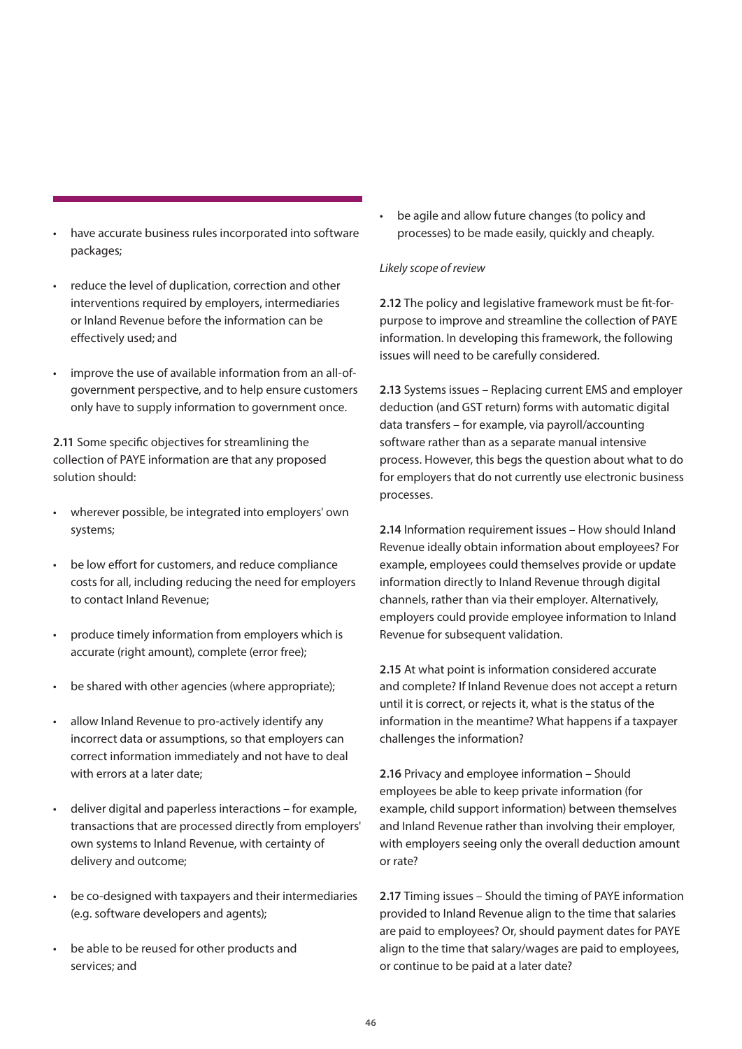- have accurate business rules incorporated into software packages;
- reduce the level of duplication, correction and other interventions required by employers, intermediaries or Inland Revenue before the information can be effectively used; and
- improve the use of available information from an all-of-government perspective, and to help ensure customers only have to supply information to government once.

**2.11** Some specific objectives for streamlining the collection of PAYE information are that any proposed solution should:

- wherever possible, be integrated into employers' own systems;
- be low effort for customers, and reduce compliance costs for all, including reducing the need for employers to contact Inland Revenue;
- produce timely information from employers which is accurate (right amount), complete (error free);
- be shared with other agencies (where appropriate);
- allow Inland Revenue to pro-actively identify any incorrect data or assumptions, so that employers can correct information immediately and not have to deal with errors at a later date;
- deliver digital and paperless interactions – for example, transactions that are processed directly from employers' own systems to Inland Revenue, with certainty of delivery and outcome;
- be co-designed with taxpayers and their intermediaries (e.g. software developers and agents);
- be able to be reused for other products and services; and
- be agile and allow future changes (to policy and processes) to be made easily, quickly and cheaply.

*Likely scope of review*

**2.12** The policy and legislative framework must be fit-for-purpose to improve and streamline the collection of PAYE information. In developing this framework, the following issues will need to be carefully considered.

**2.13** Systems issues – Replacing current EMS and employer deduction (and GST return) forms with automatic digital data transfers – for example, via payroll/accounting software rather than as a separate manual intensive process. However, this begs the question about what to do for employers that do not currently use electronic business processes.

**2.14** Information requirement issues – How should Inland Revenue ideally obtain information about employees? For example, employees could themselves provide or update information directly to Inland Revenue through digital channels, rather than via their employer. Alternatively, employers could provide employee information to Inland Revenue for subsequent validation.

**2.15** At what point is information considered accurate and complete? If Inland Revenue does not accept a return until it is correct, or rejects it, what is the status of the information in the meantime? What happens if a taxpayer challenges the information?

**2.16** Privacy and employee information – Should employees be able to keep private information (for example, child support information) between themselves and Inland Revenue rather than involving their employer, with employers seeing only the overall deduction amount or rate?

**2.17** Timing issues – Should the timing of PAYE information provided to Inland Revenue align to the time that salaries are paid to employees? Or, should payment dates for PAYE align to the time that salary/wages are paid to employees, or continue to be paid at a later date?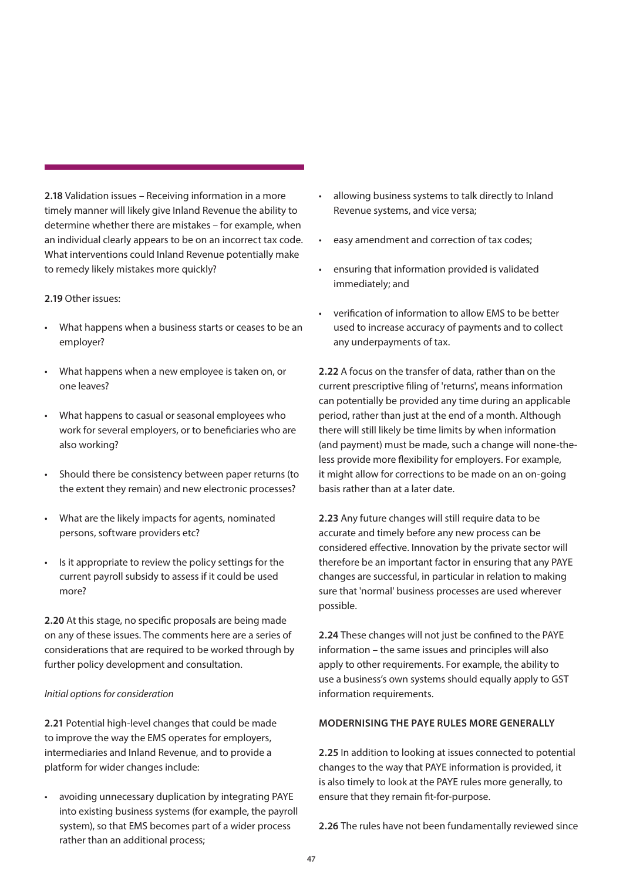**2.18** Validation issues – Receiving information in a more timely manner will likely give Inland Revenue the ability to determine whether there are mistakes – for example, when an individual clearly appears to be on an incorrect tax code. What interventions could Inland Revenue potentially make to remedy likely mistakes more quickly?

**2.19** Other issues:

- What happens when a business starts or ceases to be an employer?
- What happens when a new employee is taken on, or one leaves?
- What happens to casual or seasonal employees who work for several employers, or to beneficiaries who are also working?
- Should there be consistency between paper returns (to the extent they remain) and new electronic processes?
- What are the likely impacts for agents, nominated persons, software providers etc?
- Is it appropriate to review the policy settings for the current payroll subsidy to assess if it could be used more?

**2.20** At this stage, no specific proposals are being made on any of these issues. The comments here are a series of considerations that are required to be worked through by further policy development and consultation.

*Initial options for consideration*

**2.21** Potential high-level changes that could be made to improve the way the EMS operates for employers, intermediaries and Inland Revenue, and to provide a platform for wider changes include:

- avoiding unnecessary duplication by integrating PAYE into existing business systems (for example, the payroll system), so that EMS becomes part of a wider process rather than an additional process;
- allowing business systems to talk directly to Inland Revenue systems, and vice versa;
- easy amendment and correction of tax codes;
- ensuring that information provided is validated immediately; and
- verification of information to allow EMS to be better used to increase accuracy of payments and to collect any underpayments of tax.

**2.22** A focus on the transfer of data, rather than on the current prescriptive filing of 'returns', means information can potentially be provided any time during an applicable period, rather than just at the end of a month. Although there will still likely be time limits by when information (and payment) must be made, such a change will none-the-less provide more flexibility for employers. For example, it might allow for corrections to be made on an on-going basis rather than at a later date.

**2.23** Any future changes will still require data to be accurate and timely before any new process can be considered effective. Innovation by the private sector will therefore be an important factor in ensuring that any PAYE changes are successful, in particular in relation to making sure that 'normal' business processes are used wherever possible.

**2.24** These changes will not just be confined to the PAYE information – the same issues and principles will also apply to other requirements. For example, the ability to use a business's own systems should equally apply to GST information requirements.

### MODERNISING THE PAYE RULES MORE GENERALLY

**2.25** In addition to looking at issues connected to potential changes to the way that PAYE information is provided, it is also timely to look at the PAYE rules more generally, to ensure that they remain fit-for-purpose.

**2.26** The rules have not been fundamentally reviewed since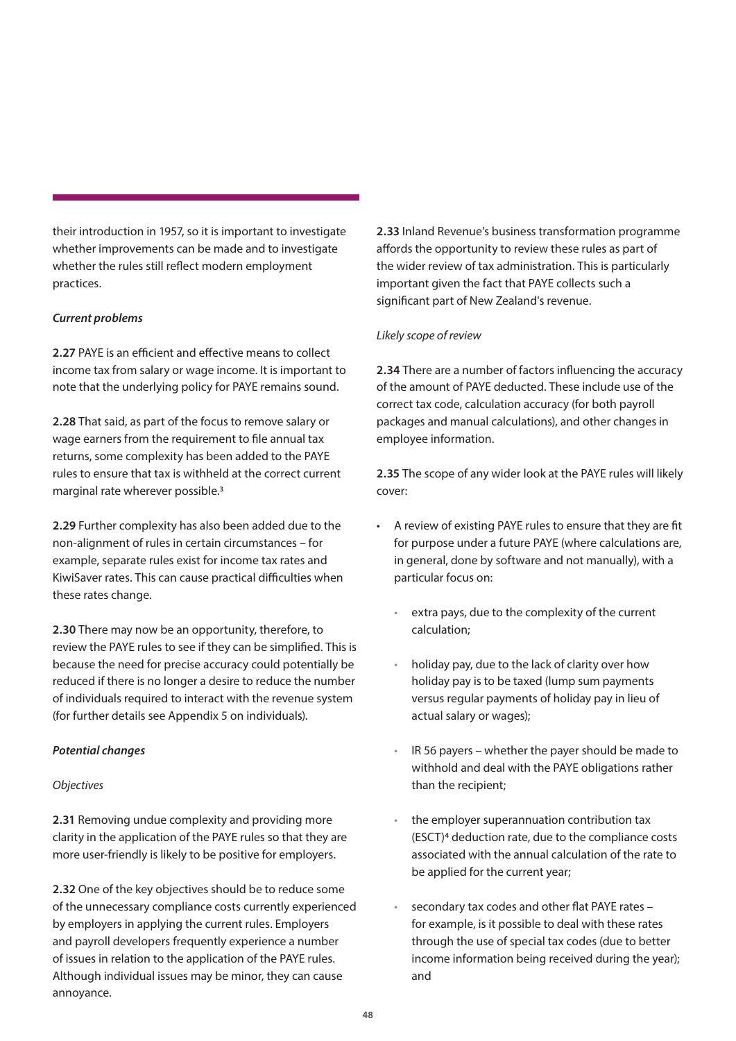their introduction in 1957, so it is important to investigate whether improvements can be made and to investigate whether the rules still reflect modern employment practices.

***Current problems***

**2.27** PAYE is an efficient and effective means to collect income tax from salary or wage income. It is important to note that the underlying policy for PAYE remains sound.

**2.28** That said, as part of the focus to remove salary or wage earners from the requirement to file annual tax returns, some complexity has been added to the PAYE rules to ensure that tax is withheld at the correct current marginal rate wherever possible.[3]

**2.29** Further complexity has also been added due to the non-alignment of rules in certain circumstances – for example, separate rules exist for income tax rates and KiwiSaver rates. This can cause practical difficulties when these rates change.

**2.30** There may now be an opportunity, therefore, to review the PAYE rules to see if they can be simplified. This is because the need for precise accuracy could potentially be reduced if there is no longer a desire to reduce the number of individuals required to interact with the revenue system (for further details see Appendix 5 on individuals).

***Potential changes***

*Objectives*

**2.31** Removing undue complexity and providing more clarity in the application of the PAYE rules so that they are more user-friendly is likely to be positive for employers.

**2.32** One of the key objectives should be to reduce some of the unnecessary compliance costs currently experienced by employers in applying the current rules. Employers and payroll developers frequently experience a number of issues in relation to the application of the PAYE rules. Although individual issues may be minor, they can cause annoyance.

**2.33** Inland Revenue's business transformation programme affords the opportunity to review these rules as part of the wider review of tax administration. This is particularly important given the fact that PAYE collects such a significant part of New Zealand's revenue.

*Likely scope of review*

**2.34** There are a number of factors influencing the accuracy of the amount of PAYE deducted. These include use of the correct tax code, calculation accuracy (for both payroll packages and manual calculations), and other changes in employee information.

**2.35** The scope of any wider look at the PAYE rules will likely cover:

- A review of existing PAYE rules to ensure that they are fit for purpose under a future PAYE (where calculations are, in general, done by software and not manually), with a particular focus on:
  - extra pays, due to the complexity of the current calculation;
  - holiday pay, due to the lack of clarity over how holiday pay is to be taxed (lump sum payments versus regular payments of holiday pay in lieu of actual salary or wages);
  - IR 56 payers – whether the payer should be made to withhold and deal with the PAYE obligations rather than the recipient;
  - the employer superannuation contribution tax (ESCT)[4] deduction rate, due to the compliance costs associated with the annual calculation of the rate to be applied for the current year;
  - secondary tax codes and other flat PAYE rates – for example, is it possible to deal with these rates through the use of special tax codes (due to better income information being received during the year); and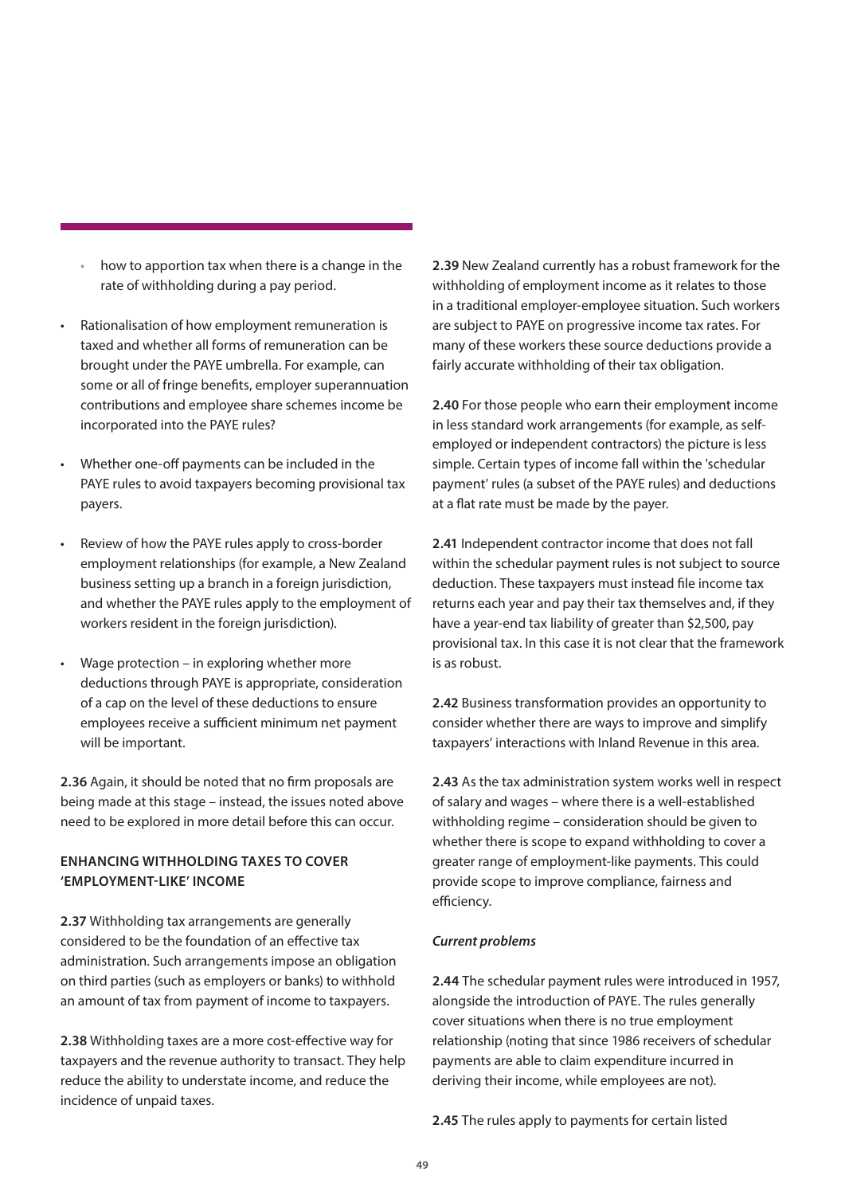- how to apportion tax when there is a change in the rate of withholding during a pay period.

- Rationalisation of how employment remuneration is taxed and whether all forms of remuneration can be brought under the PAYE umbrella. For example, can some or all of fringe benefits, employer superannuation contributions and employee share schemes income be incorporated into the PAYE rules?

- Whether one-off payments can be included in the PAYE rules to avoid taxpayers becoming provisional tax payers.

- Review of how the PAYE rules apply to cross-border employment relationships (for example, a New Zealand business setting up a branch in a foreign jurisdiction, and whether the PAYE rules apply to the employment of workers resident in the foreign jurisdiction).

- Wage protection – in exploring whether more deductions through PAYE is appropriate, consideration of a cap on the level of these deductions to ensure employees receive a sufficient minimum net payment will be important.

**2.36** Again, it should be noted that no firm proposals are being made at this stage – instead, the issues noted above need to be explored in more detail before this can occur.

### ENHANCING WITHHOLDING TAXES TO COVER 'EMPLOYMENT-LIKE' INCOME

**2.37** Withholding tax arrangements are generally considered to be the foundation of an effective tax administration. Such arrangements impose an obligation on third parties (such as employers or banks) to withhold an amount of tax from payment of income to taxpayers.

**2.38** Withholding taxes are a more cost-effective way for taxpayers and the revenue authority to transact. They help reduce the ability to understate income, and reduce the incidence of unpaid taxes.

**2.39** New Zealand currently has a robust framework for the withholding of employment income as it relates to those in a traditional employer-employee situation. Such workers are subject to PAYE on progressive income tax rates. For many of these workers these source deductions provide a fairly accurate withholding of their tax obligation.

**2.40** For those people who earn their employment income in less standard work arrangements (for example, as self-employed or independent contractors) the picture is less simple. Certain types of income fall within the 'schedular payment' rules (a subset of the PAYE rules) and deductions at a flat rate must be made by the payer.

**2.41** Independent contractor income that does not fall within the schedular payment rules is not subject to source deduction. These taxpayers must instead file income tax returns each year and pay their tax themselves and, if they have a year-end tax liability of greater than $2,500, pay provisional tax. In this case it is not clear that the framework is as robust.

**2.42** Business transformation provides an opportunity to consider whether there are ways to improve and simplify taxpayers' interactions with Inland Revenue in this area.

**2.43** As the tax administration system works well in respect of salary and wages – where there is a well-established withholding regime – consideration should be given to whether there is scope to expand withholding to cover a greater range of employment-like payments. This could provide scope to improve compliance, fairness and efficiency.

#### *Current problems*

**2.44** The schedular payment rules were introduced in 1957, alongside the introduction of PAYE. The rules generally cover situations when there is no true employment relationship (noting that since 1986 receivers of schedular payments are able to claim expenditure incurred in deriving their income, while employees are not).

**2.45** The rules apply to payments for certain listed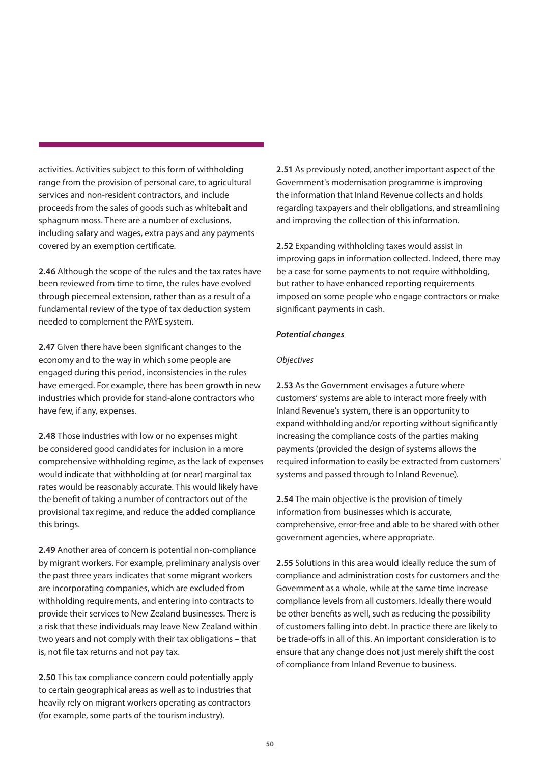activities. Activities subject to this form of withholding range from the provision of personal care, to agricultural services and non-resident contractors, and include proceeds from the sales of goods such as whitebait and sphagnum moss. There are a number of exclusions, including salary and wages, extra pays and any payments covered by an exemption certificate.

**2.46** Although the scope of the rules and the tax rates have been reviewed from time to time, the rules have evolved through piecemeal extension, rather than as a result of a fundamental review of the type of tax deduction system needed to complement the PAYE system.

**2.47** Given there have been significant changes to the economy and to the way in which some people are engaged during this period, inconsistencies in the rules have emerged. For example, there has been growth in new industries which provide for stand-alone contractors who have few, if any, expenses.

**2.48** Those industries with low or no expenses might be considered good candidates for inclusion in a more comprehensive withholding regime, as the lack of expenses would indicate that withholding at (or near) marginal tax rates would be reasonably accurate. This would likely have the benefit of taking a number of contractors out of the provisional tax regime, and reduce the added compliance this brings.

**2.49** Another area of concern is potential non-compliance by migrant workers. For example, preliminary analysis over the past three years indicates that some migrant workers are incorporating companies, which are excluded from withholding requirements, and entering into contracts to provide their services to New Zealand businesses. There is a risk that these individuals may leave New Zealand within two years and not comply with their tax obligations – that is, not file tax returns and not pay tax.

**2.50** This tax compliance concern could potentially apply to certain geographical areas as well as to industries that heavily rely on migrant workers operating as contractors (for example, some parts of the tourism industry).

**2.51** As previously noted, another important aspect of the Government's modernisation programme is improving the information that Inland Revenue collects and holds regarding taxpayers and their obligations, and streamlining and improving the collection of this information.

**2.52** Expanding withholding taxes would assist in improving gaps in information collected. Indeed, there may be a case for some payments to not require withholding, but rather to have enhanced reporting requirements imposed on some people who engage contractors or make significant payments in cash.

***Potential changes***

*Objectives*

**2.53** As the Government envisages a future where customers' systems are able to interact more freely with Inland Revenue's system, there is an opportunity to expand withholding and/or reporting without significantly increasing the compliance costs of the parties making payments (provided the design of systems allows the required information to easily be extracted from customers' systems and passed through to Inland Revenue).

**2.54** The main objective is the provision of timely information from businesses which is accurate, comprehensive, error-free and able to be shared with other government agencies, where appropriate.

**2.55** Solutions in this area would ideally reduce the sum of compliance and administration costs for customers and the Government as a whole, while at the same time increase compliance levels from all customers. Ideally there would be other benefits as well, such as reducing the possibility of customers falling into debt. In practice there are likely to be trade-offs in all of this. An important consideration is to ensure that any change does not just merely shift the cost of compliance from Inland Revenue to business.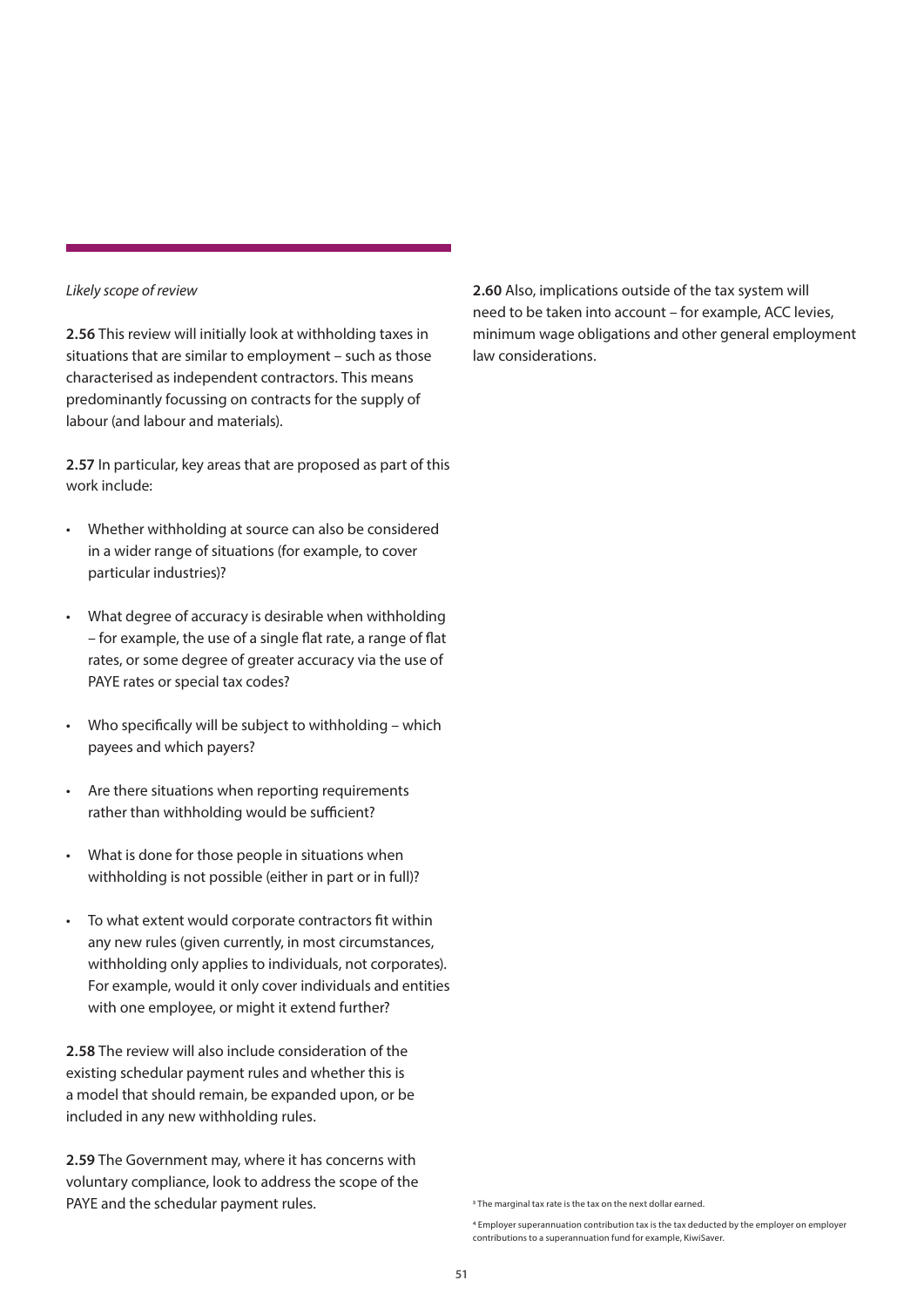*Likely scope of review*

**2.56** This review will initially look at withholding taxes in situations that are similar to employment – such as those characterised as independent contractors. This means predominantly focussing on contracts for the supply of labour (and labour and materials).

**2.57** In particular, key areas that are proposed as part of this work include:

- Whether withholding at source can also be considered in a wider range of situations (for example, to cover particular industries)?
- What degree of accuracy is desirable when withholding – for example, the use of a single flat rate, a range of flat rates, or some degree of greater accuracy via the use of PAYE rates or special tax codes?
- Who specifically will be subject to withholding – which payees and which payers?
- Are there situations when reporting requirements rather than withholding would be sufficient?
- What is done for those people in situations when withholding is not possible (either in part or in full)?
- To what extent would corporate contractors fit within any new rules (given currently, in most circumstances, withholding only applies to individuals, not corporates). For example, would it only cover individuals and entities with one employee, or might it extend further?

**2.58** The review will also include consideration of the existing schedular payment rules and whether this is a model that should remain, be expanded upon, or be included in any new withholding rules.

**2.59** The Government may, where it has concerns with voluntary compliance, look to address the scope of the PAYE and the schedular payment rules.

**2.60** Also, implications outside of the tax system will need to be taken into account – for example, ACC levies, minimum wage obligations and other general employment law considerations.

[3] The marginal tax rate is the tax on the next dollar earned.

[4] Employer superannuation contribution tax is the tax deducted by the employer on employer contributions to a superannuation fund for example, KiwiSaver.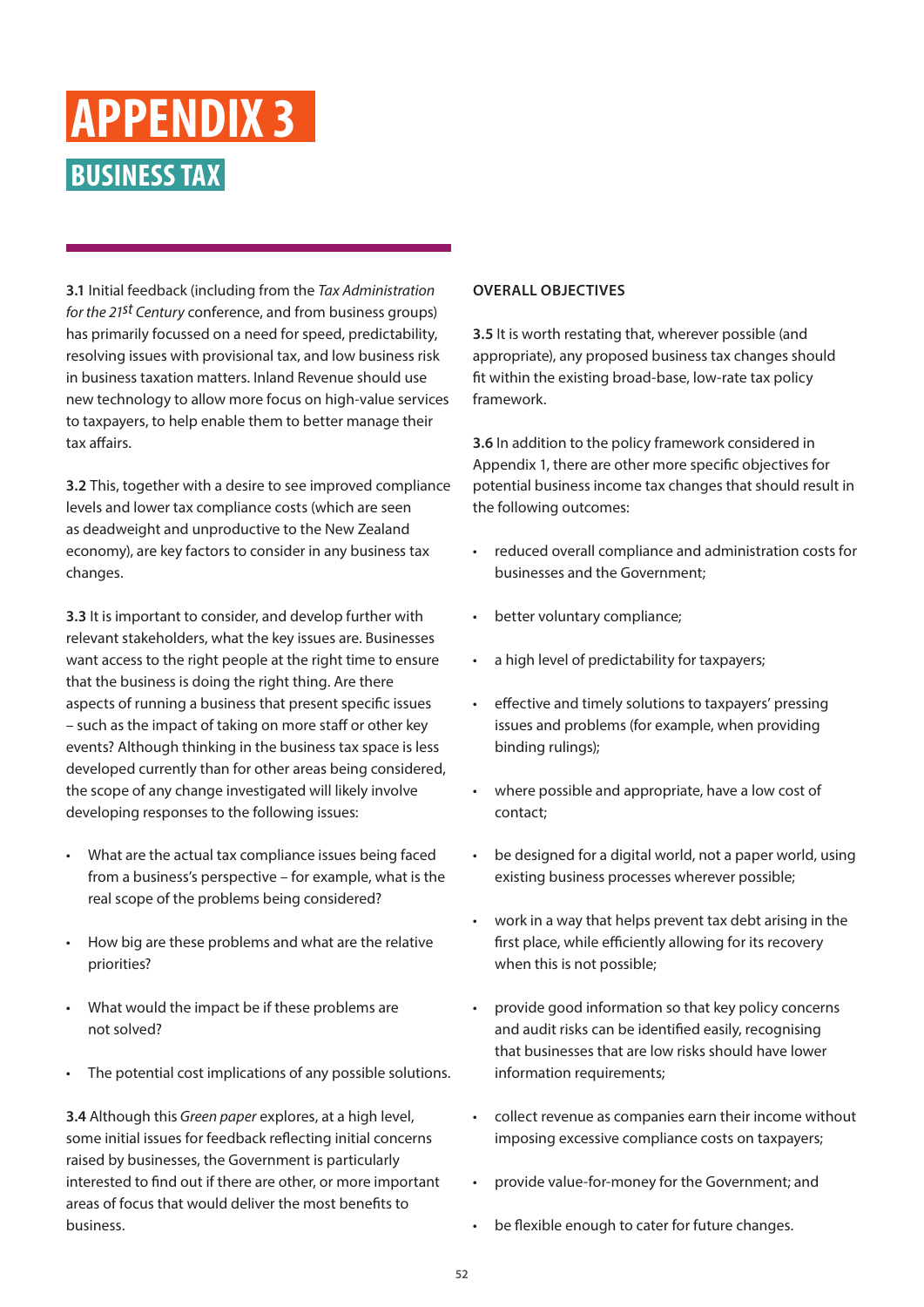# APPENDIX 3

## BUSINESS TAX

**3.1** Initial feedback (including from the *Tax Administration for the 21st Century* conference, and from business groups) has primarily focussed on a need for speed, predictability, resolving issues with provisional tax, and low business risk in business taxation matters. Inland Revenue should use new technology to allow more focus on high-value services to taxpayers, to help enable them to better manage their tax affairs.

**3.2** This, together with a desire to see improved compliance levels and lower tax compliance costs (which are seen as deadweight and unproductive to the New Zealand economy), are key factors to consider in any business tax changes.

**3.3** It is important to consider, and develop further with relevant stakeholders, what the key issues are. Businesses want access to the right people at the right time to ensure that the business is doing the right thing. Are there aspects of running a business that present specific issues – such as the impact of taking on more staff or other key events? Although thinking in the business tax space is less developed currently than for other areas being considered, the scope of any change investigated will likely involve developing responses to the following issues:

- What are the actual tax compliance issues being faced from a business's perspective – for example, what is the real scope of the problems being considered?
- How big are these problems and what are the relative priorities?
- What would the impact be if these problems are not solved?
- The potential cost implications of any possible solutions.

**3.4** Although this *Green paper* explores, at a high level, some initial issues for feedback reflecting initial concerns raised by businesses, the Government is particularly interested to find out if there are other, or more important areas of focus that would deliver the most benefits to business.

### OVERALL OBJECTIVES

**3.5** It is worth restating that, wherever possible (and appropriate), any proposed business tax changes should fit within the existing broad-base, low-rate tax policy framework.

**3.6** In addition to the policy framework considered in Appendix 1, there are other more specific objectives for potential business income tax changes that should result in the following outcomes:

- reduced overall compliance and administration costs for businesses and the Government;
- better voluntary compliance;
- a high level of predictability for taxpayers;
- effective and timely solutions to taxpayers' pressing issues and problems (for example, when providing binding rulings);
- where possible and appropriate, have a low cost of contact;
- be designed for a digital world, not a paper world, using existing business processes wherever possible;
- work in a way that helps prevent tax debt arising in the first place, while efficiently allowing for its recovery when this is not possible;
- provide good information so that key policy concerns and audit risks can be identified easily, recognising that businesses that are low risks should have lower information requirements;
- collect revenue as companies earn their income without imposing excessive compliance costs on taxpayers;
- provide value-for-money for the Government; and
- be flexible enough to cater for future changes.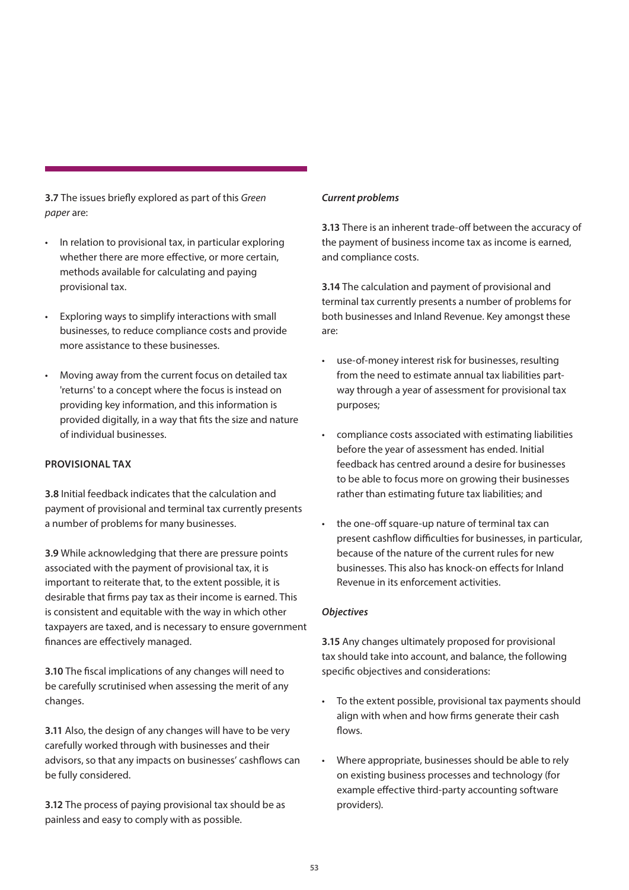**3.7** The issues briefly explored as part of this *Green paper* are:

- In relation to provisional tax, in particular exploring whether there are more effective, or more certain, methods available for calculating and paying provisional tax.
- Exploring ways to simplify interactions with small businesses, to reduce compliance costs and provide more assistance to these businesses.
- Moving away from the current focus on detailed tax 'returns' to a concept where the focus is instead on providing key information, and this information is provided digitally, in a way that fits the size and nature of individual businesses.

## PROVISIONAL TAX

**3.8** Initial feedback indicates that the calculation and payment of provisional and terminal tax currently presents a number of problems for many businesses.

**3.9** While acknowledging that there are pressure points associated with the payment of provisional tax, it is important to reiterate that, to the extent possible, it is desirable that firms pay tax as their income is earned. This is consistent and equitable with the way in which other taxpayers are taxed, and is necessary to ensure government finances are effectively managed.

**3.10** The fiscal implications of any changes will need to be carefully scrutinised when assessing the merit of any changes.

**3.11** Also, the design of any changes will have to be very carefully worked through with businesses and their advisors, so that any impacts on businesses' cashflows can be fully considered.

**3.12** The process of paying provisional tax should be as painless and easy to comply with as possible.

### *Current problems*

**3.13** There is an inherent trade-off between the accuracy of the payment of business income tax as income is earned, and compliance costs.

**3.14** The calculation and payment of provisional and terminal tax currently presents a number of problems for both businesses and Inland Revenue. Key amongst these are:

- use-of-money interest risk for businesses, resulting from the need to estimate annual tax liabilities part-way through a year of assessment for provisional tax purposes;
- compliance costs associated with estimating liabilities before the year of assessment has ended. Initial feedback has centred around a desire for businesses to be able to focus more on growing their businesses rather than estimating future tax liabilities; and
- the one-off square-up nature of terminal tax can present cashflow difficulties for businesses, in particular, because of the nature of the current rules for new businesses. This also has knock-on effects for Inland Revenue in its enforcement activities.

### *Objectives*

**3.15** Any changes ultimately proposed for provisional tax should take into account, and balance, the following specific objectives and considerations:

- To the extent possible, provisional tax payments should align with when and how firms generate their cash flows.
- Where appropriate, businesses should be able to rely on existing business processes and technology (for example effective third-party accounting software providers).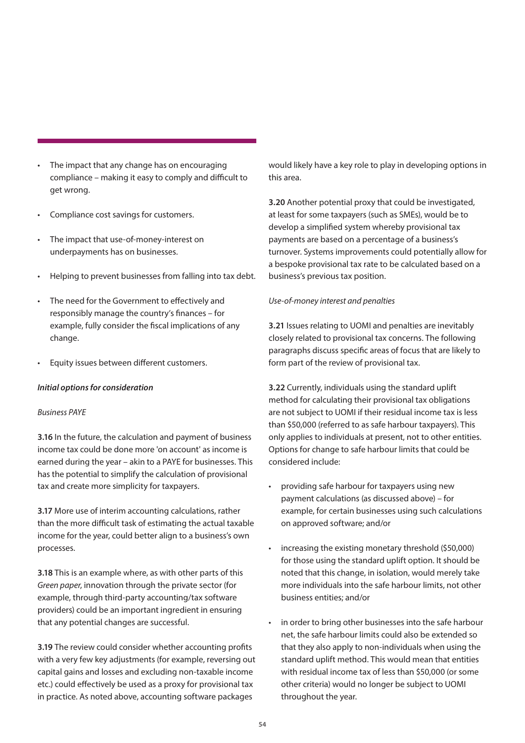- The impact that any change has on encouraging compliance – making it easy to comply and difficult to get wrong.
- Compliance cost savings for customers.
- The impact that use-of-money-interest on underpayments has on businesses.
- Helping to prevent businesses from falling into tax debt.
- The need for the Government to effectively and responsibly manage the country's finances – for example, fully consider the fiscal implications of any change.
- Equity issues between different customers.

***Initial options for consideration***

*Business PAYE*

**3.16** In the future, the calculation and payment of business income tax could be done more 'on account' as income is earned during the year – akin to a PAYE for businesses. This has the potential to simplify the calculation of provisional tax and create more simplicity for taxpayers.

**3.17** More use of interim accounting calculations, rather than the more difficult task of estimating the actual taxable income for the year, could better align to a business's own processes.

**3.18** This is an example where, as with other parts of this *Green paper*, innovation through the private sector (for example, through third-party accounting/tax software providers) could be an important ingredient in ensuring that any potential changes are successful.

**3.19** The review could consider whether accounting profits with a very few key adjustments (for example, reversing out capital gains and losses and excluding non-taxable income etc.) could effectively be used as a proxy for provisional tax in practice. As noted above, accounting software packages would likely have a key role to play in developing options in this area.

**3.20** Another potential proxy that could be investigated, at least for some taxpayers (such as SMEs), would be to develop a simplified system whereby provisional tax payments are based on a percentage of a business's turnover. Systems improvements could potentially allow for a bespoke provisional tax rate to be calculated based on a business's previous tax position.

*Use-of-money interest and penalties*

**3.21** Issues relating to UOMI and penalties are inevitably closely related to provisional tax concerns. The following paragraphs discuss specific areas of focus that are likely to form part of the review of provisional tax.

**3.22** Currently, individuals using the standard uplift method for calculating their provisional tax obligations are not subject to UOMI if their residual income tax is less than $50,000 (referred to as safe harbour taxpayers). This only applies to individuals at present, not to other entities. Options for change to safe harbour limits that could be considered include:

- providing safe harbour for taxpayers using new payment calculations (as discussed above) – for example, for certain businesses using such calculations on approved software; and/or
- increasing the existing monetary threshold ($50,000) for those using the standard uplift option. It should be noted that this change, in isolation, would merely take more individuals into the safe harbour limits, not other business entities; and/or
- in order to bring other businesses into the safe harbour net, the safe harbour limits could also be extended so that they also apply to non-individuals when using the standard uplift method. This would mean that entities with residual income tax of less than $50,000 (or some other criteria) would no longer be subject to UOMI throughout the year.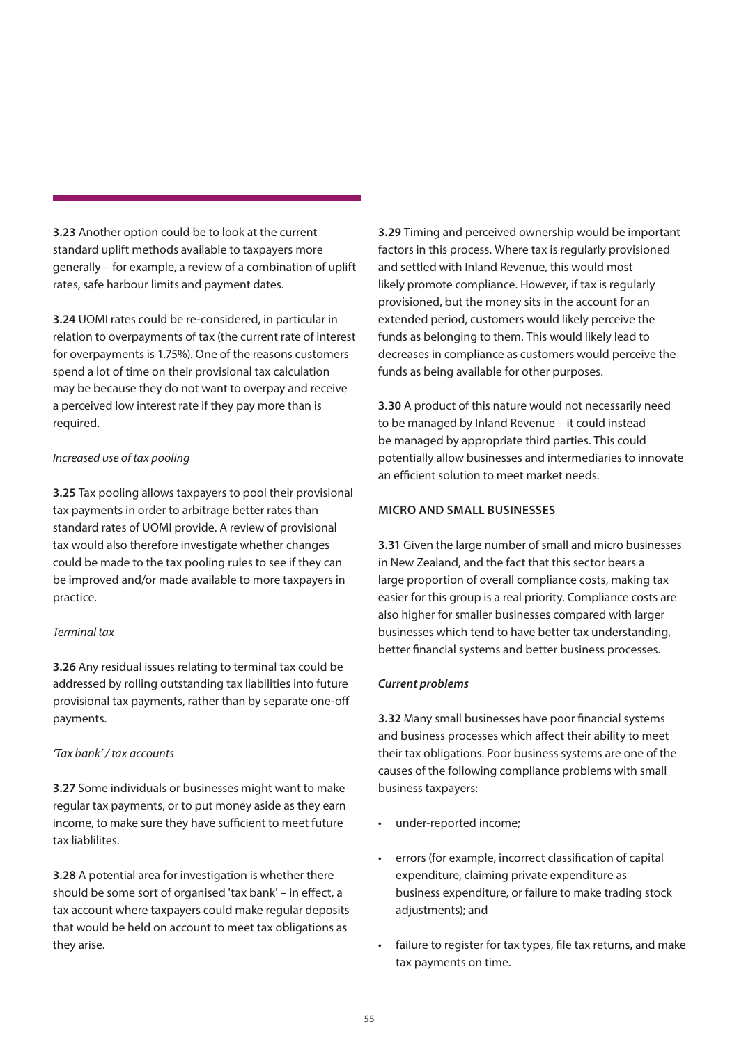**3.23** Another option could be to look at the current standard uplift methods available to taxpayers more generally – for example, a review of a combination of uplift rates, safe harbour limits and payment dates.

**3.24** UOMI rates could be re-considered, in particular in relation to overpayments of tax (the current rate of interest for overpayments is 1.75%). One of the reasons customers spend a lot of time on their provisional tax calculation may be because they do not want to overpay and receive a perceived low interest rate if they pay more than is required.

*Increased use of tax pooling*

**3.25** Tax pooling allows taxpayers to pool their provisional tax payments in order to arbitrage better rates than standard rates of UOMI provide. A review of provisional tax would also therefore investigate whether changes could be made to the tax pooling rules to see if they can be improved and/or made available to more taxpayers in practice.

*Terminal tax*

**3.26** Any residual issues relating to terminal tax could be addressed by rolling outstanding tax liabilities into future provisional tax payments, rather than by separate one-off payments.

*'Tax bank' / tax accounts*

**3.27** Some individuals or businesses might want to make regular tax payments, or to put money aside as they earn income, to make sure they have sufficient to meet future tax liablilites.

**3.28** A potential area for investigation is whether there should be some sort of organised 'tax bank' – in effect, a tax account where taxpayers could make regular deposits that would be held on account to meet tax obligations as they arise.

**3.29** Timing and perceived ownership would be important factors in this process. Where tax is regularly provisioned and settled with Inland Revenue, this would most likely promote compliance. However, if tax is regularly provisioned, but the money sits in the account for an extended period, customers would likely perceive the funds as belonging to them. This would likely lead to decreases in compliance as customers would perceive the funds as being available for other purposes.

**3.30** A product of this nature would not necessarily need to be managed by Inland Revenue – it could instead be managed by appropriate third parties. This could potentially allow businesses and intermediaries to innovate an efficient solution to meet market needs.

## MICRO AND SMALL BUSINESSES

**3.31** Given the large number of small and micro businesses in New Zealand, and the fact that this sector bears a large proportion of overall compliance costs, making tax easier for this group is a real priority. Compliance costs are also higher for smaller businesses compared with larger businesses which tend to have better tax understanding, better financial systems and better business processes.

***Current problems***

**3.32** Many small businesses have poor financial systems and business processes which affect their ability to meet their tax obligations. Poor business systems are one of the causes of the following compliance problems with small business taxpayers:

- under-reported income;
- errors (for example, incorrect classification of capital expenditure, claiming private expenditure as business expenditure, or failure to make trading stock adjustments); and
- failure to register for tax types, file tax returns, and make tax payments on time.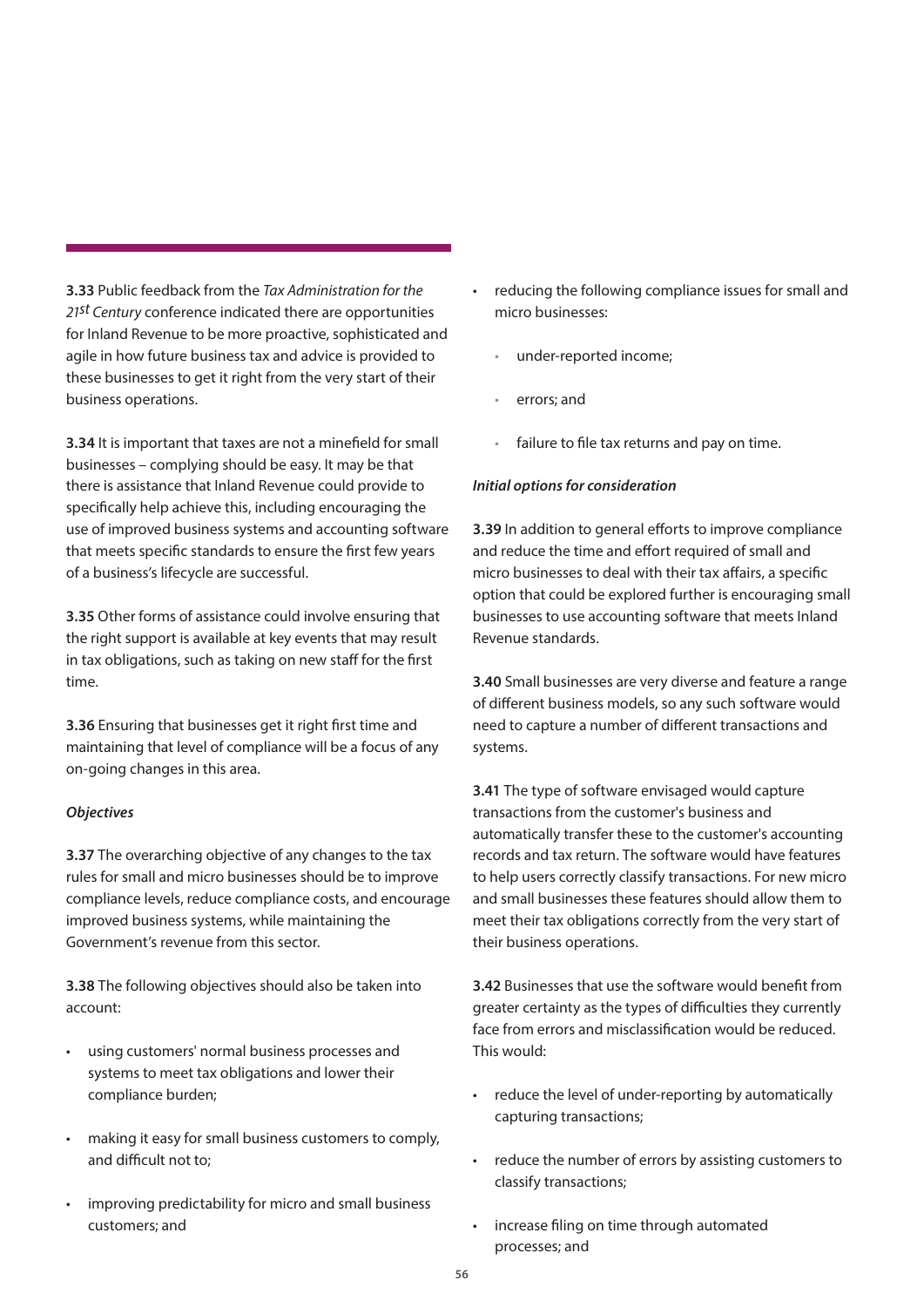**3.33** Public feedback from the *Tax Administration for the 21st Century* conference indicated there are opportunities for Inland Revenue to be more proactive, sophisticated and agile in how future business tax and advice is provided to these businesses to get it right from the very start of their business operations.

**3.34** It is important that taxes are not a minefield for small businesses – complying should be easy. It may be that there is assistance that Inland Revenue could provide to specifically help achieve this, including encouraging the use of improved business systems and accounting software that meets specific standards to ensure the first few years of a business's lifecycle are successful.

**3.35** Other forms of assistance could involve ensuring that the right support is available at key events that may result in tax obligations, such as taking on new staff for the first time.

**3.36** Ensuring that businesses get it right first time and maintaining that level of compliance will be a focus of any on-going changes in this area.

***Objectives***

**3.37** The overarching objective of any changes to the tax rules for small and micro businesses should be to improve compliance levels, reduce compliance costs, and encourage improved business systems, while maintaining the Government's revenue from this sector.

**3.38** The following objectives should also be taken into account:

- using customers' normal business processes and systems to meet tax obligations and lower their compliance burden;
- making it easy for small business customers to comply, and difficult not to;
- improving predictability for micro and small business customers; and
- reducing the following compliance issues for small and micro businesses:
  - under-reported income;
  - errors; and
  - failure to file tax returns and pay on time.

***Initial options for consideration***

**3.39** In addition to general efforts to improve compliance and reduce the time and effort required of small and micro businesses to deal with their tax affairs, a specific option that could be explored further is encouraging small businesses to use accounting software that meets Inland Revenue standards.

**3.40** Small businesses are very diverse and feature a range of different business models, so any such software would need to capture a number of different transactions and systems.

**3.41** The type of software envisaged would capture transactions from the customer's business and automatically transfer these to the customer's accounting records and tax return. The software would have features to help users correctly classify transactions. For new micro and small businesses these features should allow them to meet their tax obligations correctly from the very start of their business operations.

**3.42** Businesses that use the software would benefit from greater certainty as the types of difficulties they currently face from errors and misclassification would be reduced. This would:

- reduce the level of under-reporting by automatically capturing transactions;
- reduce the number of errors by assisting customers to classify transactions;
- increase filing on time through automated processes; and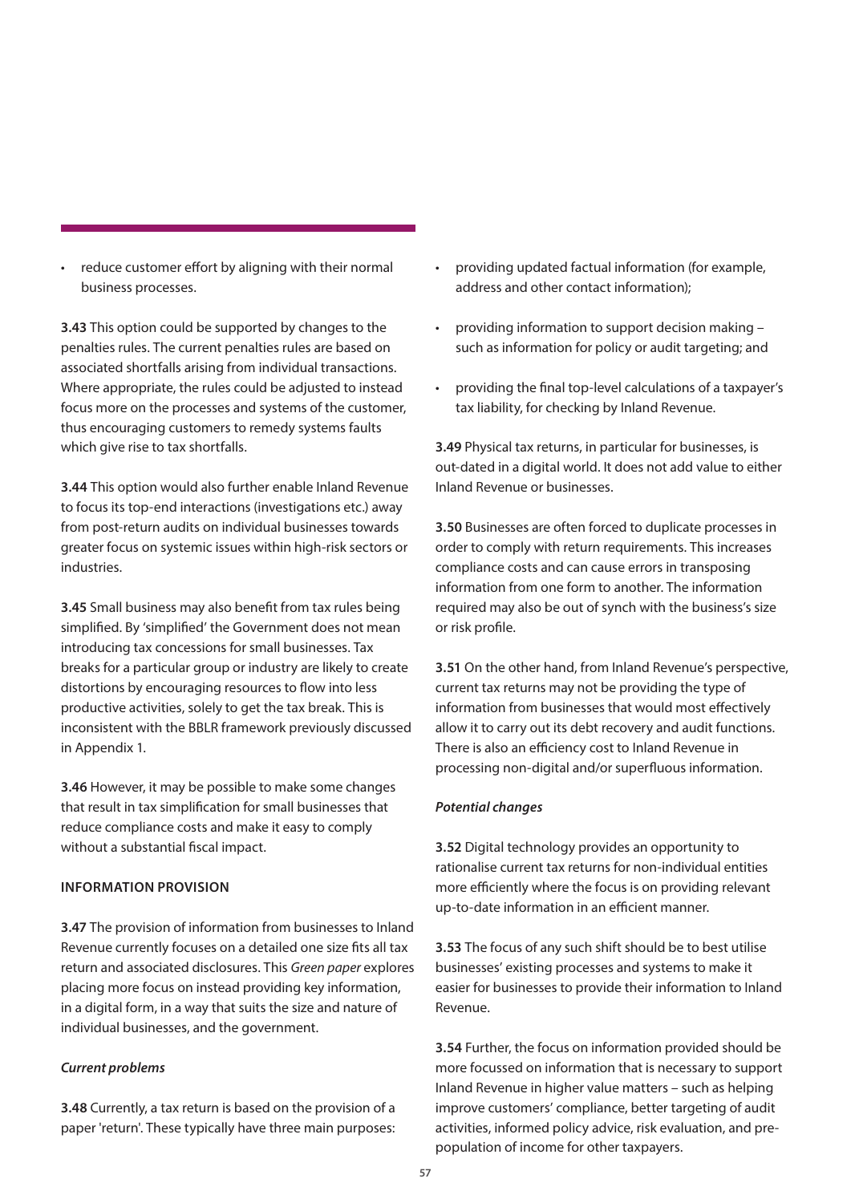- reduce customer effort by aligning with their normal business processes.

**3.43** This option could be supported by changes to the penalties rules. The current penalties rules are based on associated shortfalls arising from individual transactions. Where appropriate, the rules could be adjusted to instead focus more on the processes and systems of the customer, thus encouraging customers to remedy systems faults which give rise to tax shortfalls.

**3.44** This option would also further enable Inland Revenue to focus its top-end interactions (investigations etc.) away from post-return audits on individual businesses towards greater focus on systemic issues within high-risk sectors or industries.

**3.45** Small business may also benefit from tax rules being simplified. By 'simplified' the Government does not mean introducing tax concessions for small businesses. Tax breaks for a particular group or industry are likely to create distortions by encouraging resources to flow into less productive activities, solely to get the tax break. This is inconsistent with the BBLR framework previously discussed in Appendix 1.

**3.46** However, it may be possible to make some changes that result in tax simplification for small businesses that reduce compliance costs and make it easy to comply without a substantial fiscal impact.

## INFORMATION PROVISION

**3.47** The provision of information from businesses to Inland Revenue currently focuses on a detailed one size fits all tax return and associated disclosures. This *Green paper* explores placing more focus on instead providing key information, in a digital form, in a way that suits the size and nature of individual businesses, and the government.

### *Current problems*

**3.48** Currently, a tax return is based on the provision of a paper 'return'. These typically have three main purposes:

- providing updated factual information (for example, address and other contact information);
- providing information to support decision making – such as information for policy or audit targeting; and
- providing the final top-level calculations of a taxpayer's tax liability, for checking by Inland Revenue.

**3.49** Physical tax returns, in particular for businesses, is out-dated in a digital world. It does not add value to either Inland Revenue or businesses.

**3.50** Businesses are often forced to duplicate processes in order to comply with return requirements. This increases compliance costs and can cause errors in transposing information from one form to another. The information required may also be out of synch with the business's size or risk profile.

**3.51** On the other hand, from Inland Revenue's perspective, current tax returns may not be providing the type of information from businesses that would most effectively allow it to carry out its debt recovery and audit functions. There is also an efficiency cost to Inland Revenue in processing non-digital and/or superfluous information.

### *Potential changes*

**3.52** Digital technology provides an opportunity to rationalise current tax returns for non-individual entities more efficiently where the focus is on providing relevant up-to-date information in an efficient manner.

**3.53** The focus of any such shift should be to best utilise businesses' existing processes and systems to make it easier for businesses to provide their information to Inland Revenue.

**3.54** Further, the focus on information provided should be more focussed on information that is necessary to support Inland Revenue in higher value matters – such as helping improve customers' compliance, better targeting of audit activities, informed policy advice, risk evaluation, and pre-population of income for other taxpayers.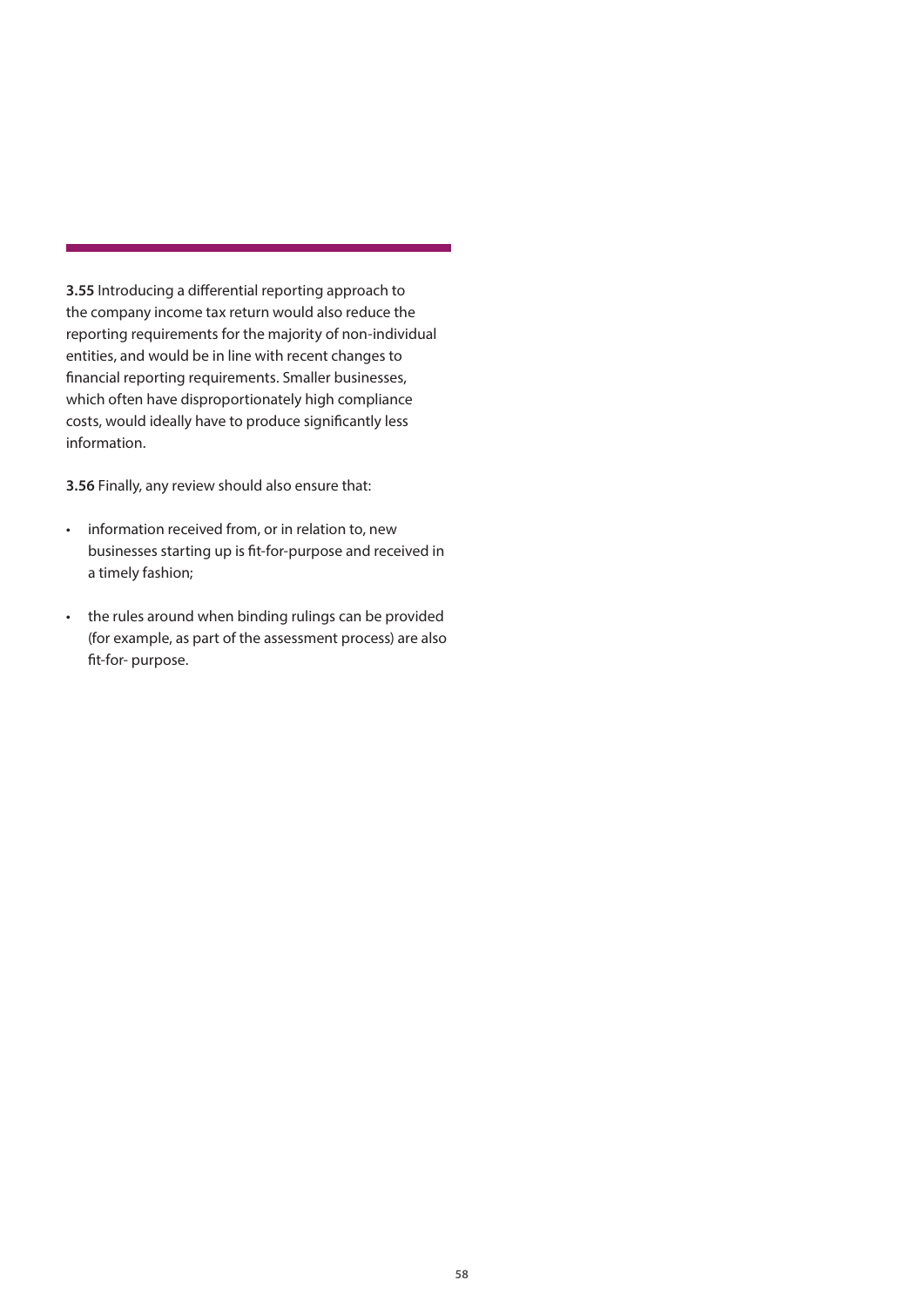**3.55** Introducing a differential reporting approach to the company income tax return would also reduce the reporting requirements for the majority of non-individual entities, and would be in line with recent changes to financial reporting requirements. Smaller businesses, which often have disproportionately high compliance costs, would ideally have to produce significantly less information.

**3.56** Finally, any review should also ensure that:

- information received from, or in relation to, new businesses starting up is fit-for-purpose and received in a timely fashion;
- the rules around when binding rulings can be provided (for example, as part of the assessment process) are also fit-for- purpose.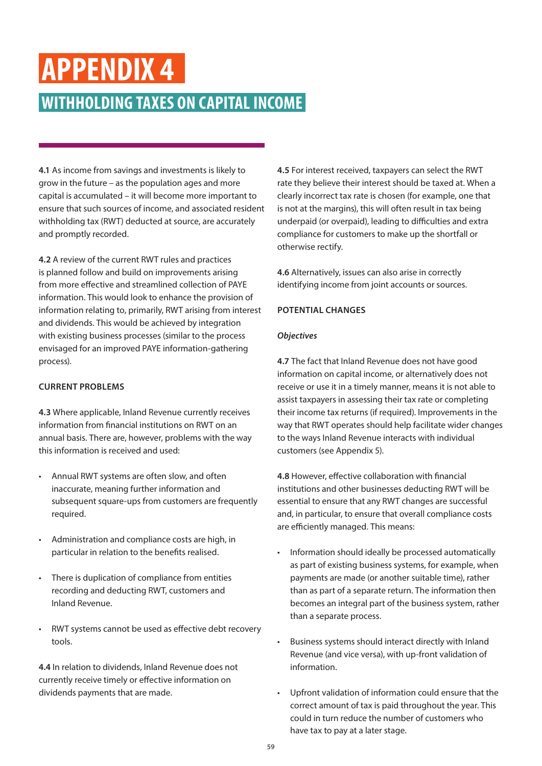# APPENDIX 4

## WITHHOLDING TAXES ON CAPITAL INCOME

**4.1** As income from savings and investments is likely to grow in the future – as the population ages and more capital is accumulated – it will become more important to ensure that such sources of income, and associated resident withholding tax (RWT) deducted at source, are accurately and promptly recorded.

**4.2** A review of the current RWT rules and practices is planned follow and build on improvements arising from more effective and streamlined collection of PAYE information. This would look to enhance the provision of information relating to, primarily, RWT arising from interest and dividends. This would be achieved by integration with existing business processes (similar to the process envisaged for an improved PAYE information-gathering process).

### CURRENT PROBLEMS

**4.3** Where applicable, Inland Revenue currently receives information from financial institutions on RWT on an annual basis. There are, however, problems with the way this information is received and used:

- Annual RWT systems are often slow, and often inaccurate, meaning further information and subsequent square-ups from customers are frequently required.
- Administration and compliance costs are high, in particular in relation to the benefits realised.
- There is duplication of compliance from entities recording and deducting RWT, customers and Inland Revenue.
- RWT systems cannot be used as effective debt recovery tools.

**4.4** In relation to dividends, Inland Revenue does not currently receive timely or effective information on dividends payments that are made.

**4.5** For interest received, taxpayers can select the RWT rate they believe their interest should be taxed at. When a clearly incorrect tax rate is chosen (for example, one that is not at the margins), this will often result in tax being underpaid (or overpaid), leading to difficulties and extra compliance for customers to make up the shortfall or otherwise rectify.

**4.6** Alternatively, issues can also arise in correctly identifying income from joint accounts or sources.

### POTENTIAL CHANGES

#### *Objectives*

**4.7** The fact that Inland Revenue does not have good information on capital income, or alternatively does not receive or use it in a timely manner, means it is not able to assist taxpayers in assessing their tax rate or completing their income tax returns (if required). Improvements in the way that RWT operates should help facilitate wider changes to the ways Inland Revenue interacts with individual customers (see Appendix 5).

**4.8** However, effective collaboration with financial institutions and other businesses deducting RWT will be essential to ensure that any RWT changes are successful and, in particular, to ensure that overall compliance costs are efficiently managed. This means:

- Information should ideally be processed automatically as part of existing business systems, for example, when payments are made (or another suitable time), rather than as part of a separate return. The information then becomes an integral part of the business system, rather than a separate process.
- Business systems should interact directly with Inland Revenue (and vice versa), with up-front validation of information.
- Upfront validation of information could ensure that the correct amount of tax is paid throughout the year. This could in turn reduce the number of customers who have tax to pay at a later stage.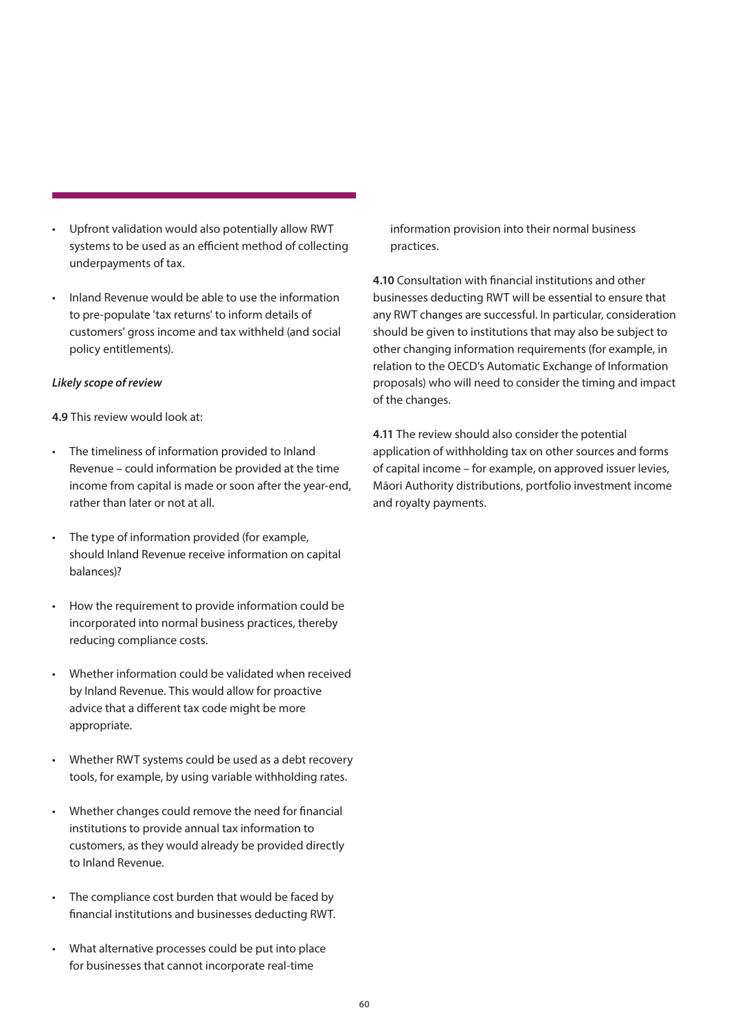- Upfront validation would also potentially allow RWT systems to be used as an efficient method of collecting underpayments of tax.

- Inland Revenue would be able to use the information to pre-populate 'tax returns' to inform details of customers' gross income and tax withheld (and social policy entitlements).

***Likely scope of review***

**4.9** This review would look at:

- The timeliness of information provided to Inland Revenue – could information be provided at the time income from capital is made or soon after the year-end, rather than later or not at all.

- The type of information provided (for example, should Inland Revenue receive information on capital balances)?

- How the requirement to provide information could be incorporated into normal business practices, thereby reducing compliance costs.

- Whether information could be validated when received by Inland Revenue. This would allow for proactive advice that a different tax code might be more appropriate.

- Whether RWT systems could be used as a debt recovery tools, for example, by using variable withholding rates.

- Whether changes could remove the need for financial institutions to provide annual tax information to customers, as they would already be provided directly to Inland Revenue.

- The compliance cost burden that would be faced by financial institutions and businesses deducting RWT.

- What alternative processes could be put into place for businesses that cannot incorporate real-time information provision into their normal business practices.

**4.10** Consultation with financial institutions and other businesses deducting RWT will be essential to ensure that any RWT changes are successful. In particular, consideration should be given to institutions that may also be subject to other changing information requirements (for example, in relation to the OECD's Automatic Exchange of Information proposals) who will need to consider the timing and impact of the changes.

**4.11** The review should also consider the potential application of withholding tax on other sources and forms of capital income – for example, on approved issuer levies, Māori Authority distributions, portfolio investment income and royalty payments.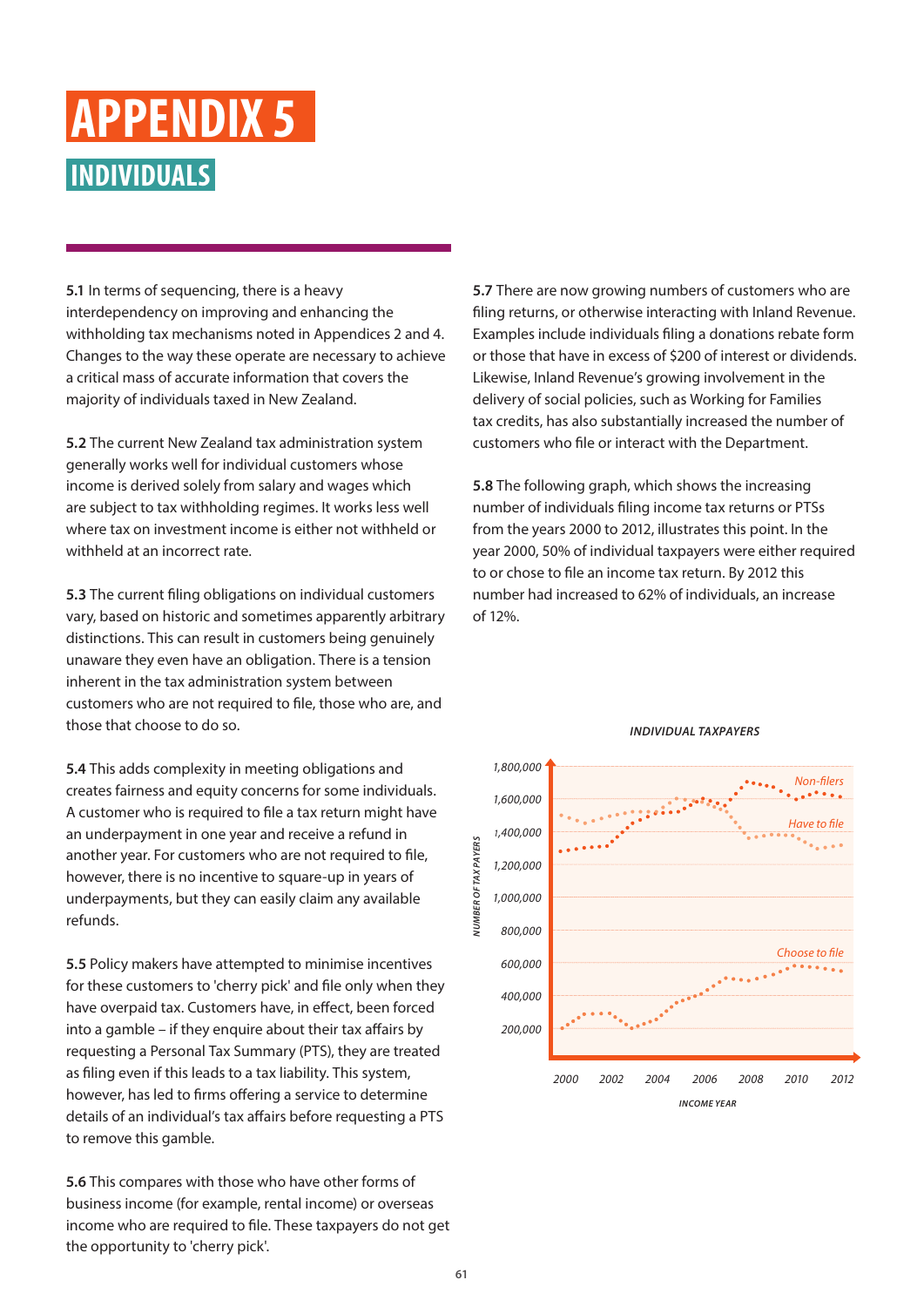# APPENDIX 5

## INDIVIDUALS

**5.1** In terms of sequencing, there is a heavy interdependency on improving and enhancing the withholding tax mechanisms noted in Appendices 2 and 4. Changes to the way these operate are necessary to achieve a critical mass of accurate information that covers the majority of individuals taxed in New Zealand.

**5.2** The current New Zealand tax administration system generally works well for individual customers whose income is derived solely from salary and wages which are subject to tax withholding regimes. It works less well where tax on investment income is either not withheld or withheld at an incorrect rate.

**5.3** The current filing obligations on individual customers vary, based on historic and sometimes apparently arbitrary distinctions. This can result in customers being genuinely unaware they even have an obligation. There is a tension inherent in the tax administration system between customers who are not required to file, those who are, and those that choose to do so.

**5.4** This adds complexity in meeting obligations and creates fairness and equity concerns for some individuals. A customer who is required to file a tax return might have an underpayment in one year and receive a refund in another year. For customers who are not required to file, however, there is no incentive to square-up in years of underpayments, but they can easily claim any available refunds.

**5.5** Policy makers have attempted to minimise incentives for these customers to 'cherry pick' and file only when they have overpaid tax. Customers have, in effect, been forced into a gamble – if they enquire about their tax affairs by requesting a Personal Tax Summary (PTS), they are treated as filing even if this leads to a tax liability. This system, however, has led to firms offering a service to determine details of an individual's tax affairs before requesting a PTS to remove this gamble.

**5.6** This compares with those who have other forms of business income (for example, rental income) or overseas income who are required to file. These taxpayers do not get the opportunity to 'cherry pick'.

**5.7** There are now growing numbers of customers who are filing returns, or otherwise interacting with Inland Revenue. Examples include individuals filing a donations rebate form or those that have in excess of $200 of interest or dividends. Likewise, Inland Revenue's growing involvement in the delivery of social policies, such as Working for Families tax credits, has also substantially increased the number of customers who file or interact with the Department.

**5.8** The following graph, which shows the increasing number of individuals filing income tax returns or PTSs from the years 2000 to 2012, illustrates this point. In the year 2000, 50% of individual taxpayers were either required to or chose to file an income tax return. By 2012 this number had increased to 62% of individuals, an increase of 12%.

*INDIVIDUAL TAXPAYERS*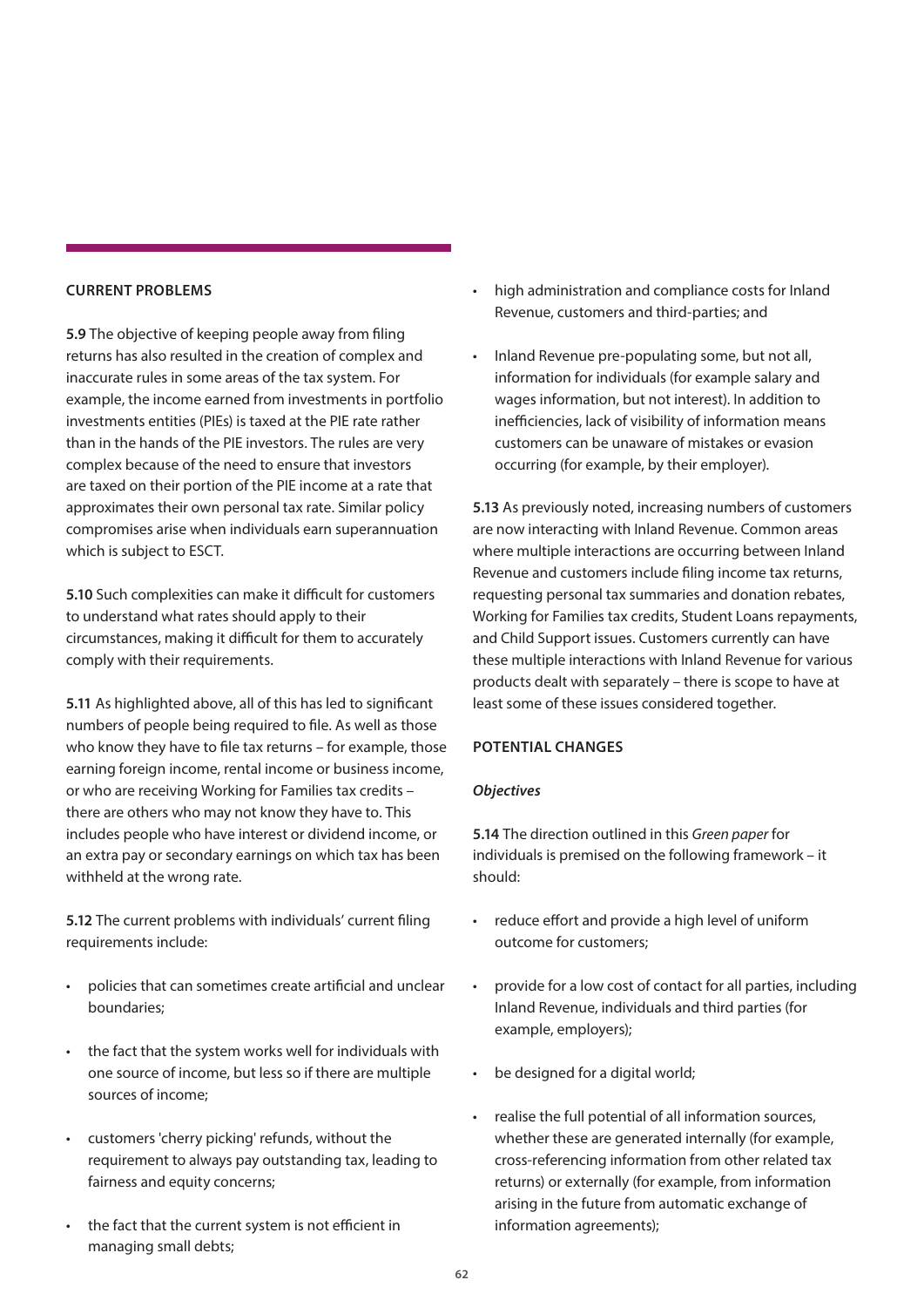## CURRENT PROBLEMS

**5.9** The objective of keeping people away from filing returns has also resulted in the creation of complex and inaccurate rules in some areas of the tax system. For example, the income earned from investments in portfolio investments entities (PIEs) is taxed at the PIE rate rather than in the hands of the PIE investors. The rules are very complex because of the need to ensure that investors are taxed on their portion of the PIE income at a rate that approximates their own personal tax rate. Similar policy compromises arise when individuals earn superannuation which is subject to ESCT.

**5.10** Such complexities can make it difficult for customers to understand what rates should apply to their circumstances, making it difficult for them to accurately comply with their requirements.

**5.11** As highlighted above, all of this has led to significant numbers of people being required to file. As well as those who know they have to file tax returns – for example, those earning foreign income, rental income or business income, or who are receiving Working for Families tax credits – there are others who may not know they have to. This includes people who have interest or dividend income, or an extra pay or secondary earnings on which tax has been withheld at the wrong rate.

**5.12** The current problems with individuals' current filing requirements include:

- policies that can sometimes create artificial and unclear boundaries;
- the fact that the system works well for individuals with one source of income, but less so if there are multiple sources of income;
- customers 'cherry picking' refunds, without the requirement to always pay outstanding tax, leading to fairness and equity concerns;
- the fact that the current system is not efficient in managing small debts;
- high administration and compliance costs for Inland Revenue, customers and third-parties; and
- Inland Revenue pre-populating some, but not all, information for individuals (for example salary and wages information, but not interest). In addition to inefficiencies, lack of visibility of information means customers can be unaware of mistakes or evasion occurring (for example, by their employer).

**5.13** As previously noted, increasing numbers of customers are now interacting with Inland Revenue. Common areas where multiple interactions are occurring between Inland Revenue and customers include filing income tax returns, requesting personal tax summaries and donation rebates, Working for Families tax credits, Student Loans repayments, and Child Support issues. Customers currently can have these multiple interactions with Inland Revenue for various products dealt with separately – there is scope to have at least some of these issues considered together.

## POTENTIAL CHANGES

***Objectives***

**5.14** The direction outlined in this *Green paper* for individuals is premised on the following framework – it should:

- reduce effort and provide a high level of uniform outcome for customers;
- provide for a low cost of contact for all parties, including Inland Revenue, individuals and third parties (for example, employers);
- be designed for a digital world;
- realise the full potential of all information sources, whether these are generated internally (for example, cross-referencing information from other related tax returns) or externally (for example, from information arising in the future from automatic exchange of information agreements);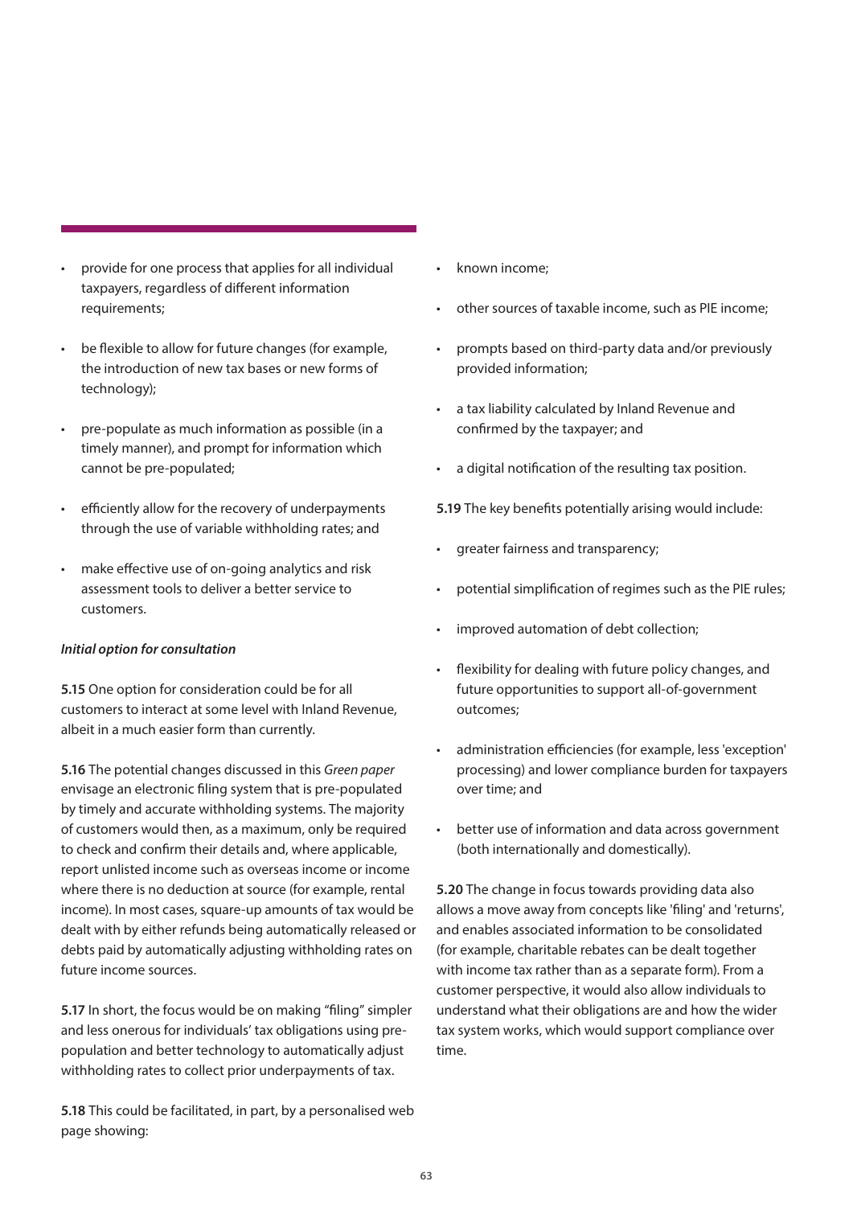- provide for one process that applies for all individual taxpayers, regardless of different information requirements;
- be flexible to allow for future changes (for example, the introduction of new tax bases or new forms of technology);
- pre-populate as much information as possible (in a timely manner), and prompt for information which cannot be pre-populated;
- efficiently allow for the recovery of underpayments through the use of variable withholding rates; and
- make effective use of on-going analytics and risk assessment tools to deliver a better service to customers.

***Initial option for consultation***

**5.15** One option for consideration could be for all customers to interact at some level with Inland Revenue, albeit in a much easier form than currently.

**5.16** The potential changes discussed in this *Green paper* envisage an electronic filing system that is pre-populated by timely and accurate withholding systems. The majority of customers would then, as a maximum, only be required to check and confirm their details and, where applicable, report unlisted income such as overseas income or income where there is no deduction at source (for example, rental income). In most cases, square-up amounts of tax would be dealt with by either refunds being automatically released or debts paid by automatically adjusting withholding rates on future income sources.

**5.17** In short, the focus would be on making "filing" simpler and less onerous for individuals' tax obligations using pre-population and better technology to automatically adjust withholding rates to collect prior underpayments of tax.

**5.18** This could be facilitated, in part, by a personalised web page showing:

- known income;
- other sources of taxable income, such as PIE income;
- prompts based on third-party data and/or previously provided information;
- a tax liability calculated by Inland Revenue and confirmed by the taxpayer; and
- a digital notification of the resulting tax position.

**5.19** The key benefits potentially arising would include:

- greater fairness and transparency;
- potential simplification of regimes such as the PIE rules;
- improved automation of debt collection;
- flexibility for dealing with future policy changes, and future opportunities to support all-of-government outcomes;
- administration efficiencies (for example, less 'exception' processing) and lower compliance burden for taxpayers over time; and
- better use of information and data across government (both internationally and domestically).

**5.20** The change in focus towards providing data also allows a move away from concepts like 'filing' and 'returns', and enables associated information to be consolidated (for example, charitable rebates can be dealt together with income tax rather than as a separate form). From a customer perspective, it would also allow individuals to understand what their obligations are and how the wider tax system works, which would support compliance over time.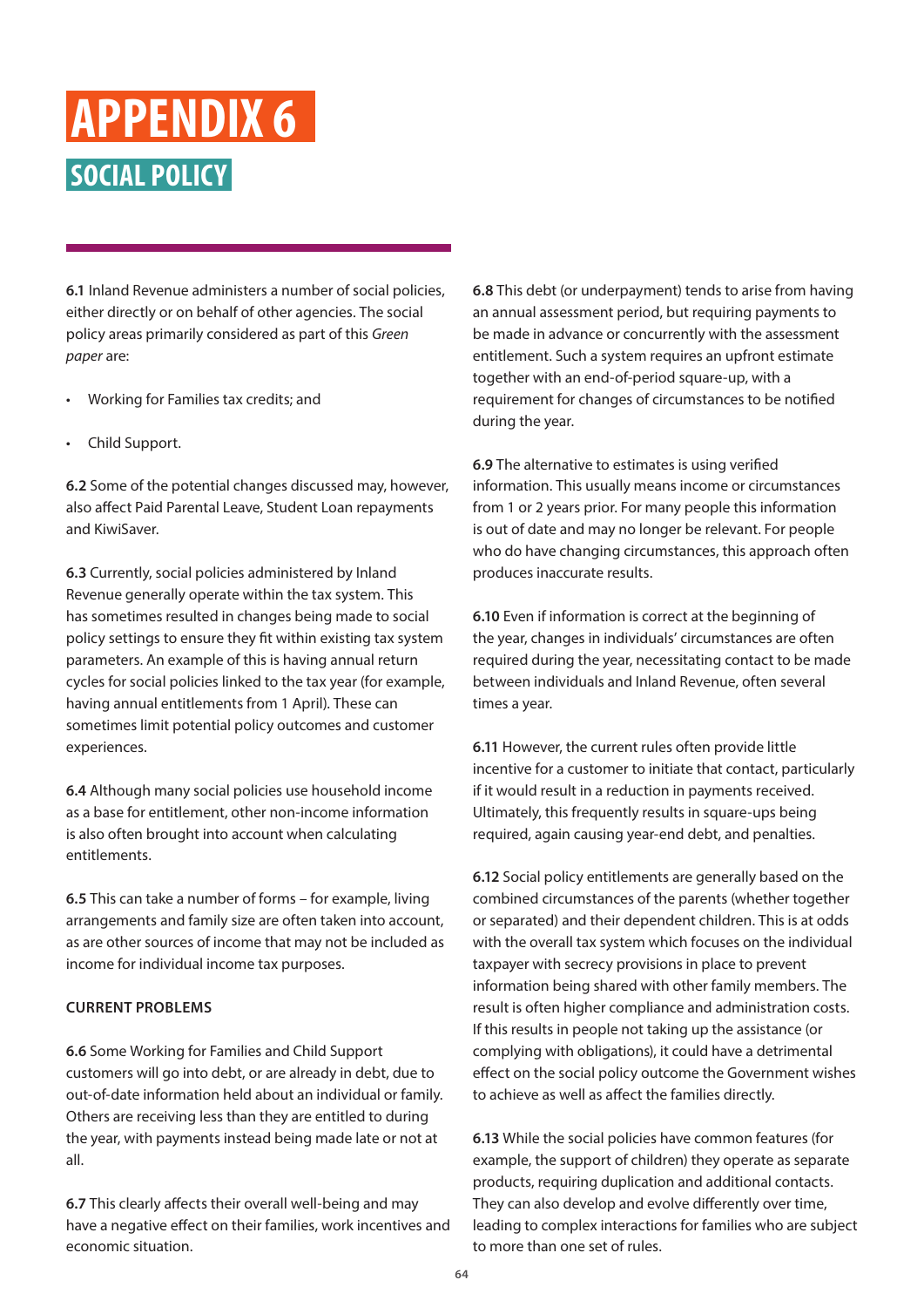# APPENDIX 6

## SOCIAL POLICY

**6.1** Inland Revenue administers a number of social policies, either directly or on behalf of other agencies. The social policy areas primarily considered as part of this *Green paper* are:

- Working for Families tax credits; and
- Child Support.

**6.2** Some of the potential changes discussed may, however, also affect Paid Parental Leave, Student Loan repayments and KiwiSaver.

**6.3** Currently, social policies administered by Inland Revenue generally operate within the tax system. This has sometimes resulted in changes being made to social policy settings to ensure they fit within existing tax system parameters. An example of this is having annual return cycles for social policies linked to the tax year (for example, having annual entitlements from 1 April). These can sometimes limit potential policy outcomes and customer experiences.

**6.4** Although many social policies use household income as a base for entitlement, other non-income information is also often brought into account when calculating entitlements.

**6.5** This can take a number of forms – for example, living arrangements and family size are often taken into account, as are other sources of income that may not be included as income for individual income tax purposes.

### CURRENT PROBLEMS

**6.6** Some Working for Families and Child Support customers will go into debt, or are already in debt, due to out-of-date information held about an individual or family. Others are receiving less than they are entitled to during the year, with payments instead being made late or not at all.

**6.7** This clearly affects their overall well-being and may have a negative effect on their families, work incentives and economic situation.

**6.8** This debt (or underpayment) tends to arise from having an annual assessment period, but requiring payments to be made in advance or concurrently with the assessment entitlement. Such a system requires an upfront estimate together with an end-of-period square-up, with a requirement for changes of circumstances to be notified during the year.

**6.9** The alternative to estimates is using verified information. This usually means income or circumstances from 1 or 2 years prior. For many people this information is out of date and may no longer be relevant. For people who do have changing circumstances, this approach often produces inaccurate results.

**6.10** Even if information is correct at the beginning of the year, changes in individuals' circumstances are often required during the year, necessitating contact to be made between individuals and Inland Revenue, often several times a year.

**6.11** However, the current rules often provide little incentive for a customer to initiate that contact, particularly if it would result in a reduction in payments received. Ultimately, this frequently results in square-ups being required, again causing year-end debt, and penalties.

**6.12** Social policy entitlements are generally based on the combined circumstances of the parents (whether together or separated) and their dependent children. This is at odds with the overall tax system which focuses on the individual taxpayer with secrecy provisions in place to prevent information being shared with other family members. The result is often higher compliance and administration costs. If this results in people not taking up the assistance (or complying with obligations), it could have a detrimental effect on the social policy outcome the Government wishes to achieve as well as affect the families directly.

**6.13** While the social policies have common features (for example, the support of children) they operate as separate products, requiring duplication and additional contacts. They can also develop and evolve differently over time, leading to complex interactions for families who are subject to more than one set of rules.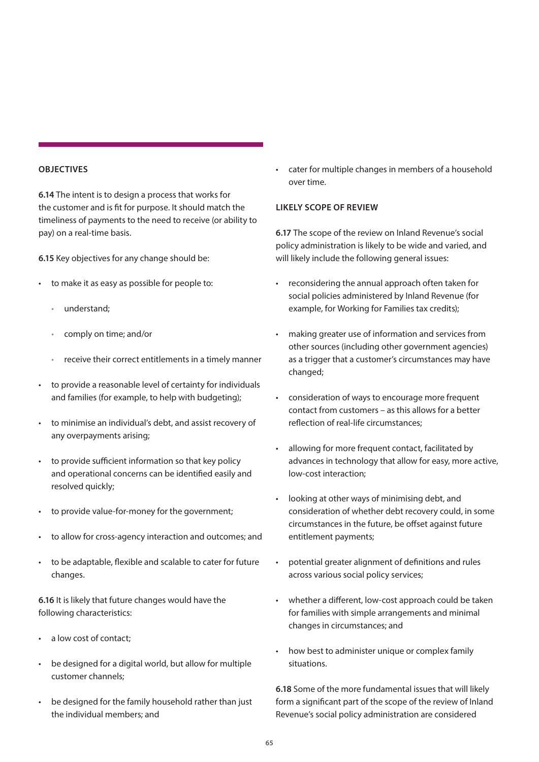### OBJECTIVES

**6.14** The intent is to design a process that works for the customer and is fit for purpose. It should match the timeliness of payments to the need to receive (or ability to pay) on a real-time basis.

**6.15** Key objectives for any change should be:

- to make it as easy as possible for people to:
  - understand;
  - comply on time; and/or
  - receive their correct entitlements in a timely manner
- to provide a reasonable level of certainty for individuals and families (for example, to help with budgeting);
- to minimise an individual's debt, and assist recovery of any overpayments arising;
- to provide sufficient information so that key policy and operational concerns can be identified easily and resolved quickly;
- to provide value-for-money for the government;
- to allow for cross-agency interaction and outcomes; and
- to be adaptable, flexible and scalable to cater for future changes.

**6.16** It is likely that future changes would have the following characteristics:

- a low cost of contact;
- be designed for a digital world, but allow for multiple customer channels;
- be designed for the family household rather than just the individual members; and
- cater for multiple changes in members of a household over time.

### LIKELY SCOPE OF REVIEW

**6.17** The scope of the review on Inland Revenue's social policy administration is likely to be wide and varied, and will likely include the following general issues:

- reconsidering the annual approach often taken for social policies administered by Inland Revenue (for example, for Working for Families tax credits);
- making greater use of information and services from other sources (including other government agencies) as a trigger that a customer's circumstances may have changed;
- consideration of ways to encourage more frequent contact from customers – as this allows for a better reflection of real-life circumstances;
- allowing for more frequent contact, facilitated by advances in technology that allow for easy, more active, low-cost interaction;
- looking at other ways of minimising debt, and consideration of whether debt recovery could, in some circumstances in the future, be offset against future entitlement payments;
- potential greater alignment of definitions and rules across various social policy services;
- whether a different, low-cost approach could be taken for families with simple arrangements and minimal changes in circumstances; and
- how best to administer unique or complex family situations.

**6.18** Some of the more fundamental issues that will likely form a significant part of the scope of the review of Inland Revenue's social policy administration are considered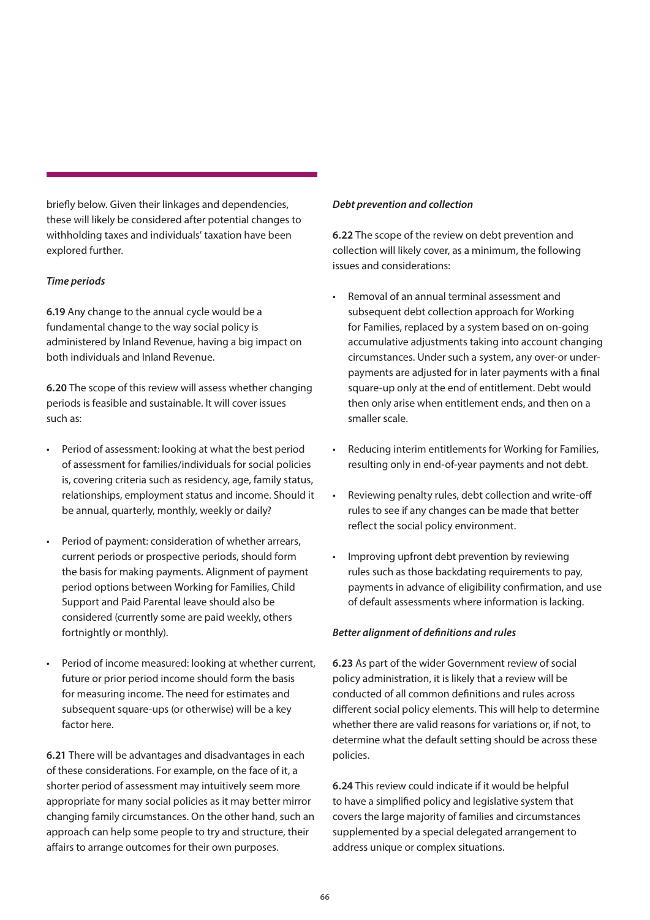briefly below. Given their linkages and dependencies, these will likely be considered after potential changes to withholding taxes and individuals' taxation have been explored further.

***Time periods***

**6.19** Any change to the annual cycle would be a fundamental change to the way social policy is administered by Inland Revenue, having a big impact on both individuals and Inland Revenue.

**6.20** The scope of this review will assess whether changing periods is feasible and sustainable. It will cover issues such as:

- Period of assessment: looking at what the best period of assessment for families/individuals for social policies is, covering criteria such as residency, age, family status, relationships, employment status and income. Should it be annual, quarterly, monthly, weekly or daily?
- Period of payment: consideration of whether arrears, current periods or prospective periods, should form the basis for making payments. Alignment of payment period options between Working for Families, Child Support and Paid Parental leave should also be considered (currently some are paid weekly, others fortnightly or monthly).
- Period of income measured: looking at whether current, future or prior period income should form the basis for measuring income. The need for estimates and subsequent square-ups (or otherwise) will be a key factor here.

**6.21** There will be advantages and disadvantages in each of these considerations. For example, on the face of it, a shorter period of assessment may intuitively seem more appropriate for many social policies as it may better mirror changing family circumstances. On the other hand, such an approach can help some people to try and structure, their affairs to arrange outcomes for their own purposes.

***Debt prevention and collection***

**6.22** The scope of the review on debt prevention and collection will likely cover, as a minimum, the following issues and considerations:

- Removal of an annual terminal assessment and subsequent debt collection approach for Working for Families, replaced by a system based on on-going accumulative adjustments taking into account changing circumstances. Under such a system, any over-or under-payments are adjusted for in later payments with a final square-up only at the end of entitlement. Debt would then only arise when entitlement ends, and then on a smaller scale.
- Reducing interim entitlements for Working for Families, resulting only in end-of-year payments and not debt.
- Reviewing penalty rules, debt collection and write-off rules to see if any changes can be made that better reflect the social policy environment.
- Improving upfront debt prevention by reviewing rules such as those backdating requirements to pay, payments in advance of eligibility confirmation, and use of default assessments where information is lacking.

***Better alignment of definitions and rules***

**6.23** As part of the wider Government review of social policy administration, it is likely that a review will be conducted of all common definitions and rules across different social policy elements. This will help to determine whether there are valid reasons for variations or, if not, to determine what the default setting should be across these policies.

**6.24** This review could indicate if it would be helpful to have a simplified policy and legislative system that covers the large majority of families and circumstances supplemented by a special delegated arrangement to address unique or complex situations.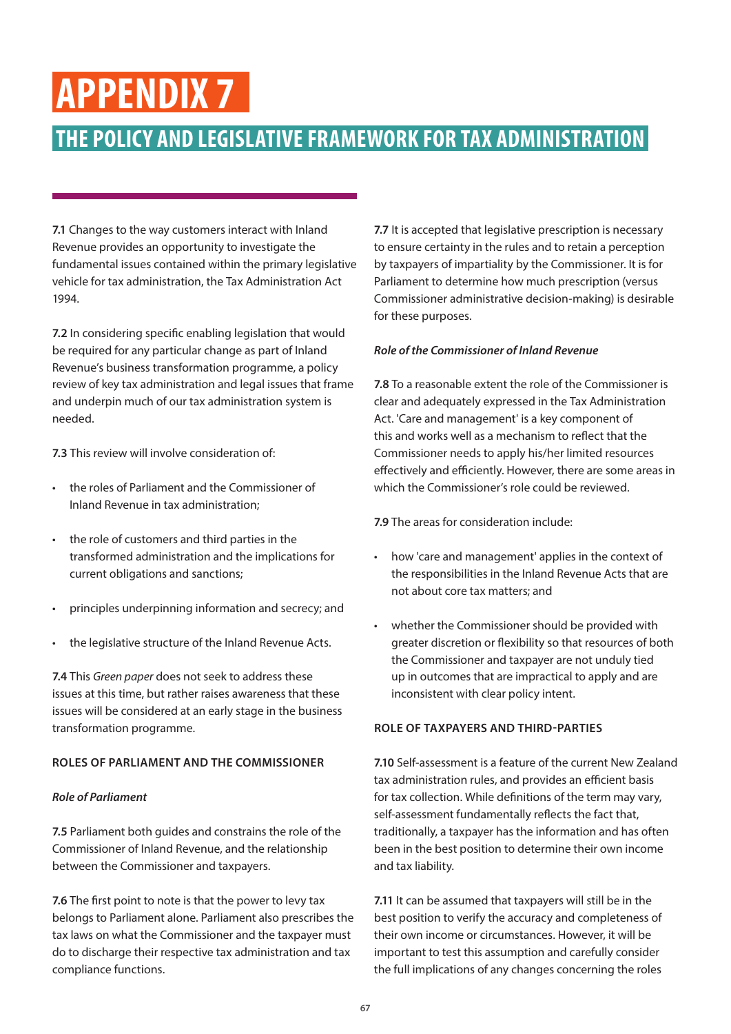# APPENDIX 7

## THE POLICY AND LEGISLATIVE FRAMEWORK FOR TAX ADMINISTRATION

**7.1** Changes to the way customers interact with Inland Revenue provides an opportunity to investigate the fundamental issues contained within the primary legislative vehicle for tax administration, the Tax Administration Act 1994.

**7.2** In considering specific enabling legislation that would be required for any particular change as part of Inland Revenue's business transformation programme, a policy review of key tax administration and legal issues that frame and underpin much of our tax administration system is needed.

**7.3** This review will involve consideration of:

- the roles of Parliament and the Commissioner of Inland Revenue in tax administration;
- the role of customers and third parties in the transformed administration and the implications for current obligations and sanctions;
- principles underpinning information and secrecy; and
- the legislative structure of the Inland Revenue Acts.

**7.4** This *Green paper* does not seek to address these issues at this time, but rather raises awareness that these issues will be considered at an early stage in the business transformation programme.

### ROLES OF PARLIAMENT AND THE COMMISSIONER

#### *Role of Parliament*

**7.5** Parliament both guides and constrains the role of the Commissioner of Inland Revenue, and the relationship between the Commissioner and taxpayers.

**7.6** The first point to note is that the power to levy tax belongs to Parliament alone. Parliament also prescribes the tax laws on what the Commissioner and the taxpayer must do to discharge their respective tax administration and tax compliance functions.

**7.7** It is accepted that legislative prescription is necessary to ensure certainty in the rules and to retain a perception by taxpayers of impartiality by the Commissioner. It is for Parliament to determine how much prescription (versus Commissioner administrative decision-making) is desirable for these purposes.

#### *Role of the Commissioner of Inland Revenue*

**7.8** To a reasonable extent the role of the Commissioner is clear and adequately expressed in the Tax Administration Act. 'Care and management' is a key component of this and works well as a mechanism to reflect that the Commissioner needs to apply his/her limited resources effectively and efficiently. However, there are some areas in which the Commissioner's role could be reviewed.

**7.9** The areas for consideration include:

- how 'care and management' applies in the context of the responsibilities in the Inland Revenue Acts that are not about core tax matters; and
- whether the Commissioner should be provided with greater discretion or flexibility so that resources of both the Commissioner and taxpayer are not unduly tied up in outcomes that are impractical to apply and are inconsistent with clear policy intent.

### ROLE OF TAXPAYERS AND THIRD-PARTIES

**7.10** Self-assessment is a feature of the current New Zealand tax administration rules, and provides an efficient basis for tax collection. While definitions of the term may vary, self-assessment fundamentally reflects the fact that, traditionally, a taxpayer has the information and has often been in the best position to determine their own income and tax liability.

**7.11** It can be assumed that taxpayers will still be in the best position to verify the accuracy and completeness of their own income or circumstances. However, it will be important to test this assumption and carefully consider the full implications of any changes concerning the roles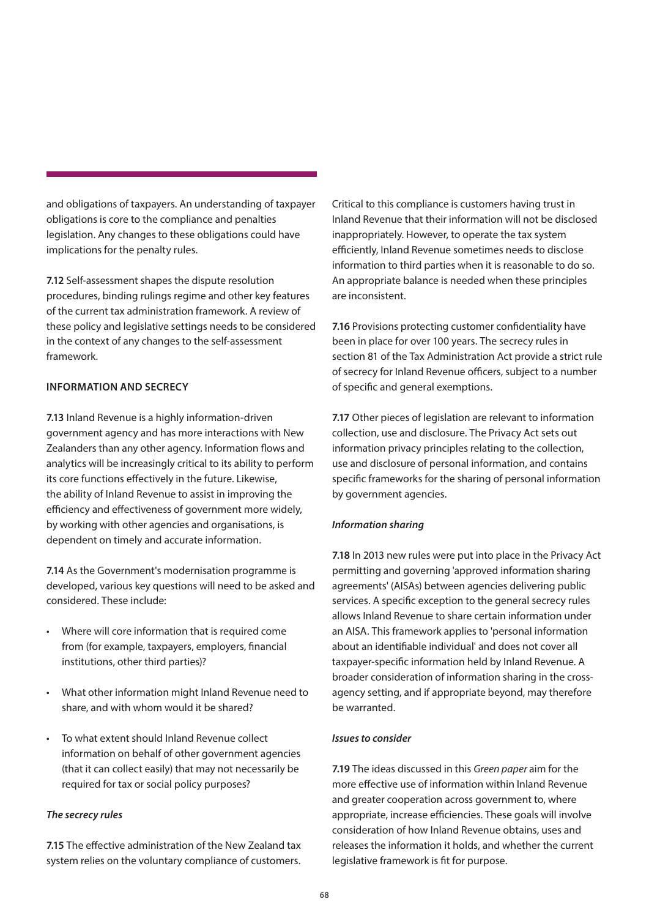and obligations of taxpayers. An understanding of taxpayer obligations is core to the compliance and penalties legislation. Any changes to these obligations could have implications for the penalty rules.

**7.12** Self-assessment shapes the dispute resolution procedures, binding rulings regime and other key features of the current tax administration framework. A review of these policy and legislative settings needs to be considered in the context of any changes to the self-assessment framework.

## INFORMATION AND SECRECY

**7.13** Inland Revenue is a highly information-driven government agency and has more interactions with New Zealanders than any other agency. Information flows and analytics will be increasingly critical to its ability to perform its core functions effectively in the future. Likewise, the ability of Inland Revenue to assist in improving the efficiency and effectiveness of government more widely, by working with other agencies and organisations, is dependent on timely and accurate information.

**7.14** As the Government's modernisation programme is developed, various key questions will need to be asked and considered. These include:

- Where will core information that is required come from (for example, taxpayers, employers, financial institutions, other third parties)?
- What other information might Inland Revenue need to share, and with whom would it be shared?
- To what extent should Inland Revenue collect information on behalf of other government agencies (that it can collect easily) that may not necessarily be required for tax or social policy purposes?

### *The secrecy rules*

**7.15** The effective administration of the New Zealand tax system relies on the voluntary compliance of customers. Critical to this compliance is customers having trust in Inland Revenue that their information will not be disclosed inappropriately. However, to operate the tax system efficiently, Inland Revenue sometimes needs to disclose information to third parties when it is reasonable to do so. An appropriate balance is needed when these principles are inconsistent.

**7.16** Provisions protecting customer confidentiality have been in place for over 100 years. The secrecy rules in section 81 of the Tax Administration Act provide a strict rule of secrecy for Inland Revenue officers, subject to a number of specific and general exemptions.

**7.17** Other pieces of legislation are relevant to information collection, use and disclosure. The Privacy Act sets out information privacy principles relating to the collection, use and disclosure of personal information, and contains specific frameworks for the sharing of personal information by government agencies.

### *Information sharing*

**7.18** In 2013 new rules were put into place in the Privacy Act permitting and governing 'approved information sharing agreements' (AISAs) between agencies delivering public services. A specific exception to the general secrecy rules allows Inland Revenue to share certain information under an AISA. This framework applies to 'personal information about an identifiable individual' and does not cover all taxpayer-specific information held by Inland Revenue. A broader consideration of information sharing in the cross-agency setting, and if appropriate beyond, may therefore be warranted.

### *Issues to consider*

**7.19** The ideas discussed in this *Green paper* aim for the more effective use of information within Inland Revenue and greater cooperation across government to, where appropriate, increase efficiencies. These goals will involve consideration of how Inland Revenue obtains, uses and releases the information it holds, and whether the current legislative framework is fit for purpose.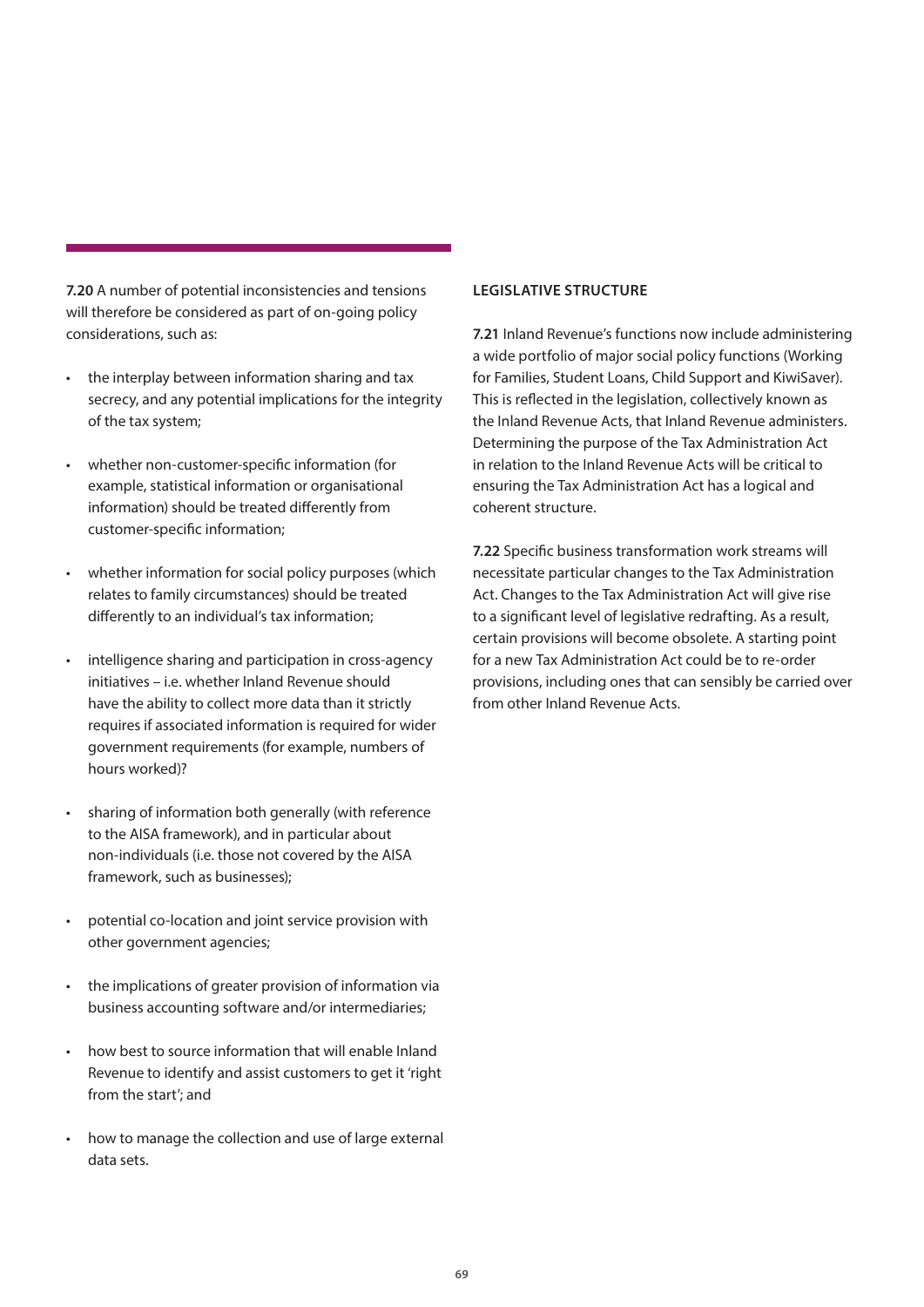**7.20** A number of potential inconsistencies and tensions will therefore be considered as part of on-going policy considerations, such as:

- the interplay between information sharing and tax secrecy, and any potential implications for the integrity of the tax system;
- whether non-customer-specific information (for example, statistical information or organisational information) should be treated differently from customer-specific information;
- whether information for social policy purposes (which relates to family circumstances) should be treated differently to an individual's tax information;
- intelligence sharing and participation in cross-agency initiatives – i.e. whether Inland Revenue should have the ability to collect more data than it strictly requires if associated information is required for wider government requirements (for example, numbers of hours worked)?
- sharing of information both generally (with reference to the AISA framework), and in particular about non-individuals (i.e. those not covered by the AISA framework, such as businesses);
- potential co-location and joint service provision with other government agencies;
- the implications of greater provision of information via business accounting software and/or intermediaries;
- how best to source information that will enable Inland Revenue to identify and assist customers to get it 'right from the start'; and
- how to manage the collection and use of large external data sets.

## LEGISLATIVE STRUCTURE

**7.21** Inland Revenue's functions now include administering a wide portfolio of major social policy functions (Working for Families, Student Loans, Child Support and KiwiSaver). This is reflected in the legislation, collectively known as the Inland Revenue Acts, that Inland Revenue administers. Determining the purpose of the Tax Administration Act in relation to the Inland Revenue Acts will be critical to ensuring the Tax Administration Act has a logical and coherent structure.

**7.22** Specific business transformation work streams will necessitate particular changes to the Tax Administration Act. Changes to the Tax Administration Act will give rise to a significant level of legislative redrafting. As a result, certain provisions will become obsolete. A starting point for a new Tax Administration Act could be to re-order provisions, including ones that can sensibly be carried over from other Inland Revenue Acts.